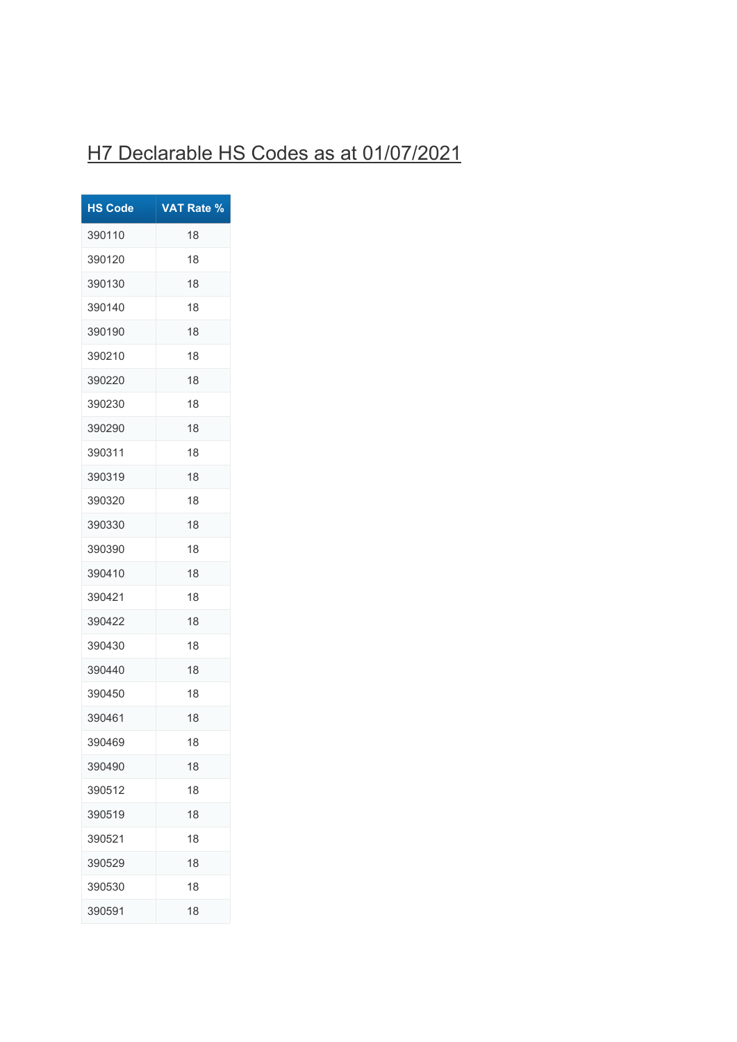# H7 Declarable HS Codes as at 01/07/2021

| HS Code | VAT Rate % |
|---|---|
| 390110 | 18 |
| 390120 | 18 |
| 390130 | 18 |
| 390140 | 18 |
| 390190 | 18 |
| 390210 | 18 |
| 390220 | 18 |
| 390230 | 18 |
| 390290 | 18 |
| 390311 | 18 |
| 390319 | 18 |
| 390320 | 18 |
| 390330 | 18 |
| 390390 | 18 |
| 390410 | 18 |
| 390421 | 18 |
| 390422 | 18 |
| 390430 | 18 |
| 390440 | 18 |
| 390450 | 18 |
| 390461 | 18 |
| 390469 | 18 |
| 390490 | 18 |
| 390512 | 18 |
| 390519 | 18 |
| 390521 | 18 |
| 390529 | 18 |
| 390530 | 18 |
| 390591 | 18 |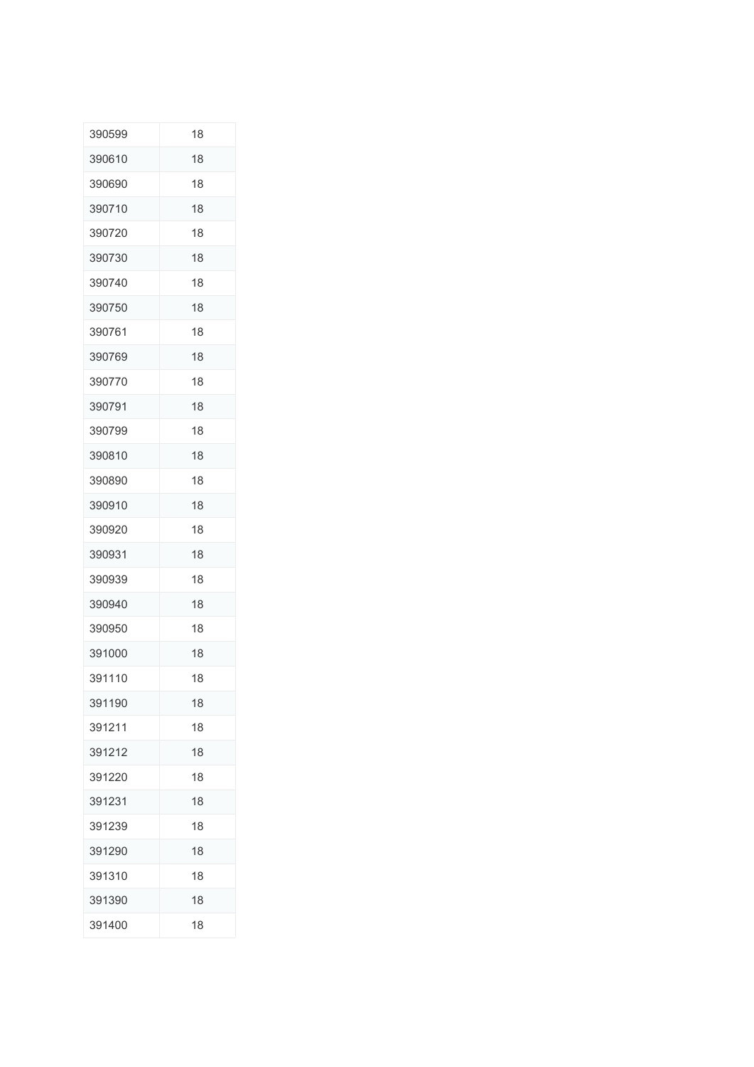| | |
|---|---|
| 390599 | 18 |
| 390610 | 18 |
| 390690 | 18 |
| 390710 | 18 |
| 390720 | 18 |
| 390730 | 18 |
| 390740 | 18 |
| 390750 | 18 |
| 390761 | 18 |
| 390769 | 18 |
| 390770 | 18 |
| 390791 | 18 |
| 390799 | 18 |
| 390810 | 18 |
| 390890 | 18 |
| 390910 | 18 |
| 390920 | 18 |
| 390931 | 18 |
| 390939 | 18 |
| 390940 | 18 |
| 390950 | 18 |
| 391000 | 18 |
| 391110 | 18 |
| 391190 | 18 |
| 391211 | 18 |
| 391212 | 18 |
| 391220 | 18 |
| 391231 | 18 |
| 391239 | 18 |
| 391290 | 18 |
| 391310 | 18 |
| 391390 | 18 |
| 391400 | 18 |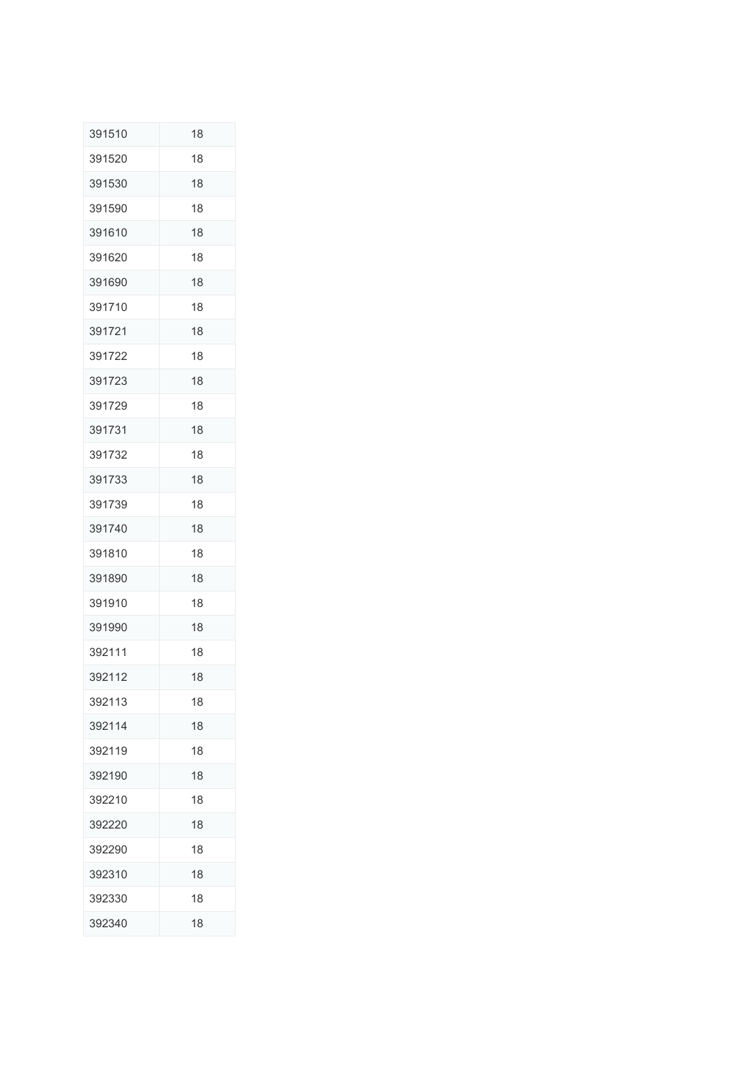| 391510 | 18 |
|---|---|
| 391520 | 18 |
| 391530 | 18 |
| 391590 | 18 |
| 391610 | 18 |
| 391620 | 18 |
| 391690 | 18 |
| 391710 | 18 |
| 391721 | 18 |
| 391722 | 18 |
| 391723 | 18 |
| 391729 | 18 |
| 391731 | 18 |
| 391732 | 18 |
| 391733 | 18 |
| 391739 | 18 |
| 391740 | 18 |
| 391810 | 18 |
| 391890 | 18 |
| 391910 | 18 |
| 391990 | 18 |
| 392111 | 18 |
| 392112 | 18 |
| 392113 | 18 |
| 392114 | 18 |
| 392119 | 18 |
| 392190 | 18 |
| 392210 | 18 |
| 392220 | 18 |
| 392290 | 18 |
| 392310 | 18 |
| 392330 | 18 |
| 392340 | 18 |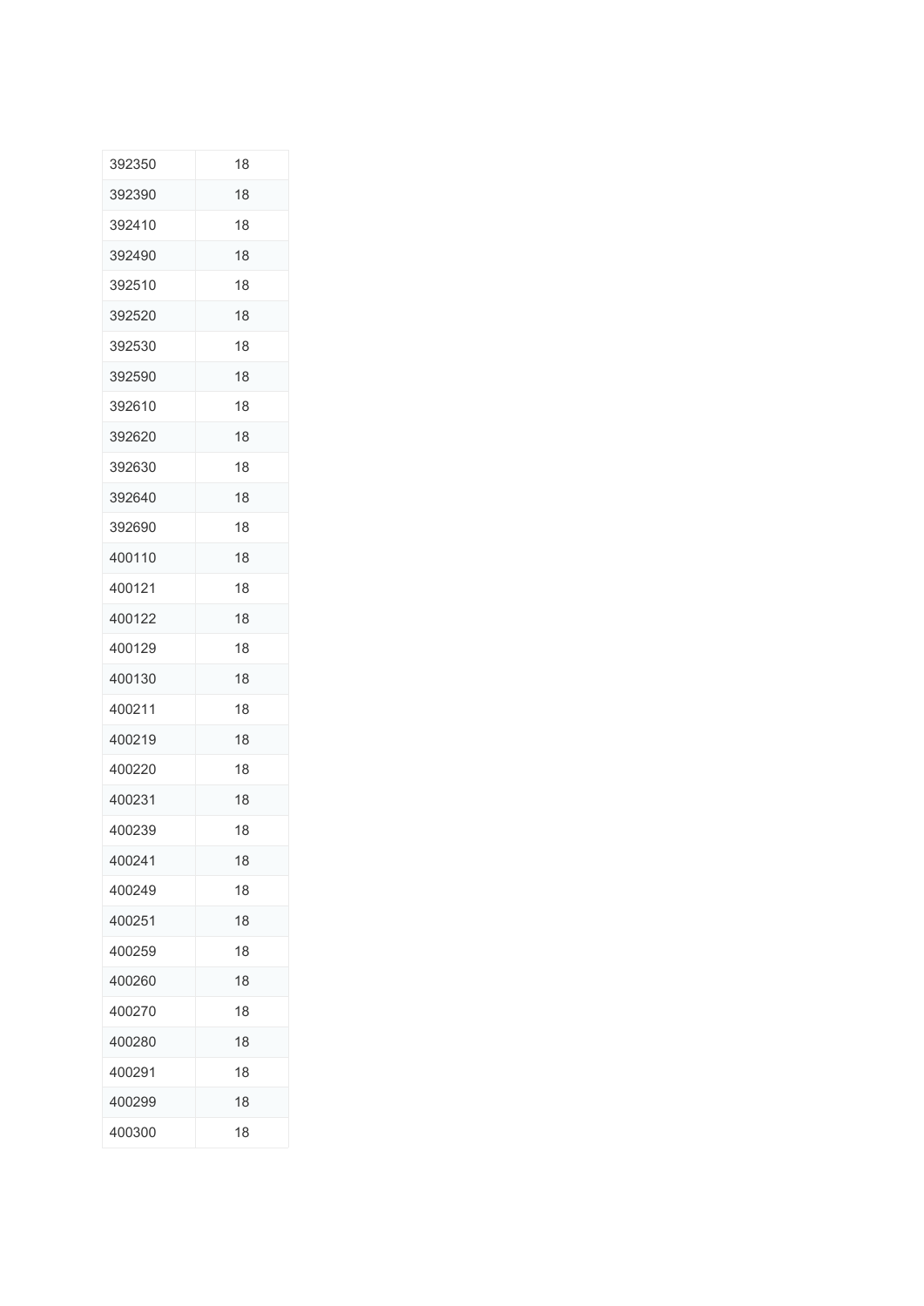| | |
|---|---|
| 392350 | 18 |
| 392390 | 18 |
| 392410 | 18 |
| 392490 | 18 |
| 392510 | 18 |
| 392520 | 18 |
| 392530 | 18 |
| 392590 | 18 |
| 392610 | 18 |
| 392620 | 18 |
| 392630 | 18 |
| 392640 | 18 |
| 392690 | 18 |
| 400110 | 18 |
| 400121 | 18 |
| 400122 | 18 |
| 400129 | 18 |
| 400130 | 18 |
| 400211 | 18 |
| 400219 | 18 |
| 400220 | 18 |
| 400231 | 18 |
| 400239 | 18 |
| 400241 | 18 |
| 400249 | 18 |
| 400251 | 18 |
| 400259 | 18 |
| 400260 | 18 |
| 400270 | 18 |
| 400280 | 18 |
| 400291 | 18 |
| 400299 | 18 |
| 400300 | 18 |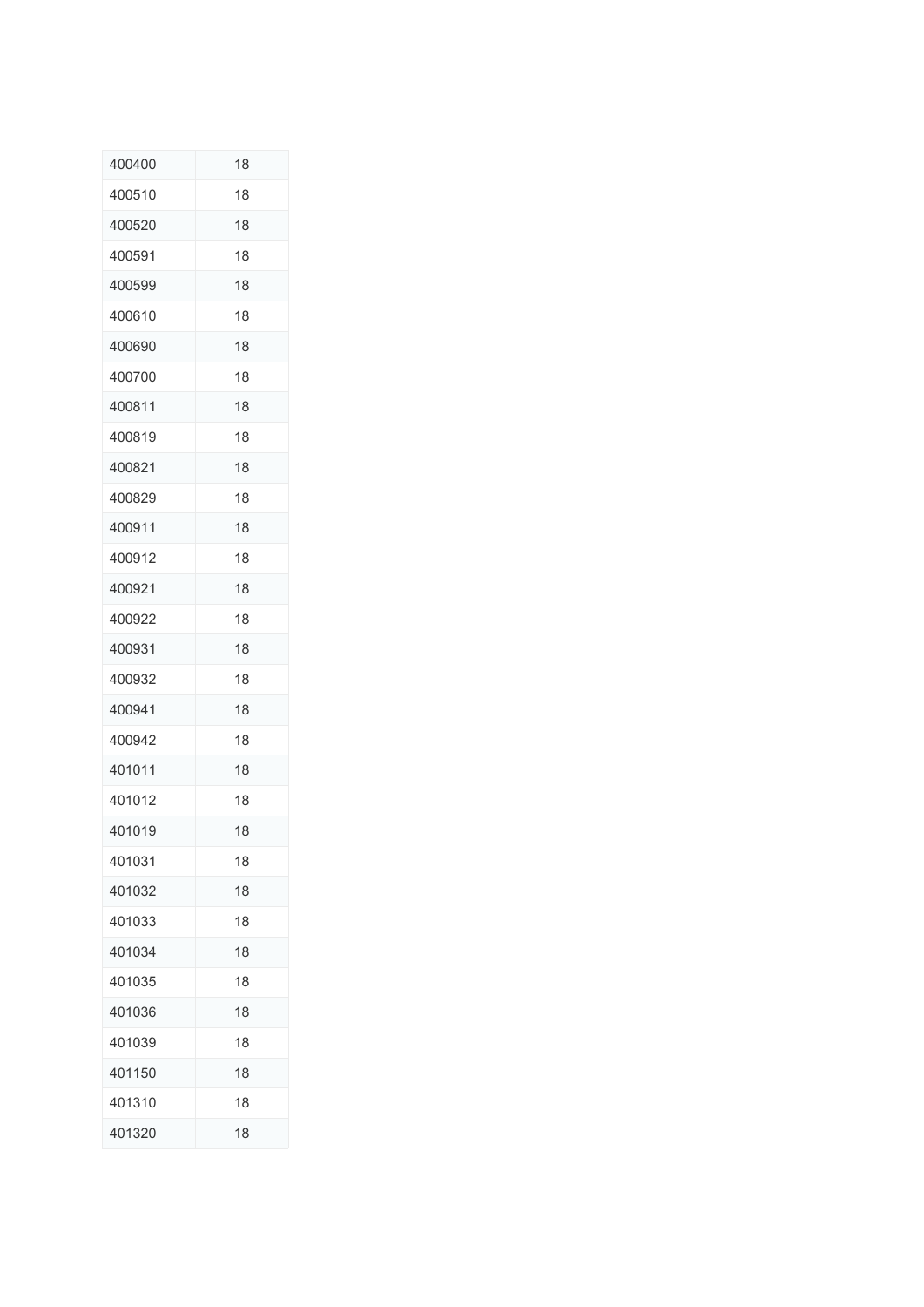| 400400 | 18 |
|---|---|
| 400510 | 18 |
| 400520 | 18 |
| 400591 | 18 |
| 400599 | 18 |
| 400610 | 18 |
| 400690 | 18 |
| 400700 | 18 |
| 400811 | 18 |
| 400819 | 18 |
| 400821 | 18 |
| 400829 | 18 |
| 400911 | 18 |
| 400912 | 18 |
| 400921 | 18 |
| 400922 | 18 |
| 400931 | 18 |
| 400932 | 18 |
| 400941 | 18 |
| 400942 | 18 |
| 401011 | 18 |
| 401012 | 18 |
| 401019 | 18 |
| 401031 | 18 |
| 401032 | 18 |
| 401033 | 18 |
| 401034 | 18 |
| 401035 | 18 |
| 401036 | 18 |
| 401039 | 18 |
| 401150 | 18 |
| 401310 | 18 |
| 401320 | 18 |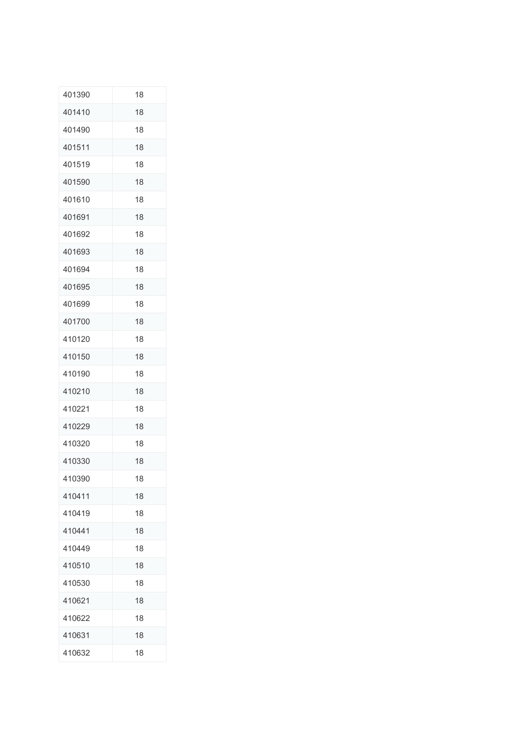| | |
|---|---|
| 401390 | 18 |
| 401410 | 18 |
| 401490 | 18 |
| 401511 | 18 |
| 401519 | 18 |
| 401590 | 18 |
| 401610 | 18 |
| 401691 | 18 |
| 401692 | 18 |
| 401693 | 18 |
| 401694 | 18 |
| 401695 | 18 |
| 401699 | 18 |
| 401700 | 18 |
| 410120 | 18 |
| 410150 | 18 |
| 410190 | 18 |
| 410210 | 18 |
| 410221 | 18 |
| 410229 | 18 |
| 410320 | 18 |
| 410330 | 18 |
| 410390 | 18 |
| 410411 | 18 |
| 410419 | 18 |
| 410441 | 18 |
| 410449 | 18 |
| 410510 | 18 |
| 410530 | 18 |
| 410621 | 18 |
| 410622 | 18 |
| 410631 | 18 |
| 410632 | 18 |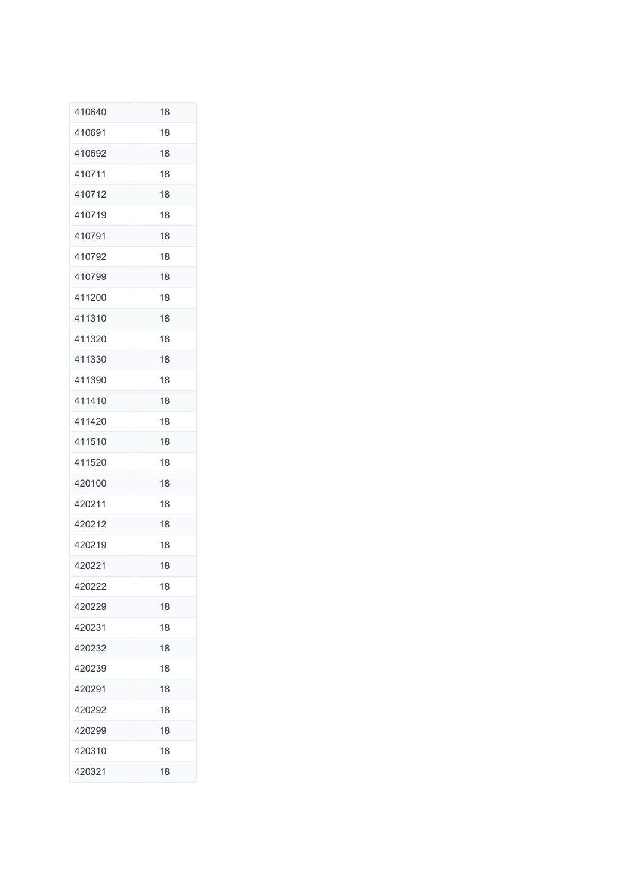| | |
|---|---|
| 410640 | 18 |
| 410691 | 18 |
| 410692 | 18 |
| 410711 | 18 |
| 410712 | 18 |
| 410719 | 18 |
| 410791 | 18 |
| 410792 | 18 |
| 410799 | 18 |
| 411200 | 18 |
| 411310 | 18 |
| 411320 | 18 |
| 411330 | 18 |
| 411390 | 18 |
| 411410 | 18 |
| 411420 | 18 |
| 411510 | 18 |
| 411520 | 18 |
| 420100 | 18 |
| 420211 | 18 |
| 420212 | 18 |
| 420219 | 18 |
| 420221 | 18 |
| 420222 | 18 |
| 420229 | 18 |
| 420231 | 18 |
| 420232 | 18 |
| 420239 | 18 |
| 420291 | 18 |
| 420292 | 18 |
| 420299 | 18 |
| 420310 | 18 |
| 420321 | 18 |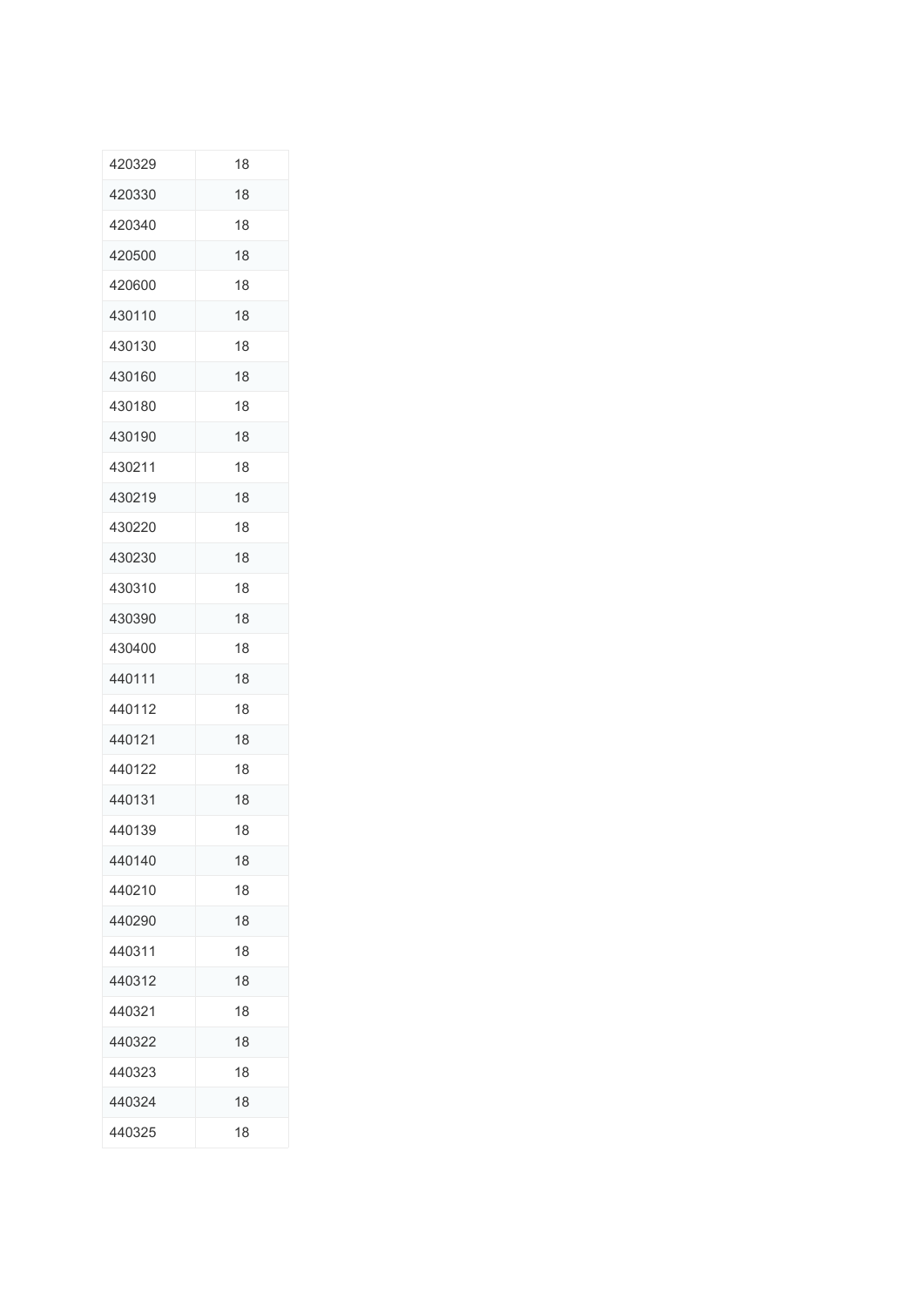| | |
|---|---|
| 420329 | 18 |
| 420330 | 18 |
| 420340 | 18 |
| 420500 | 18 |
| 420600 | 18 |
| 430110 | 18 |
| 430130 | 18 |
| 430160 | 18 |
| 430180 | 18 |
| 430190 | 18 |
| 430211 | 18 |
| 430219 | 18 |
| 430220 | 18 |
| 430230 | 18 |
| 430310 | 18 |
| 430390 | 18 |
| 430400 | 18 |
| 440111 | 18 |
| 440112 | 18 |
| 440121 | 18 |
| 440122 | 18 |
| 440131 | 18 |
| 440139 | 18 |
| 440140 | 18 |
| 440210 | 18 |
| 440290 | 18 |
| 440311 | 18 |
| 440312 | 18 |
| 440321 | 18 |
| 440322 | 18 |
| 440323 | 18 |
| 440324 | 18 |
| 440325 | 18 |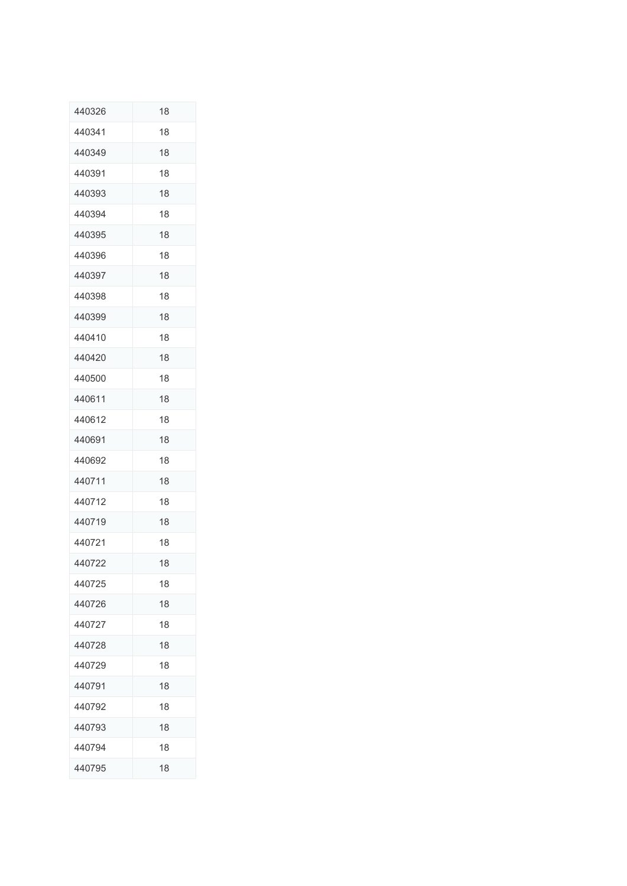| 440326 | 18 |
|---|---|
| 440341 | 18 |
| 440349 | 18 |
| 440391 | 18 |
| 440393 | 18 |
| 440394 | 18 |
| 440395 | 18 |
| 440396 | 18 |
| 440397 | 18 |
| 440398 | 18 |
| 440399 | 18 |
| 440410 | 18 |
| 440420 | 18 |
| 440500 | 18 |
| 440611 | 18 |
| 440612 | 18 |
| 440691 | 18 |
| 440692 | 18 |
| 440711 | 18 |
| 440712 | 18 |
| 440719 | 18 |
| 440721 | 18 |
| 440722 | 18 |
| 440725 | 18 |
| 440726 | 18 |
| 440727 | 18 |
| 440728 | 18 |
| 440729 | 18 |
| 440791 | 18 |
| 440792 | 18 |
| 440793 | 18 |
| 440794 | 18 |
| 440795 | 18 |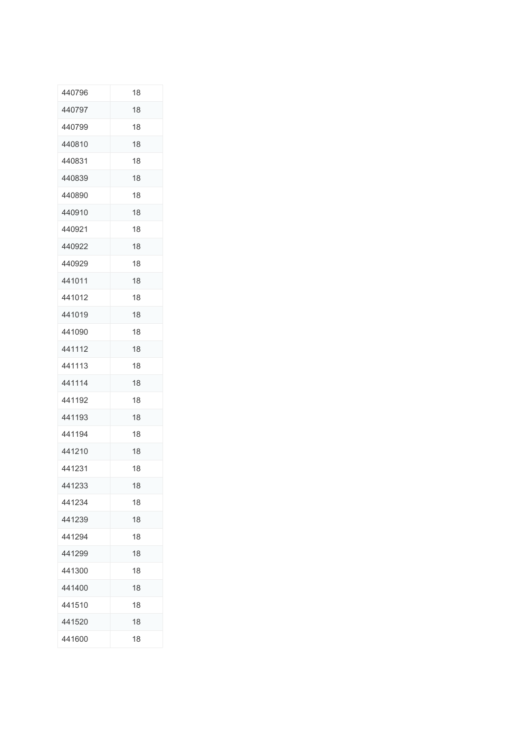| 440796 | 18 |
| --- | --- |
| 440797 | 18 |
| 440799 | 18 |
| 440810 | 18 |
| 440831 | 18 |
| 440839 | 18 |
| 440890 | 18 |
| 440910 | 18 |
| 440921 | 18 |
| 440922 | 18 |
| 440929 | 18 |
| 441011 | 18 |
| 441012 | 18 |
| 441019 | 18 |
| 441090 | 18 |
| 441112 | 18 |
| 441113 | 18 |
| 441114 | 18 |
| 441192 | 18 |
| 441193 | 18 |
| 441194 | 18 |
| 441210 | 18 |
| 441231 | 18 |
| 441233 | 18 |
| 441234 | 18 |
| 441239 | 18 |
| 441294 | 18 |
| 441299 | 18 |
| 441300 | 18 |
| 441400 | 18 |
| 441510 | 18 |
| 441520 | 18 |
| 441600 | 18 |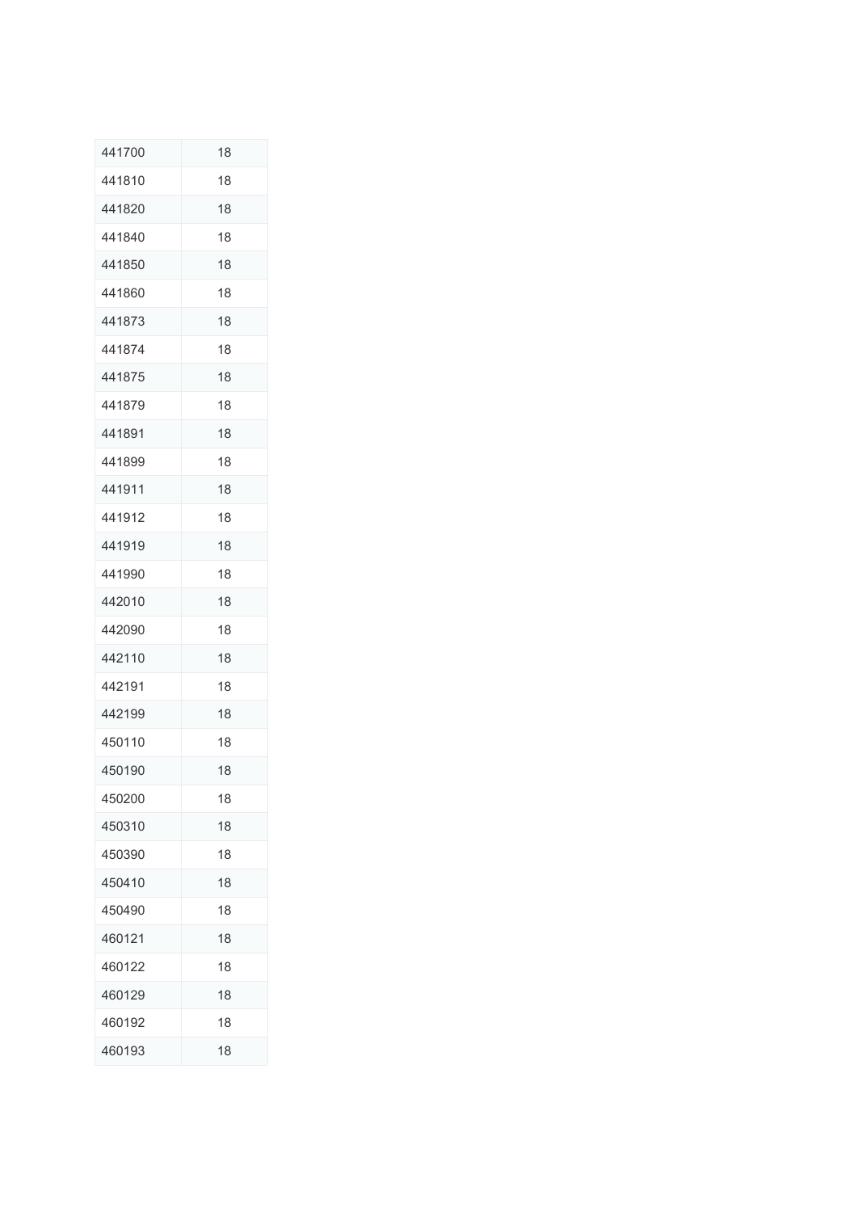| | |
|---|---|
| 441700 | 18 |
| 441810 | 18 |
| 441820 | 18 |
| 441840 | 18 |
| 441850 | 18 |
| 441860 | 18 |
| 441873 | 18 |
| 441874 | 18 |
| 441875 | 18 |
| 441879 | 18 |
| 441891 | 18 |
| 441899 | 18 |
| 441911 | 18 |
| 441912 | 18 |
| 441919 | 18 |
| 441990 | 18 |
| 442010 | 18 |
| 442090 | 18 |
| 442110 | 18 |
| 442191 | 18 |
| 442199 | 18 |
| 450110 | 18 |
| 450190 | 18 |
| 450200 | 18 |
| 450310 | 18 |
| 450390 | 18 |
| 450410 | 18 |
| 450490 | 18 |
| 460121 | 18 |
| 460122 | 18 |
| 460129 | 18 |
| 460192 | 18 |
| 460193 | 18 |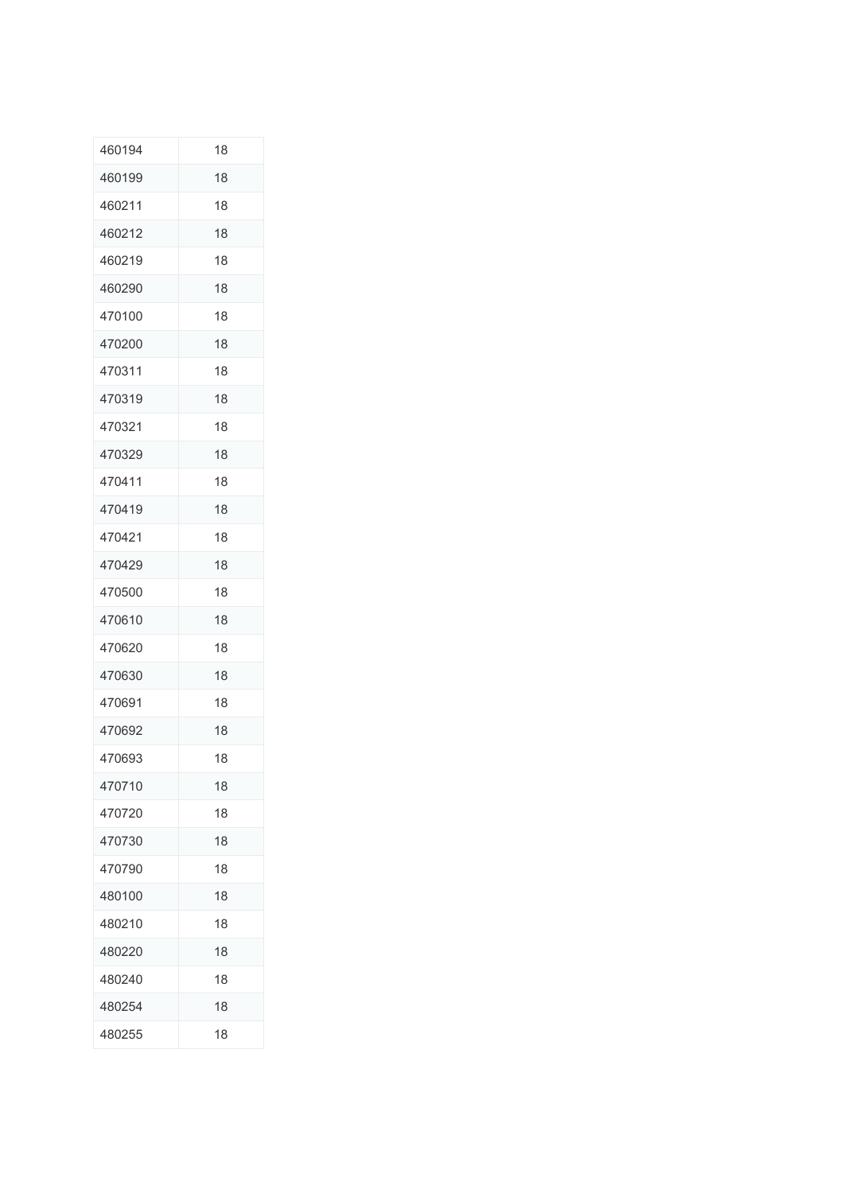| | |
|---|---|
| 460194 | 18 |
| 460199 | 18 |
| 460211 | 18 |
| 460212 | 18 |
| 460219 | 18 |
| 460290 | 18 |
| 470100 | 18 |
| 470200 | 18 |
| 470311 | 18 |
| 470319 | 18 |
| 470321 | 18 |
| 470329 | 18 |
| 470411 | 18 |
| 470419 | 18 |
| 470421 | 18 |
| 470429 | 18 |
| 470500 | 18 |
| 470610 | 18 |
| 470620 | 18 |
| 470630 | 18 |
| 470691 | 18 |
| 470692 | 18 |
| 470693 | 18 |
| 470710 | 18 |
| 470720 | 18 |
| 470730 | 18 |
| 470790 | 18 |
| 480100 | 18 |
| 480210 | 18 |
| 480220 | 18 |
| 480240 | 18 |
| 480254 | 18 |
| 480255 | 18 |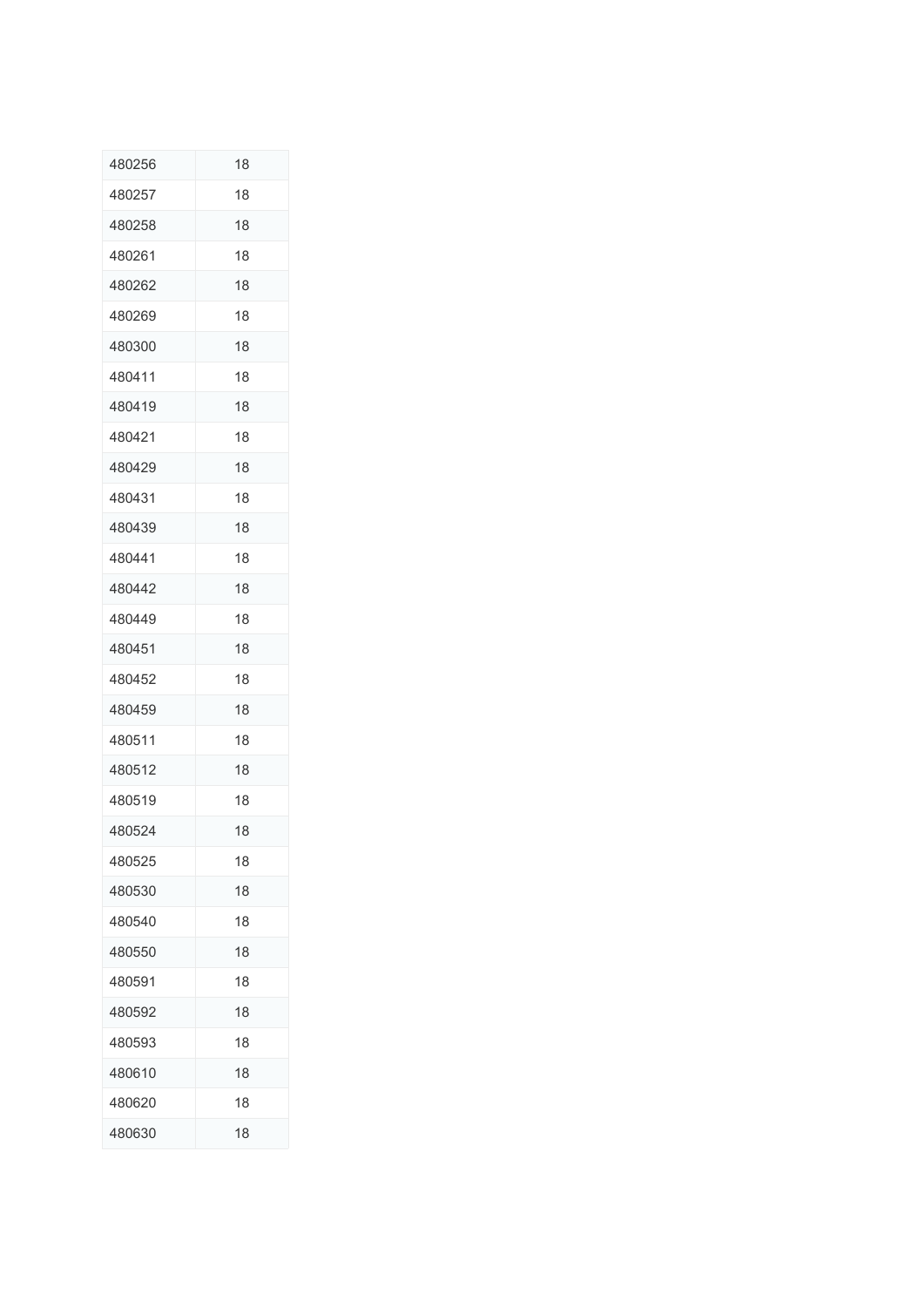| | |
|---|---|
| 480256 | 18 |
| 480257 | 18 |
| 480258 | 18 |
| 480261 | 18 |
| 480262 | 18 |
| 480269 | 18 |
| 480300 | 18 |
| 480411 | 18 |
| 480419 | 18 |
| 480421 | 18 |
| 480429 | 18 |
| 480431 | 18 |
| 480439 | 18 |
| 480441 | 18 |
| 480442 | 18 |
| 480449 | 18 |
| 480451 | 18 |
| 480452 | 18 |
| 480459 | 18 |
| 480511 | 18 |
| 480512 | 18 |
| 480519 | 18 |
| 480524 | 18 |
| 480525 | 18 |
| 480530 | 18 |
| 480540 | 18 |
| 480550 | 18 |
| 480591 | 18 |
| 480592 | 18 |
| 480593 | 18 |
| 480610 | 18 |
| 480620 | 18 |
| 480630 | 18 |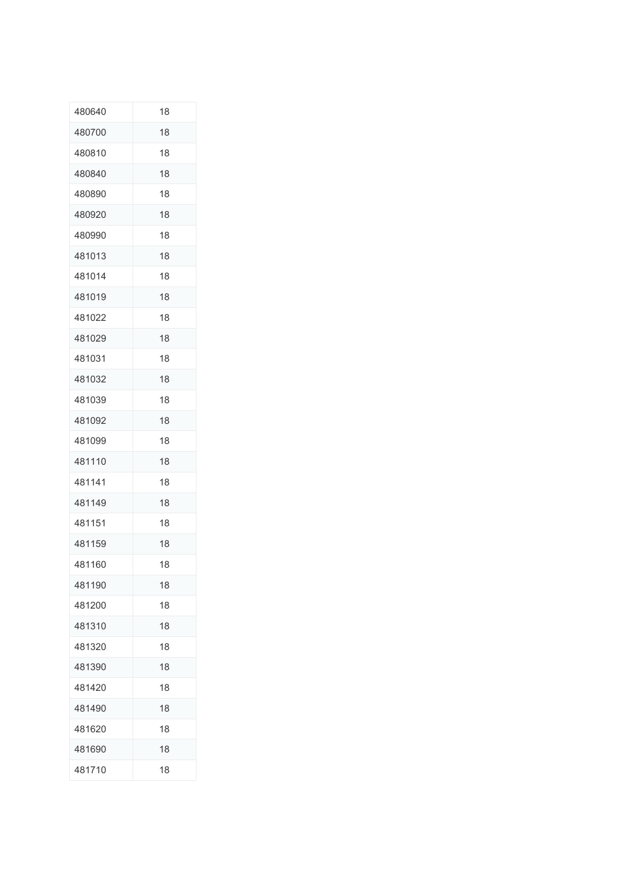| | |
|---|---|
| 480640 | 18 |
| 480700 | 18 |
| 480810 | 18 |
| 480840 | 18 |
| 480890 | 18 |
| 480920 | 18 |
| 480990 | 18 |
| 481013 | 18 |
| 481014 | 18 |
| 481019 | 18 |
| 481022 | 18 |
| 481029 | 18 |
| 481031 | 18 |
| 481032 | 18 |
| 481039 | 18 |
| 481092 | 18 |
| 481099 | 18 |
| 481110 | 18 |
| 481141 | 18 |
| 481149 | 18 |
| 481151 | 18 |
| 481159 | 18 |
| 481160 | 18 |
| 481190 | 18 |
| 481200 | 18 |
| 481310 | 18 |
| 481320 | 18 |
| 481390 | 18 |
| 481420 | 18 |
| 481490 | 18 |
| 481620 | 18 |
| 481690 | 18 |
| 481710 | 18 |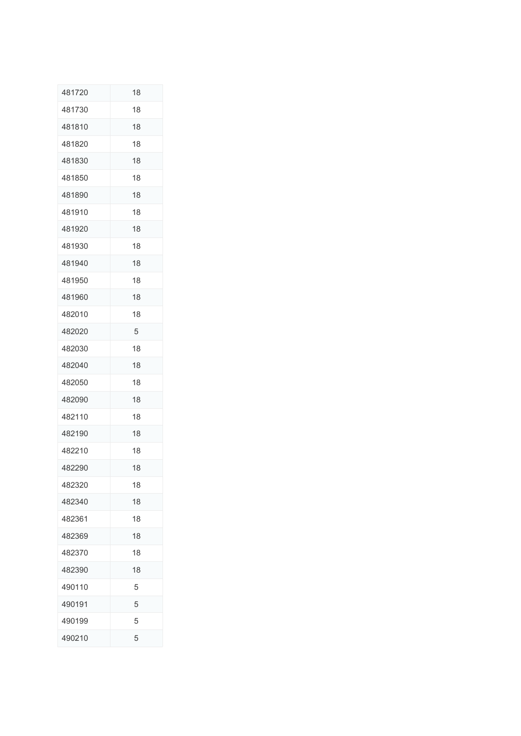| | |
|---|---|
| 481720 | 18 |
| 481730 | 18 |
| 481810 | 18 |
| 481820 | 18 |
| 481830 | 18 |
| 481850 | 18 |
| 481890 | 18 |
| 481910 | 18 |
| 481920 | 18 |
| 481930 | 18 |
| 481940 | 18 |
| 481950 | 18 |
| 481960 | 18 |
| 482010 | 18 |
| 482020 | 5 |
| 482030 | 18 |
| 482040 | 18 |
| 482050 | 18 |
| 482090 | 18 |
| 482110 | 18 |
| 482190 | 18 |
| 482210 | 18 |
| 482290 | 18 |
| 482320 | 18 |
| 482340 | 18 |
| 482361 | 18 |
| 482369 | 18 |
| 482370 | 18 |
| 482390 | 18 |
| 490110 | 5 |
| 490191 | 5 |
| 490199 | 5 |
| 490210 | 5 |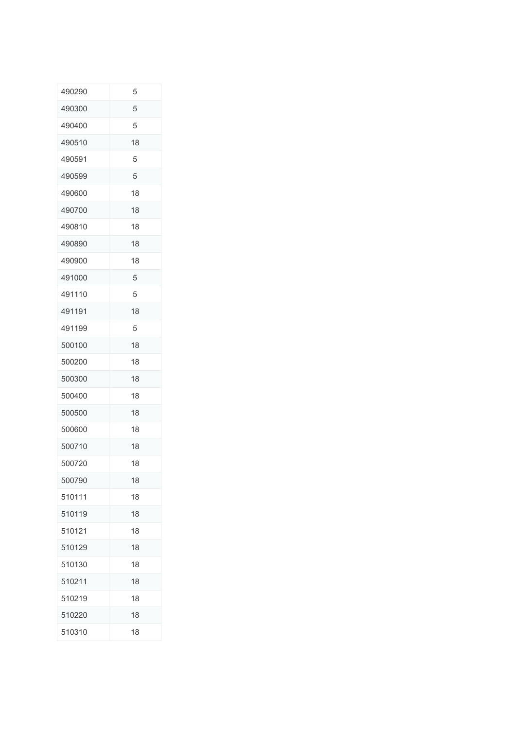| | |
|---|---|
| 490290 | 5 |
| 490300 | 5 |
| 490400 | 5 |
| 490510 | 18 |
| 490591 | 5 |
| 490599 | 5 |
| 490600 | 18 |
| 490700 | 18 |
| 490810 | 18 |
| 490890 | 18 |
| 490900 | 18 |
| 491000 | 5 |
| 491110 | 5 |
| 491191 | 18 |
| 491199 | 5 |
| 500100 | 18 |
| 500200 | 18 |
| 500300 | 18 |
| 500400 | 18 |
| 500500 | 18 |
| 500600 | 18 |
| 500710 | 18 |
| 500720 | 18 |
| 500790 | 18 |
| 510111 | 18 |
| 510119 | 18 |
| 510121 | 18 |
| 510129 | 18 |
| 510130 | 18 |
| 510211 | 18 |
| 510219 | 18 |
| 510220 | 18 |
| 510310 | 18 |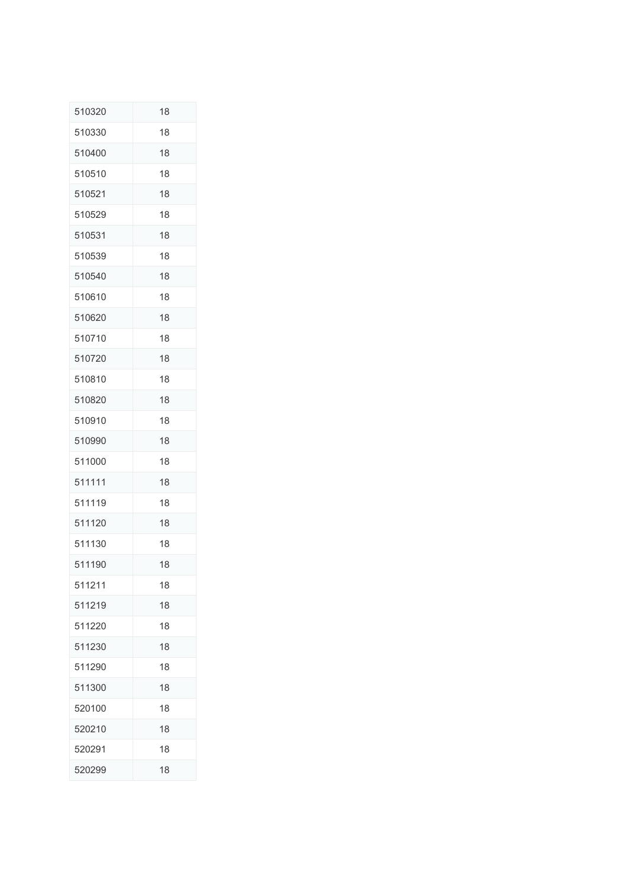| | |
|---|---|
| 510320 | 18 |
| 510330 | 18 |
| 510400 | 18 |
| 510510 | 18 |
| 510521 | 18 |
| 510529 | 18 |
| 510531 | 18 |
| 510539 | 18 |
| 510540 | 18 |
| 510610 | 18 |
| 510620 | 18 |
| 510710 | 18 |
| 510720 | 18 |
| 510810 | 18 |
| 510820 | 18 |
| 510910 | 18 |
| 510990 | 18 |
| 511000 | 18 |
| 511111 | 18 |
| 511119 | 18 |
| 511120 | 18 |
| 511130 | 18 |
| 511190 | 18 |
| 511211 | 18 |
| 511219 | 18 |
| 511220 | 18 |
| 511230 | 18 |
| 511290 | 18 |
| 511300 | 18 |
| 520100 | 18 |
| 520210 | 18 |
| 520291 | 18 |
| 520299 | 18 |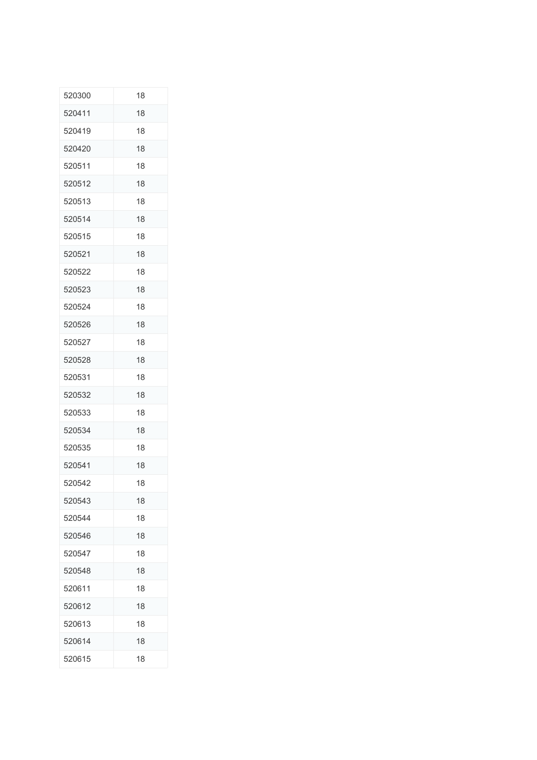| 520300 | 18 |
| --- | --- |
| 520411 | 18 |
| 520419 | 18 |
| 520420 | 18 |
| 520511 | 18 |
| 520512 | 18 |
| 520513 | 18 |
| 520514 | 18 |
| 520515 | 18 |
| 520521 | 18 |
| 520522 | 18 |
| 520523 | 18 |
| 520524 | 18 |
| 520526 | 18 |
| 520527 | 18 |
| 520528 | 18 |
| 520531 | 18 |
| 520532 | 18 |
| 520533 | 18 |
| 520534 | 18 |
| 520535 | 18 |
| 520541 | 18 |
| 520542 | 18 |
| 520543 | 18 |
| 520544 | 18 |
| 520546 | 18 |
| 520547 | 18 |
| 520548 | 18 |
| 520611 | 18 |
| 520612 | 18 |
| 520613 | 18 |
| 520614 | 18 |
| 520615 | 18 |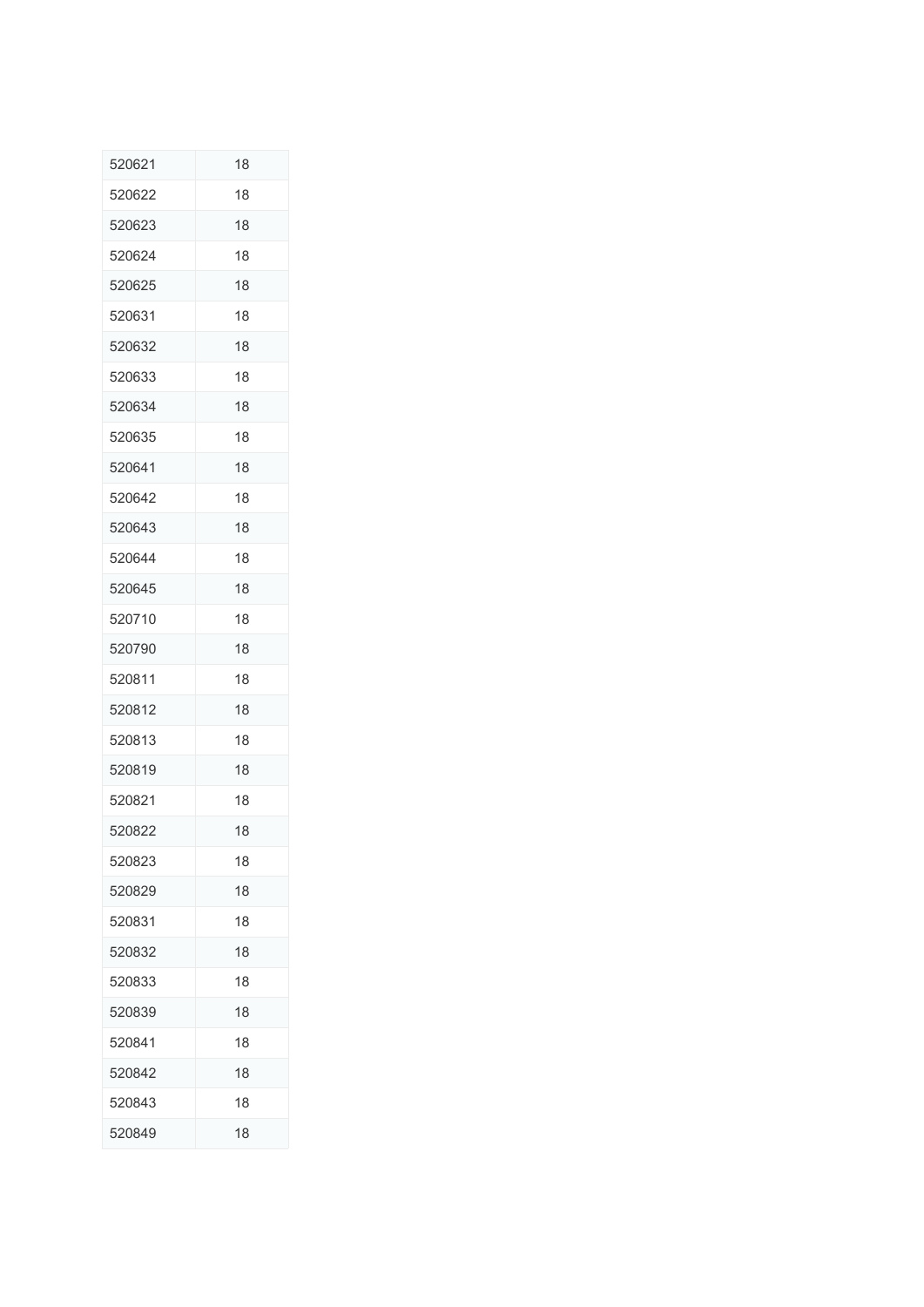| | |
|---|---|
| 520621 | 18 |
| 520622 | 18 |
| 520623 | 18 |
| 520624 | 18 |
| 520625 | 18 |
| 520631 | 18 |
| 520632 | 18 |
| 520633 | 18 |
| 520634 | 18 |
| 520635 | 18 |
| 520641 | 18 |
| 520642 | 18 |
| 520643 | 18 |
| 520644 | 18 |
| 520645 | 18 |
| 520710 | 18 |
| 520790 | 18 |
| 520811 | 18 |
| 520812 | 18 |
| 520813 | 18 |
| 520819 | 18 |
| 520821 | 18 |
| 520822 | 18 |
| 520823 | 18 |
| 520829 | 18 |
| 520831 | 18 |
| 520832 | 18 |
| 520833 | 18 |
| 520839 | 18 |
| 520841 | 18 |
| 520842 | 18 |
| 520843 | 18 |
| 520849 | 18 |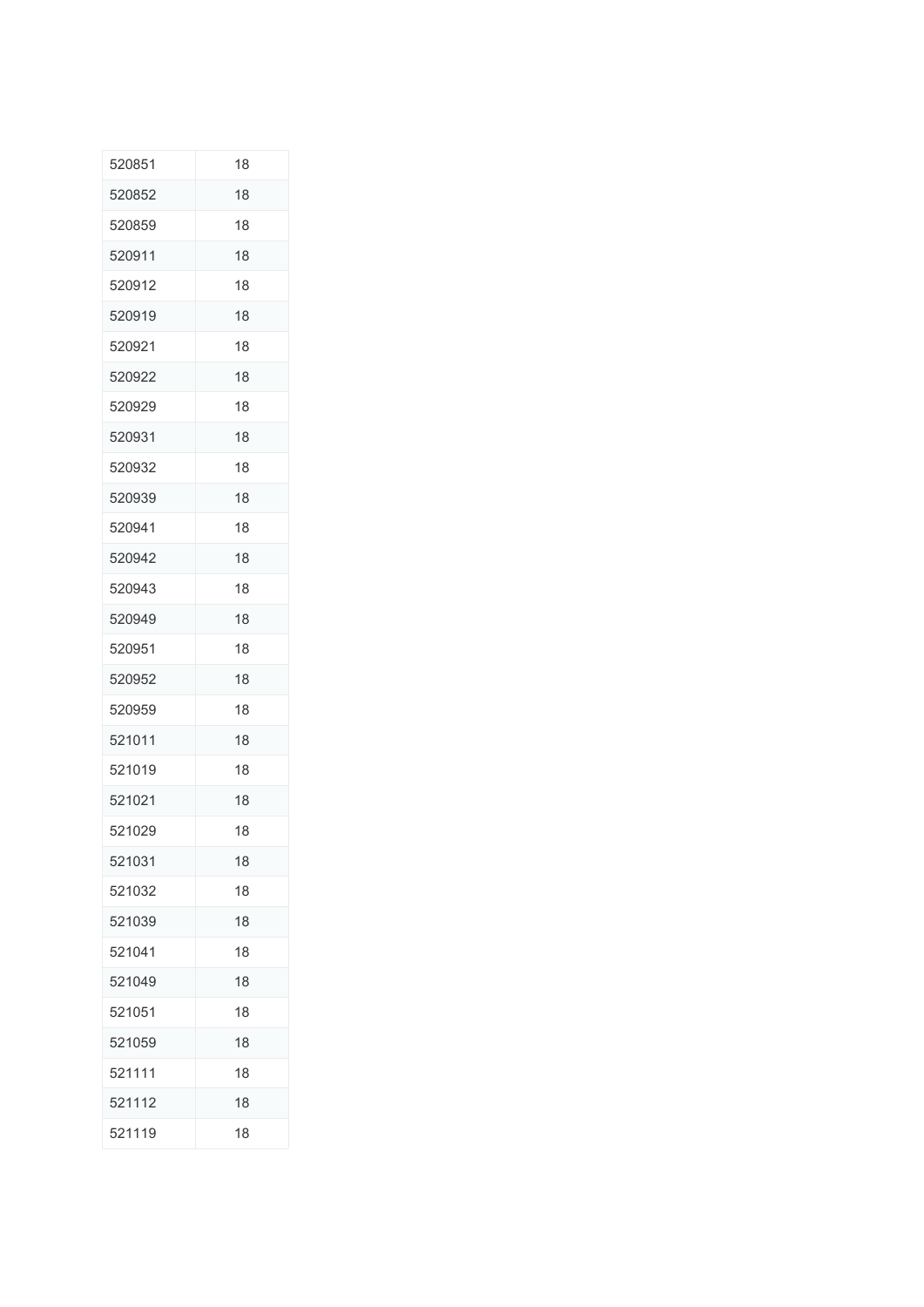| 520851 | 18 |
| --- | --- |
| 520852 | 18 |
| 520859 | 18 |
| 520911 | 18 |
| 520912 | 18 |
| 520919 | 18 |
| 520921 | 18 |
| 520922 | 18 |
| 520929 | 18 |
| 520931 | 18 |
| 520932 | 18 |
| 520939 | 18 |
| 520941 | 18 |
| 520942 | 18 |
| 520943 | 18 |
| 520949 | 18 |
| 520951 | 18 |
| 520952 | 18 |
| 520959 | 18 |
| 521011 | 18 |
| 521019 | 18 |
| 521021 | 18 |
| 521029 | 18 |
| 521031 | 18 |
| 521032 | 18 |
| 521039 | 18 |
| 521041 | 18 |
| 521049 | 18 |
| 521051 | 18 |
| 521059 | 18 |
| 521111 | 18 |
| 521112 | 18 |
| 521119 | 18 |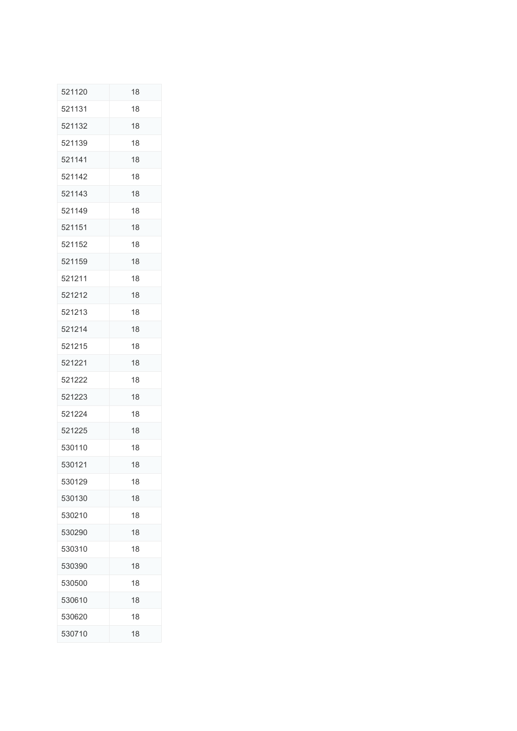| | |
|---|---|
| 521120 | 18 |
| 521131 | 18 |
| 521132 | 18 |
| 521139 | 18 |
| 521141 | 18 |
| 521142 | 18 |
| 521143 | 18 |
| 521149 | 18 |
| 521151 | 18 |
| 521152 | 18 |
| 521159 | 18 |
| 521211 | 18 |
| 521212 | 18 |
| 521213 | 18 |
| 521214 | 18 |
| 521215 | 18 |
| 521221 | 18 |
| 521222 | 18 |
| 521223 | 18 |
| 521224 | 18 |
| 521225 | 18 |
| 530110 | 18 |
| 530121 | 18 |
| 530129 | 18 |
| 530130 | 18 |
| 530210 | 18 |
| 530290 | 18 |
| 530310 | 18 |
| 530390 | 18 |
| 530500 | 18 |
| 530610 | 18 |
| 530620 | 18 |
| 530710 | 18 |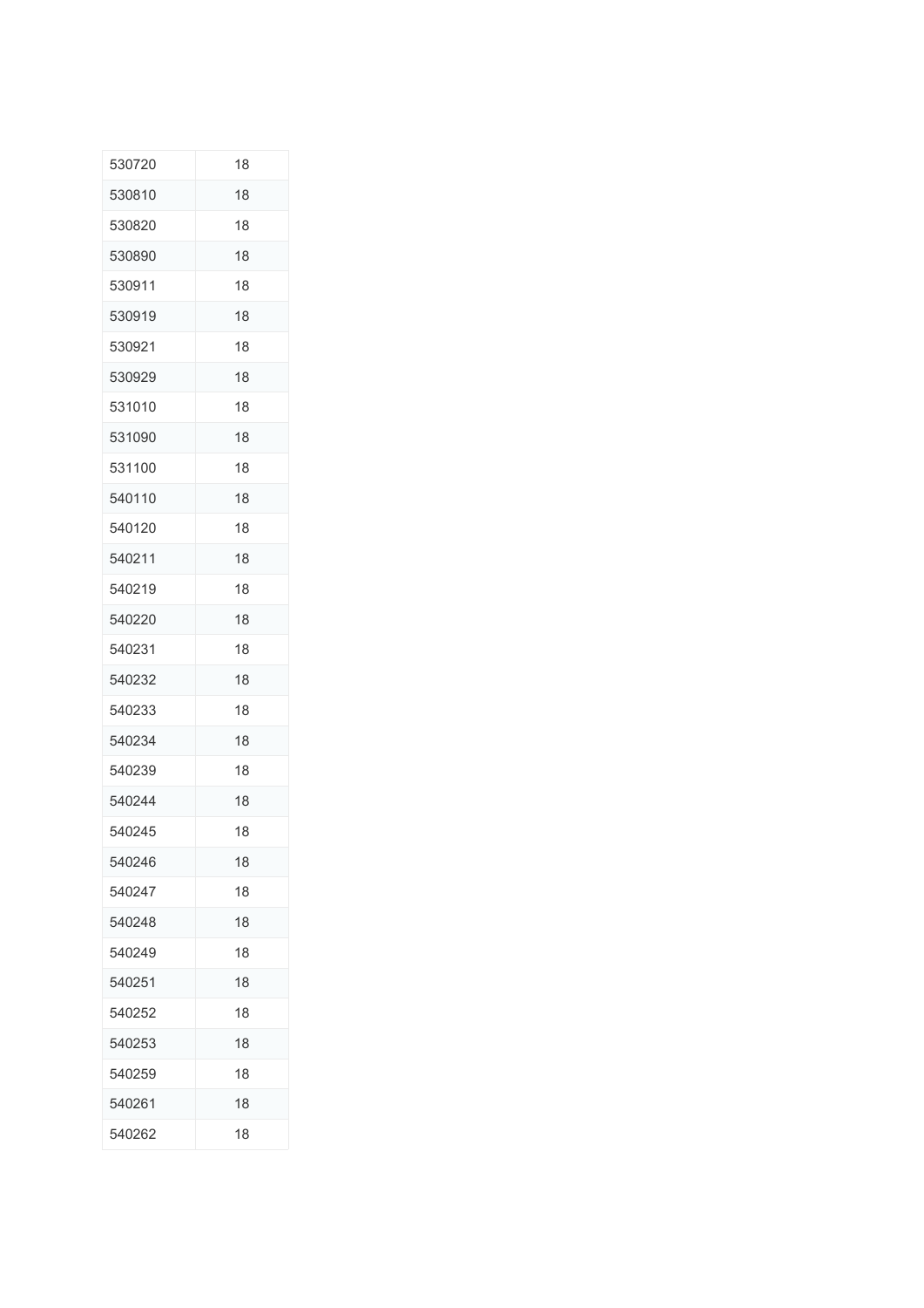| 530720 | 18 |
|---|---|
| 530810 | 18 |
| 530820 | 18 |
| 530890 | 18 |
| 530911 | 18 |
| 530919 | 18 |
| 530921 | 18 |
| 530929 | 18 |
| 531010 | 18 |
| 531090 | 18 |
| 531100 | 18 |
| 540110 | 18 |
| 540120 | 18 |
| 540211 | 18 |
| 540219 | 18 |
| 540220 | 18 |
| 540231 | 18 |
| 540232 | 18 |
| 540233 | 18 |
| 540234 | 18 |
| 540239 | 18 |
| 540244 | 18 |
| 540245 | 18 |
| 540246 | 18 |
| 540247 | 18 |
| 540248 | 18 |
| 540249 | 18 |
| 540251 | 18 |
| 540252 | 18 |
| 540253 | 18 |
| 540259 | 18 |
| 540261 | 18 |
| 540262 | 18 |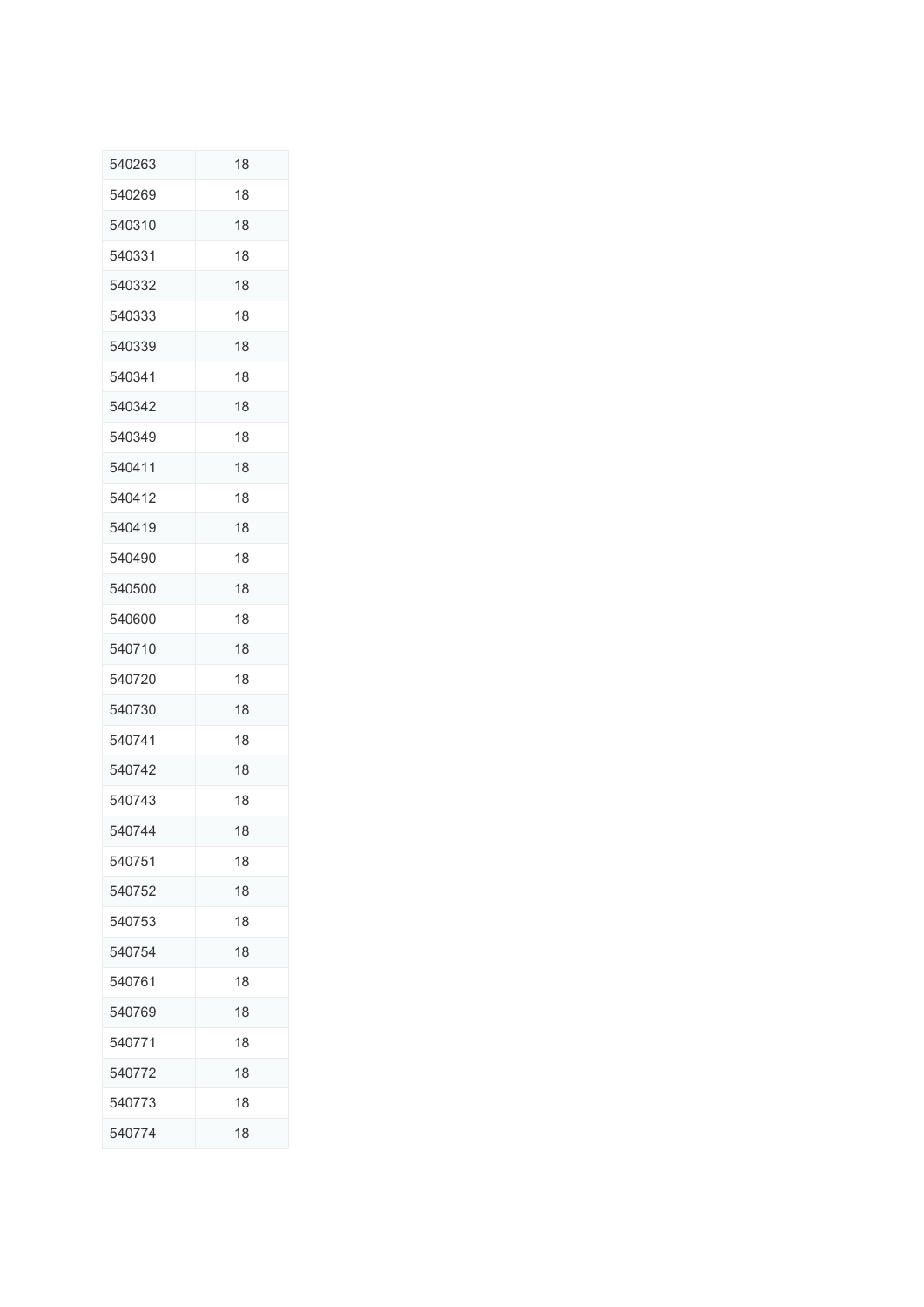| | |
|---|---|
| 540263 | 18 |
| 540269 | 18 |
| 540310 | 18 |
| 540331 | 18 |
| 540332 | 18 |
| 540333 | 18 |
| 540339 | 18 |
| 540341 | 18 |
| 540342 | 18 |
| 540349 | 18 |
| 540411 | 18 |
| 540412 | 18 |
| 540419 | 18 |
| 540490 | 18 |
| 540500 | 18 |
| 540600 | 18 |
| 540710 | 18 |
| 540720 | 18 |
| 540730 | 18 |
| 540741 | 18 |
| 540742 | 18 |
| 540743 | 18 |
| 540744 | 18 |
| 540751 | 18 |
| 540752 | 18 |
| 540753 | 18 |
| 540754 | 18 |
| 540761 | 18 |
| 540769 | 18 |
| 540771 | 18 |
| 540772 | 18 |
| 540773 | 18 |
| 540774 | 18 |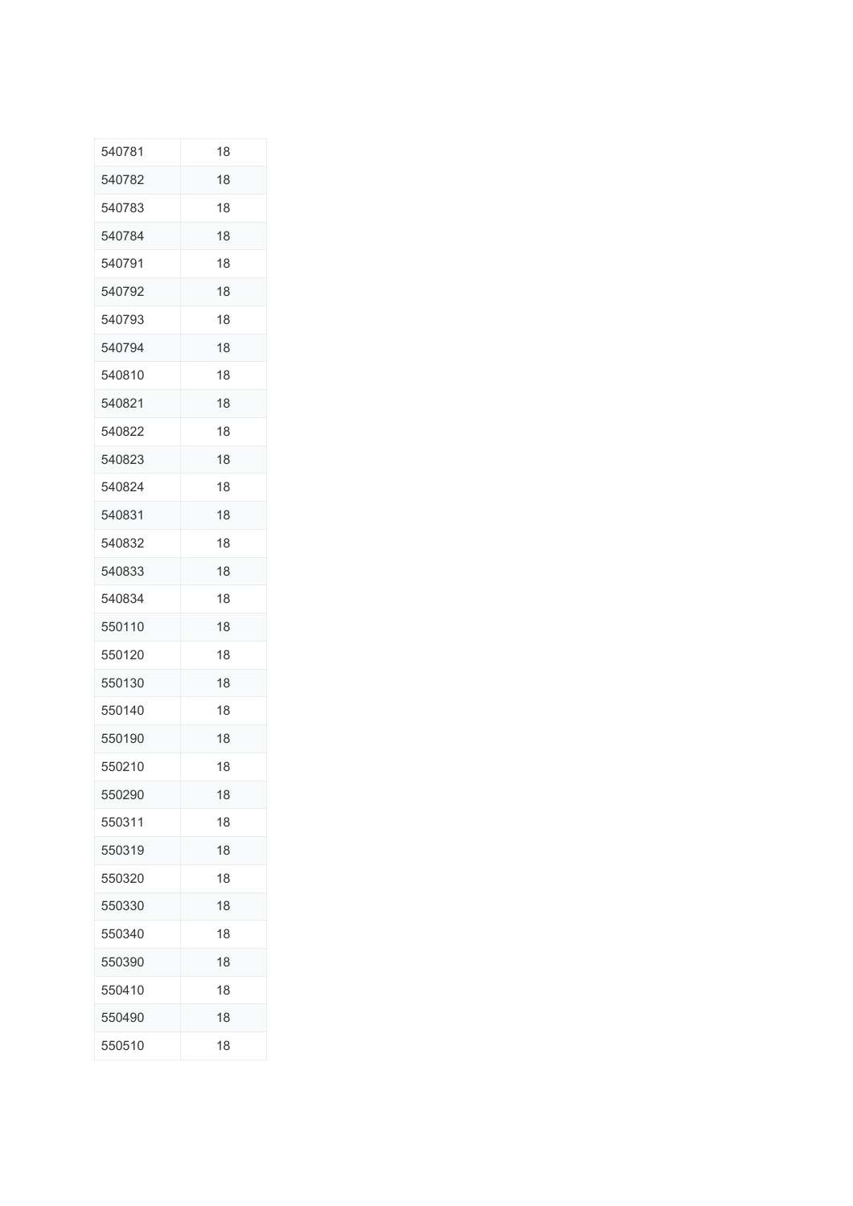| | |
|---|---|
| 540781 | 18 |
| 540782 | 18 |
| 540783 | 18 |
| 540784 | 18 |
| 540791 | 18 |
| 540792 | 18 |
| 540793 | 18 |
| 540794 | 18 |
| 540810 | 18 |
| 540821 | 18 |
| 540822 | 18 |
| 540823 | 18 |
| 540824 | 18 |
| 540831 | 18 |
| 540832 | 18 |
| 540833 | 18 |
| 540834 | 18 |
| 550110 | 18 |
| 550120 | 18 |
| 550130 | 18 |
| 550140 | 18 |
| 550190 | 18 |
| 550210 | 18 |
| 550290 | 18 |
| 550311 | 18 |
| 550319 | 18 |
| 550320 | 18 |
| 550330 | 18 |
| 550340 | 18 |
| 550390 | 18 |
| 550410 | 18 |
| 550490 | 18 |
| 550510 | 18 |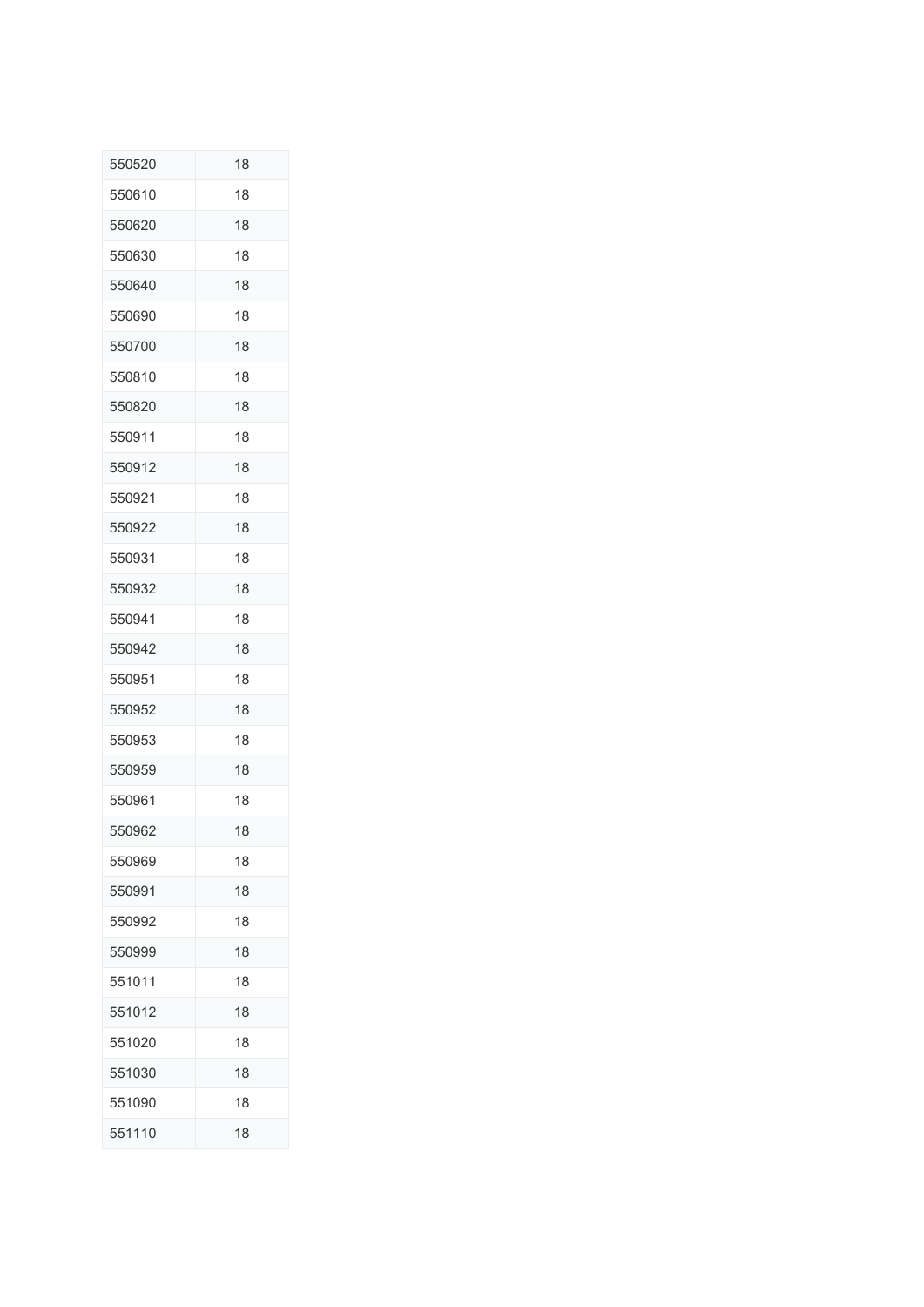| 550520 | 18 |
|---|---|
| 550610 | 18 |
| 550620 | 18 |
| 550630 | 18 |
| 550640 | 18 |
| 550690 | 18 |
| 550700 | 18 |
| 550810 | 18 |
| 550820 | 18 |
| 550911 | 18 |
| 550912 | 18 |
| 550921 | 18 |
| 550922 | 18 |
| 550931 | 18 |
| 550932 | 18 |
| 550941 | 18 |
| 550942 | 18 |
| 550951 | 18 |
| 550952 | 18 |
| 550953 | 18 |
| 550959 | 18 |
| 550961 | 18 |
| 550962 | 18 |
| 550969 | 18 |
| 550991 | 18 |
| 550992 | 18 |
| 550999 | 18 |
| 551011 | 18 |
| 551012 | 18 |
| 551020 | 18 |
| 551030 | 18 |
| 551090 | 18 |
| 551110 | 18 |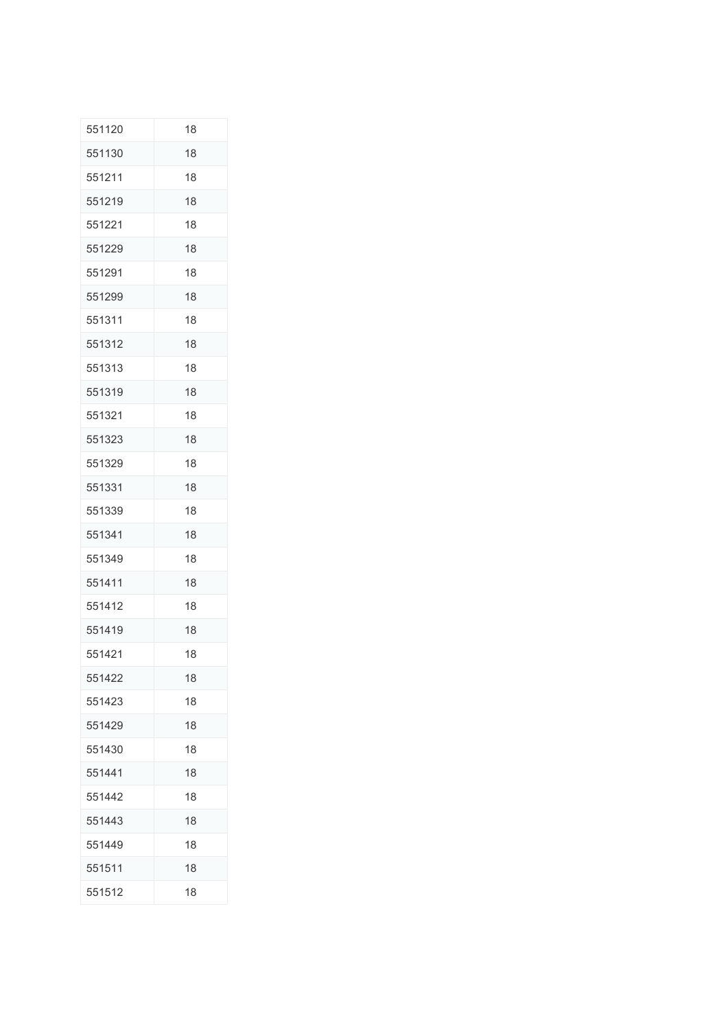| | |
|---|---|
| 551120 | 18 |
| 551130 | 18 |
| 551211 | 18 |
| 551219 | 18 |
| 551221 | 18 |
| 551229 | 18 |
| 551291 | 18 |
| 551299 | 18 |
| 551311 | 18 |
| 551312 | 18 |
| 551313 | 18 |
| 551319 | 18 |
| 551321 | 18 |
| 551323 | 18 |
| 551329 | 18 |
| 551331 | 18 |
| 551339 | 18 |
| 551341 | 18 |
| 551349 | 18 |
| 551411 | 18 |
| 551412 | 18 |
| 551419 | 18 |
| 551421 | 18 |
| 551422 | 18 |
| 551423 | 18 |
| 551429 | 18 |
| 551430 | 18 |
| 551441 | 18 |
| 551442 | 18 |
| 551443 | 18 |
| 551449 | 18 |
| 551511 | 18 |
| 551512 | 18 |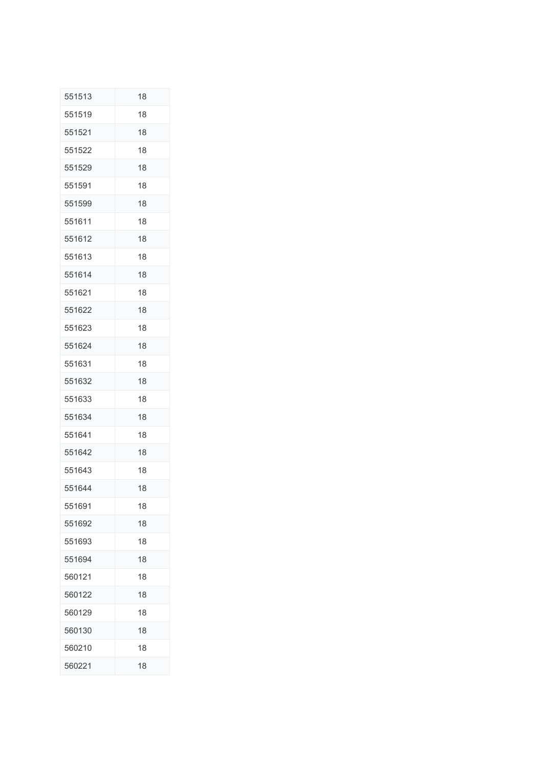| | |
|---|---|
| 551513 | 18 |
| 551519 | 18 |
| 551521 | 18 |
| 551522 | 18 |
| 551529 | 18 |
| 551591 | 18 |
| 551599 | 18 |
| 551611 | 18 |
| 551612 | 18 |
| 551613 | 18 |
| 551614 | 18 |
| 551621 | 18 |
| 551622 | 18 |
| 551623 | 18 |
| 551624 | 18 |
| 551631 | 18 |
| 551632 | 18 |
| 551633 | 18 |
| 551634 | 18 |
| 551641 | 18 |
| 551642 | 18 |
| 551643 | 18 |
| 551644 | 18 |
| 551691 | 18 |
| 551692 | 18 |
| 551693 | 18 |
| 551694 | 18 |
| 560121 | 18 |
| 560122 | 18 |
| 560129 | 18 |
| 560130 | 18 |
| 560210 | 18 |
| 560221 | 18 |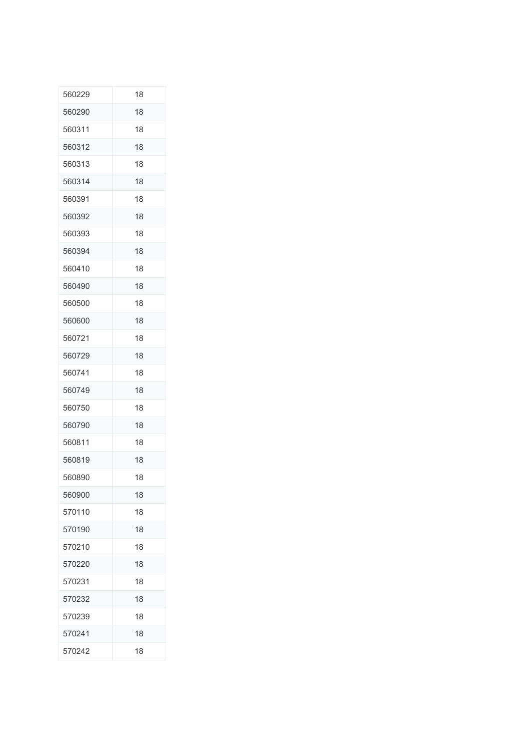| | |
|---|---|
| 560229 | 18 |
| 560290 | 18 |
| 560311 | 18 |
| 560312 | 18 |
| 560313 | 18 |
| 560314 | 18 |
| 560391 | 18 |
| 560392 | 18 |
| 560393 | 18 |
| 560394 | 18 |
| 560410 | 18 |
| 560490 | 18 |
| 560500 | 18 |
| 560600 | 18 |
| 560721 | 18 |
| 560729 | 18 |
| 560741 | 18 |
| 560749 | 18 |
| 560750 | 18 |
| 560790 | 18 |
| 560811 | 18 |
| 560819 | 18 |
| 560890 | 18 |
| 560900 | 18 |
| 570110 | 18 |
| 570190 | 18 |
| 570210 | 18 |
| 570220 | 18 |
| 570231 | 18 |
| 570232 | 18 |
| 570239 | 18 |
| 570241 | 18 |
| 570242 | 18 |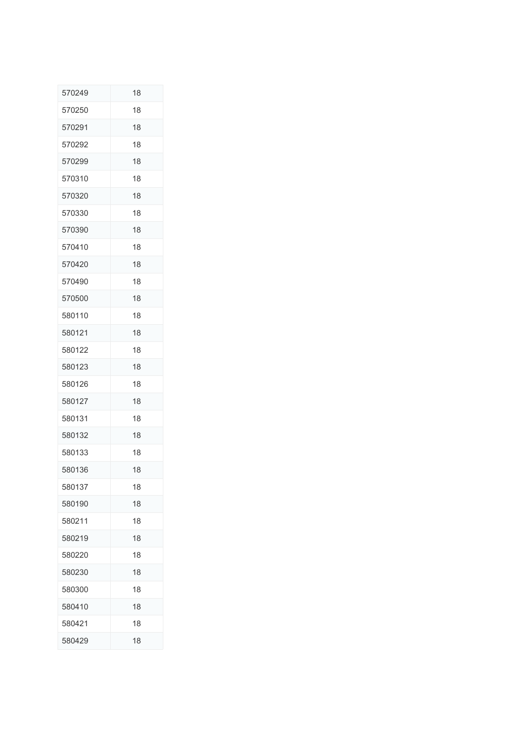| | |
|---|---|
| 570249 | 18 |
| 570250 | 18 |
| 570291 | 18 |
| 570292 | 18 |
| 570299 | 18 |
| 570310 | 18 |
| 570320 | 18 |
| 570330 | 18 |
| 570390 | 18 |
| 570410 | 18 |
| 570420 | 18 |
| 570490 | 18 |
| 570500 | 18 |
| 580110 | 18 |
| 580121 | 18 |
| 580122 | 18 |
| 580123 | 18 |
| 580126 | 18 |
| 580127 | 18 |
| 580131 | 18 |
| 580132 | 18 |
| 580133 | 18 |
| 580136 | 18 |
| 580137 | 18 |
| 580190 | 18 |
| 580211 | 18 |
| 580219 | 18 |
| 580220 | 18 |
| 580230 | 18 |
| 580300 | 18 |
| 580410 | 18 |
| 580421 | 18 |
| 580429 | 18 |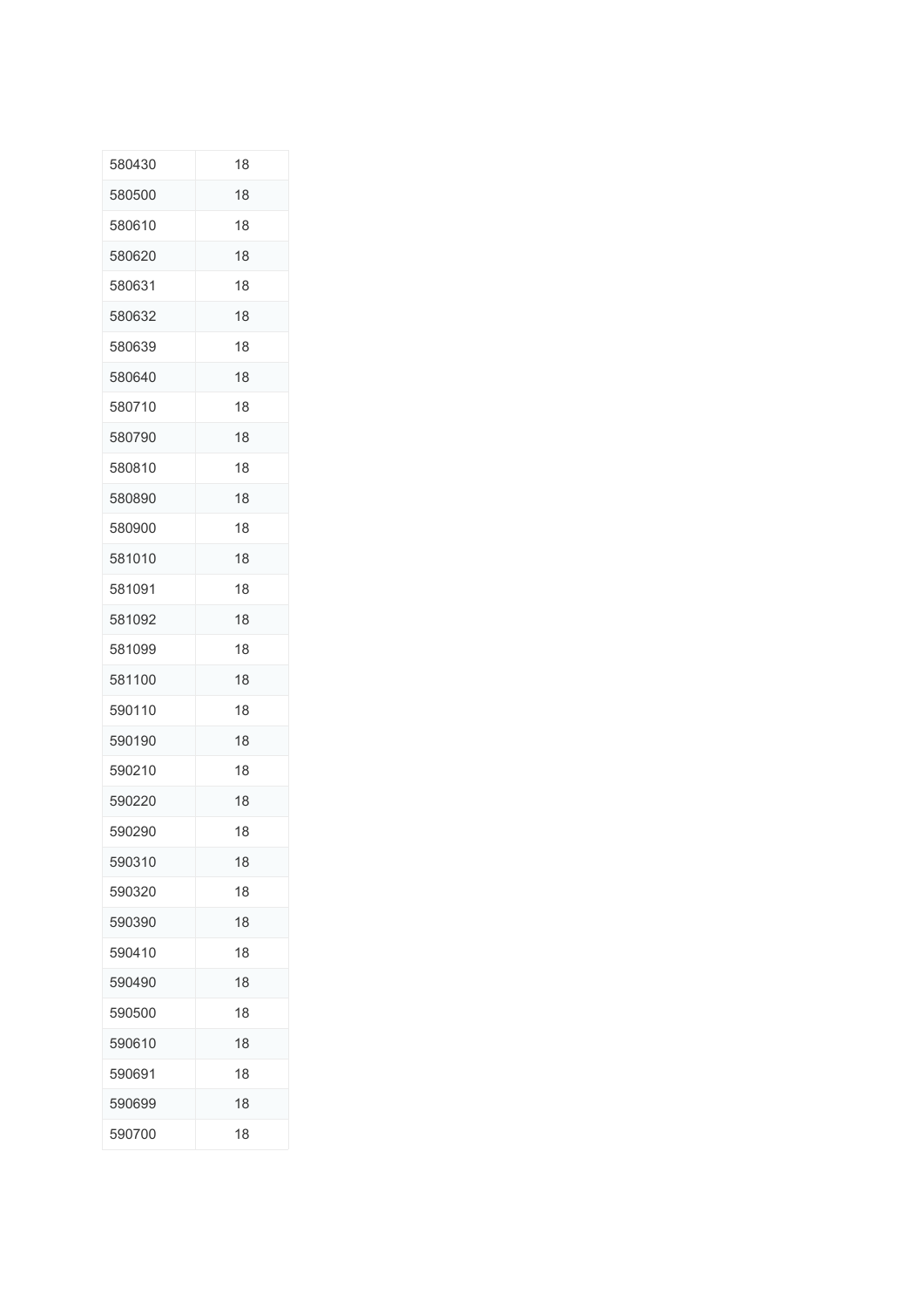| | |
|---|---|
| 580430 | 18 |
| 580500 | 18 |
| 580610 | 18 |
| 580620 | 18 |
| 580631 | 18 |
| 580632 | 18 |
| 580639 | 18 |
| 580640 | 18 |
| 580710 | 18 |
| 580790 | 18 |
| 580810 | 18 |
| 580890 | 18 |
| 580900 | 18 |
| 581010 | 18 |
| 581091 | 18 |
| 581092 | 18 |
| 581099 | 18 |
| 581100 | 18 |
| 590110 | 18 |
| 590190 | 18 |
| 590210 | 18 |
| 590220 | 18 |
| 590290 | 18 |
| 590310 | 18 |
| 590320 | 18 |
| 590390 | 18 |
| 590410 | 18 |
| 590490 | 18 |
| 590500 | 18 |
| 590610 | 18 |
| 590691 | 18 |
| 590699 | 18 |
| 590700 | 18 |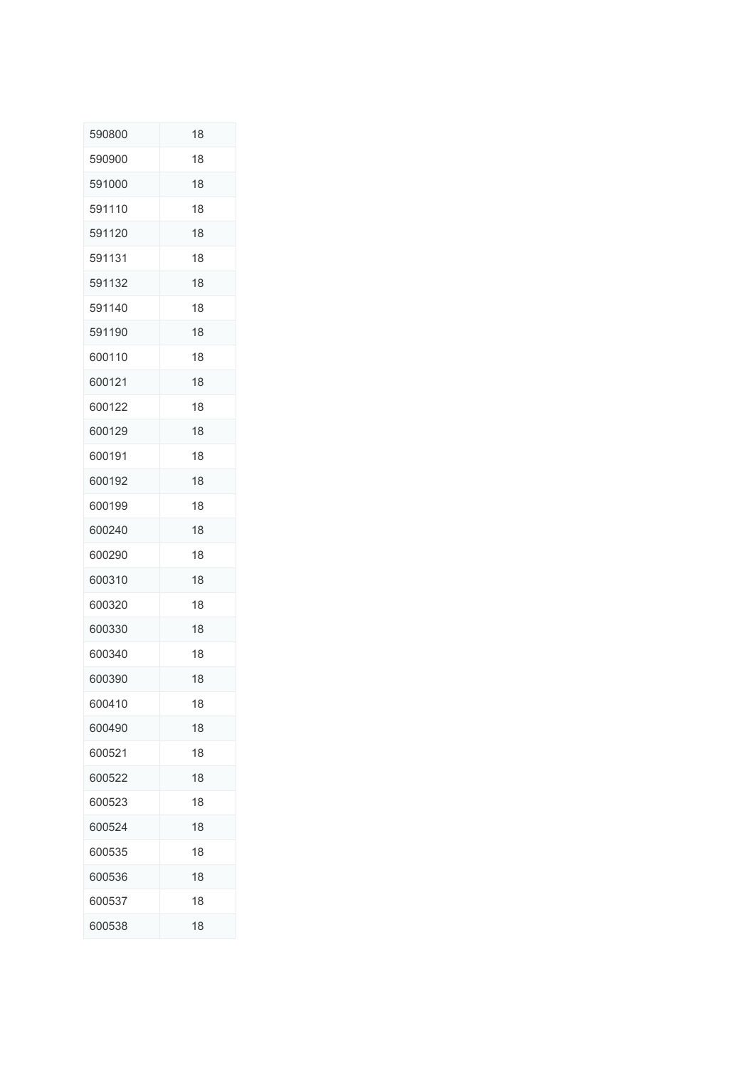| 590800 | 18 |
|---|---|
| 590900 | 18 |
| 591000 | 18 |
| 591110 | 18 |
| 591120 | 18 |
| 591131 | 18 |
| 591132 | 18 |
| 591140 | 18 |
| 591190 | 18 |
| 600110 | 18 |
| 600121 | 18 |
| 600122 | 18 |
| 600129 | 18 |
| 600191 | 18 |
| 600192 | 18 |
| 600199 | 18 |
| 600240 | 18 |
| 600290 | 18 |
| 600310 | 18 |
| 600320 | 18 |
| 600330 | 18 |
| 600340 | 18 |
| 600390 | 18 |
| 600410 | 18 |
| 600490 | 18 |
| 600521 | 18 |
| 600522 | 18 |
| 600523 | 18 |
| 600524 | 18 |
| 600535 | 18 |
| 600536 | 18 |
| 600537 | 18 |
| 600538 | 18 |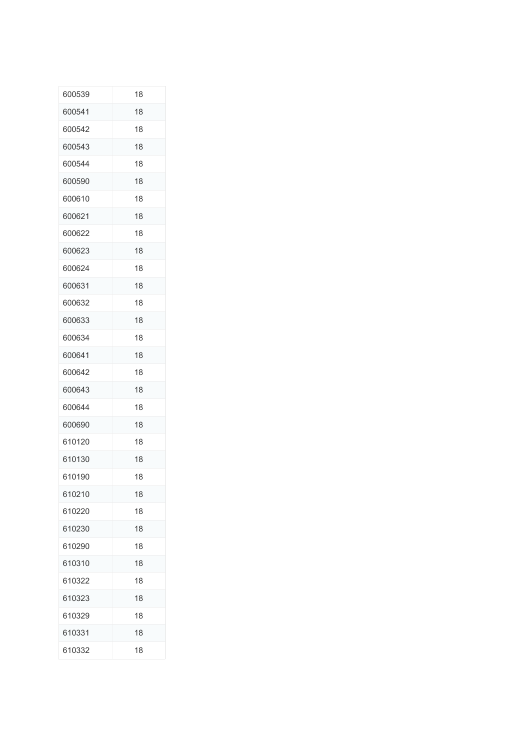| 600539 | 18 |
|---|---|
| 600541 | 18 |
| 600542 | 18 |
| 600543 | 18 |
| 600544 | 18 |
| 600590 | 18 |
| 600610 | 18 |
| 600621 | 18 |
| 600622 | 18 |
| 600623 | 18 |
| 600624 | 18 |
| 600631 | 18 |
| 600632 | 18 |
| 600633 | 18 |
| 600634 | 18 |
| 600641 | 18 |
| 600642 | 18 |
| 600643 | 18 |
| 600644 | 18 |
| 600690 | 18 |
| 610120 | 18 |
| 610130 | 18 |
| 610190 | 18 |
| 610210 | 18 |
| 610220 | 18 |
| 610230 | 18 |
| 610290 | 18 |
| 610310 | 18 |
| 610322 | 18 |
| 610323 | 18 |
| 610329 | 18 |
| 610331 | 18 |
| 610332 | 18 |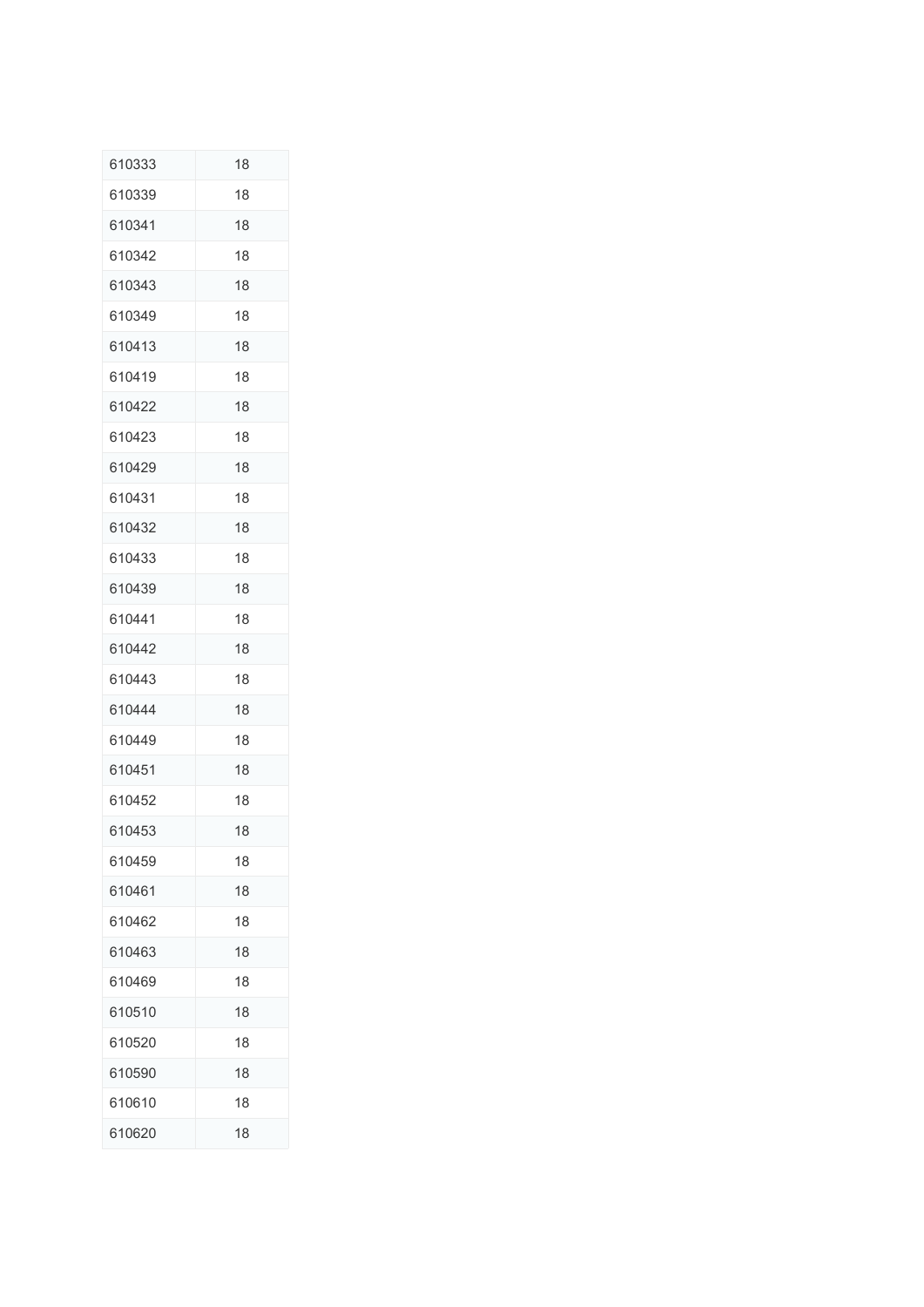| 610333 | 18 |
|---|---|
| 610339 | 18 |
| 610341 | 18 |
| 610342 | 18 |
| 610343 | 18 |
| 610349 | 18 |
| 610413 | 18 |
| 610419 | 18 |
| 610422 | 18 |
| 610423 | 18 |
| 610429 | 18 |
| 610431 | 18 |
| 610432 | 18 |
| 610433 | 18 |
| 610439 | 18 |
| 610441 | 18 |
| 610442 | 18 |
| 610443 | 18 |
| 610444 | 18 |
| 610449 | 18 |
| 610451 | 18 |
| 610452 | 18 |
| 610453 | 18 |
| 610459 | 18 |
| 610461 | 18 |
| 610462 | 18 |
| 610463 | 18 |
| 610469 | 18 |
| 610510 | 18 |
| 610520 | 18 |
| 610590 | 18 |
| 610610 | 18 |
| 610620 | 18 |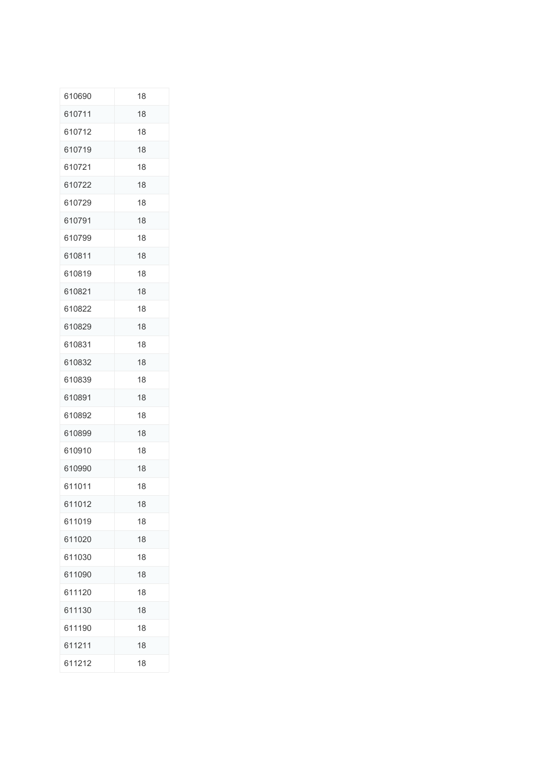| | |
|---|---|
| 610690 | 18 |
| 610711 | 18 |
| 610712 | 18 |
| 610719 | 18 |
| 610721 | 18 |
| 610722 | 18 |
| 610729 | 18 |
| 610791 | 18 |
| 610799 | 18 |
| 610811 | 18 |
| 610819 | 18 |
| 610821 | 18 |
| 610822 | 18 |
| 610829 | 18 |
| 610831 | 18 |
| 610832 | 18 |
| 610839 | 18 |
| 610891 | 18 |
| 610892 | 18 |
| 610899 | 18 |
| 610910 | 18 |
| 610990 | 18 |
| 611011 | 18 |
| 611012 | 18 |
| 611019 | 18 |
| 611020 | 18 |
| 611030 | 18 |
| 611090 | 18 |
| 611120 | 18 |
| 611130 | 18 |
| 611190 | 18 |
| 611211 | 18 |
| 611212 | 18 |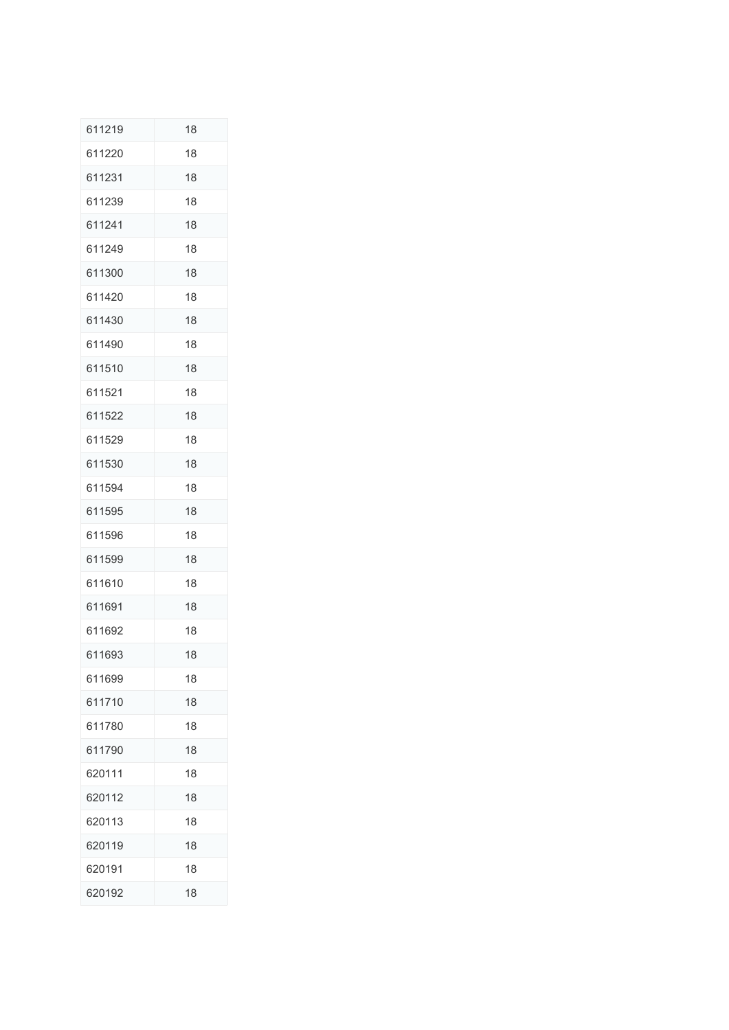| 611219 | 18 |
|---|---|
| 611220 | 18 |
| 611231 | 18 |
| 611239 | 18 |
| 611241 | 18 |
| 611249 | 18 |
| 611300 | 18 |
| 611420 | 18 |
| 611430 | 18 |
| 611490 | 18 |
| 611510 | 18 |
| 611521 | 18 |
| 611522 | 18 |
| 611529 | 18 |
| 611530 | 18 |
| 611594 | 18 |
| 611595 | 18 |
| 611596 | 18 |
| 611599 | 18 |
| 611610 | 18 |
| 611691 | 18 |
| 611692 | 18 |
| 611693 | 18 |
| 611699 | 18 |
| 611710 | 18 |
| 611780 | 18 |
| 611790 | 18 |
| 620111 | 18 |
| 620112 | 18 |
| 620113 | 18 |
| 620119 | 18 |
| 620191 | 18 |
| 620192 | 18 |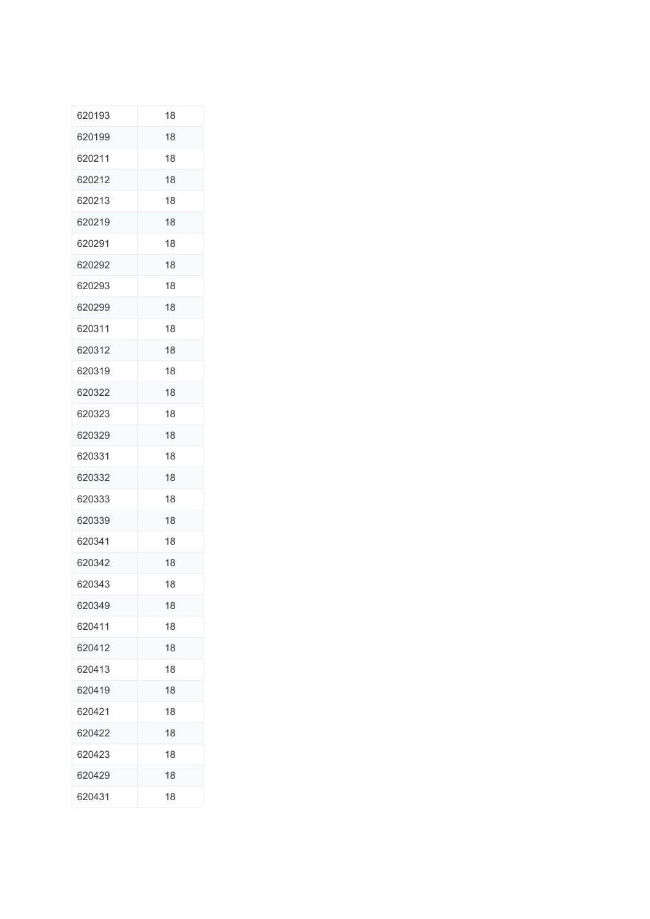| 620193 | 18 |
|---|---|
| 620199 | 18 |
| 620211 | 18 |
| 620212 | 18 |
| 620213 | 18 |
| 620219 | 18 |
| 620291 | 18 |
| 620292 | 18 |
| 620293 | 18 |
| 620299 | 18 |
| 620311 | 18 |
| 620312 | 18 |
| 620319 | 18 |
| 620322 | 18 |
| 620323 | 18 |
| 620329 | 18 |
| 620331 | 18 |
| 620332 | 18 |
| 620333 | 18 |
| 620339 | 18 |
| 620341 | 18 |
| 620342 | 18 |
| 620343 | 18 |
| 620349 | 18 |
| 620411 | 18 |
| 620412 | 18 |
| 620413 | 18 |
| 620419 | 18 |
| 620421 | 18 |
| 620422 | 18 |
| 620423 | 18 |
| 620429 | 18 |
| 620431 | 18 |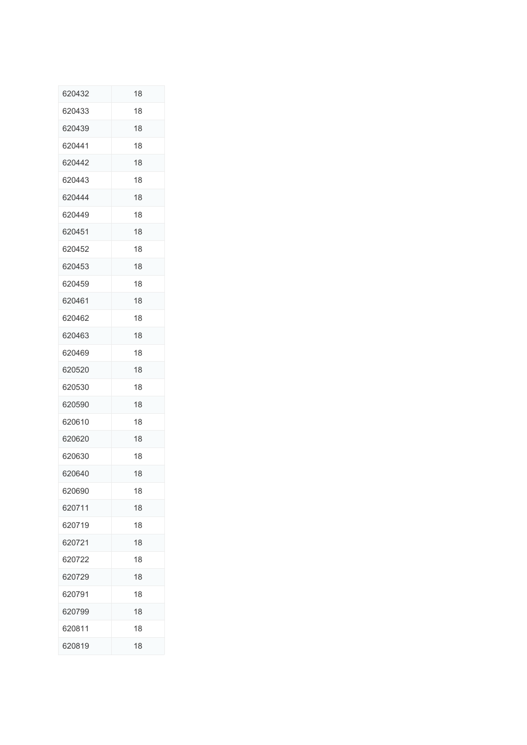| | |
|---|---|
| 620432 | 18 |
| 620433 | 18 |
| 620439 | 18 |
| 620441 | 18 |
| 620442 | 18 |
| 620443 | 18 |
| 620444 | 18 |
| 620449 | 18 |
| 620451 | 18 |
| 620452 | 18 |
| 620453 | 18 |
| 620459 | 18 |
| 620461 | 18 |
| 620462 | 18 |
| 620463 | 18 |
| 620469 | 18 |
| 620520 | 18 |
| 620530 | 18 |
| 620590 | 18 |
| 620610 | 18 |
| 620620 | 18 |
| 620630 | 18 |
| 620640 | 18 |
| 620690 | 18 |
| 620711 | 18 |
| 620719 | 18 |
| 620721 | 18 |
| 620722 | 18 |
| 620729 | 18 |
| 620791 | 18 |
| 620799 | 18 |
| 620811 | 18 |
| 620819 | 18 |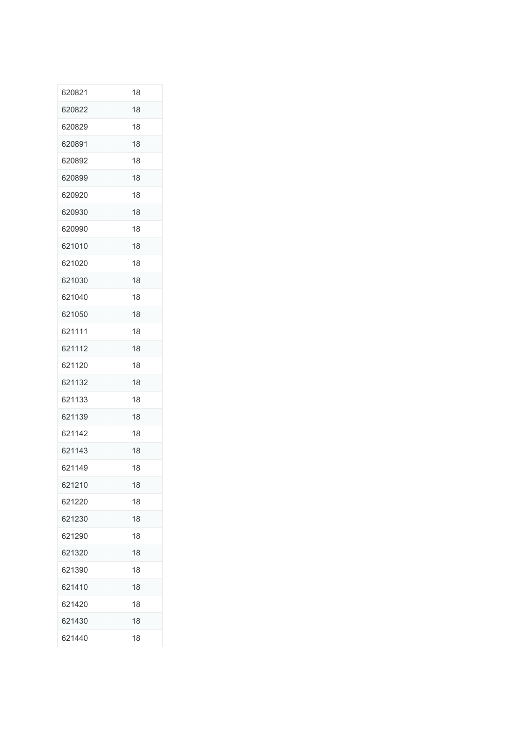| 620821 | 18 |
|---|---|
| 620822 | 18 |
| 620829 | 18 |
| 620891 | 18 |
| 620892 | 18 |
| 620899 | 18 |
| 620920 | 18 |
| 620930 | 18 |
| 620990 | 18 |
| 621010 | 18 |
| 621020 | 18 |
| 621030 | 18 |
| 621040 | 18 |
| 621050 | 18 |
| 621111 | 18 |
| 621112 | 18 |
| 621120 | 18 |
| 621132 | 18 |
| 621133 | 18 |
| 621139 | 18 |
| 621142 | 18 |
| 621143 | 18 |
| 621149 | 18 |
| 621210 | 18 |
| 621220 | 18 |
| 621230 | 18 |
| 621290 | 18 |
| 621320 | 18 |
| 621390 | 18 |
| 621410 | 18 |
| 621420 | 18 |
| 621430 | 18 |
| 621440 | 18 |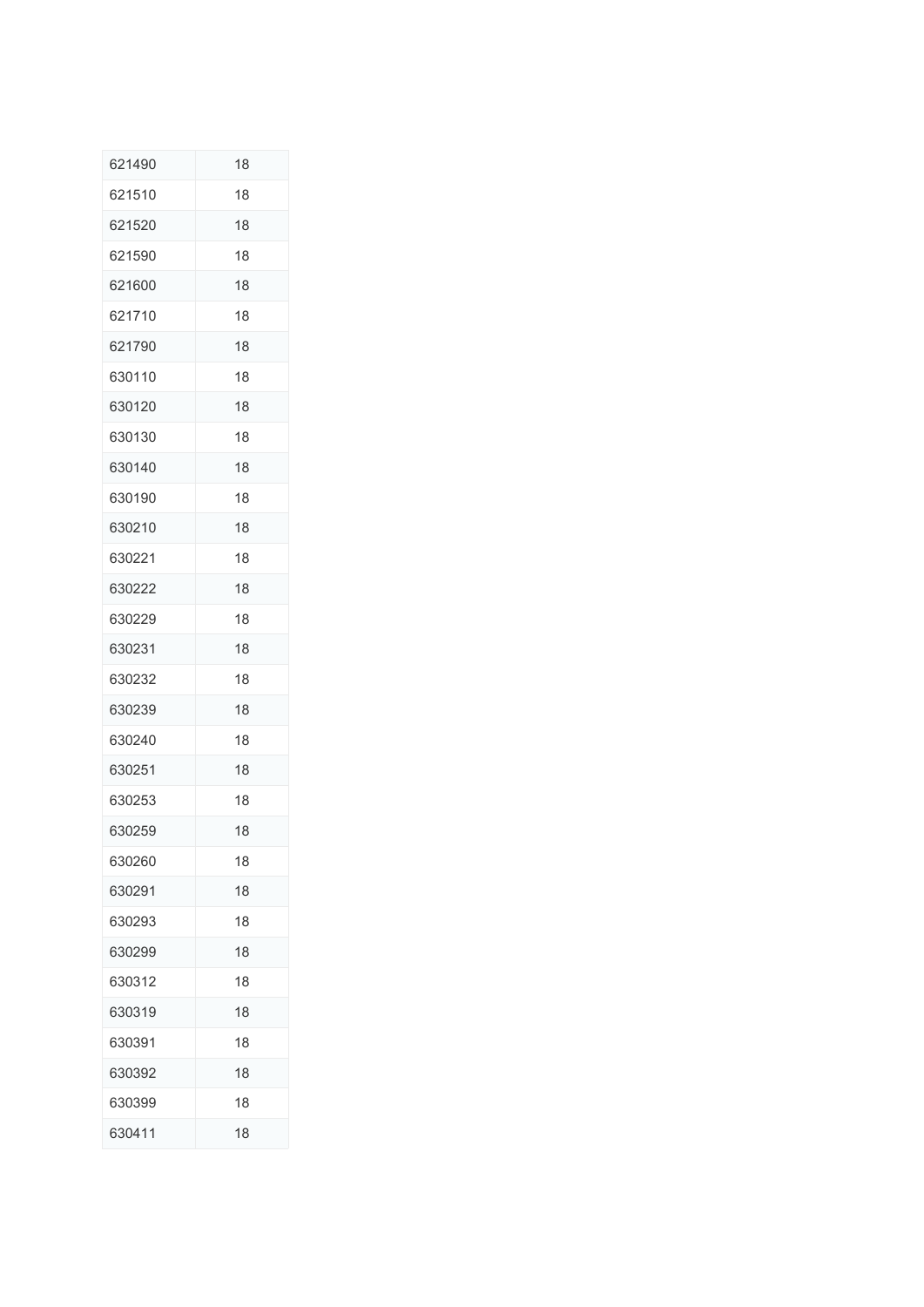| 621490 | 18 |
|---|---|
| 621510 | 18 |
| 621520 | 18 |
| 621590 | 18 |
| 621600 | 18 |
| 621710 | 18 |
| 621790 | 18 |
| 630110 | 18 |
| 630120 | 18 |
| 630130 | 18 |
| 630140 | 18 |
| 630190 | 18 |
| 630210 | 18 |
| 630221 | 18 |
| 630222 | 18 |
| 630229 | 18 |
| 630231 | 18 |
| 630232 | 18 |
| 630239 | 18 |
| 630240 | 18 |
| 630251 | 18 |
| 630253 | 18 |
| 630259 | 18 |
| 630260 | 18 |
| 630291 | 18 |
| 630293 | 18 |
| 630299 | 18 |
| 630312 | 18 |
| 630319 | 18 |
| 630391 | 18 |
| 630392 | 18 |
| 630399 | 18 |
| 630411 | 18 |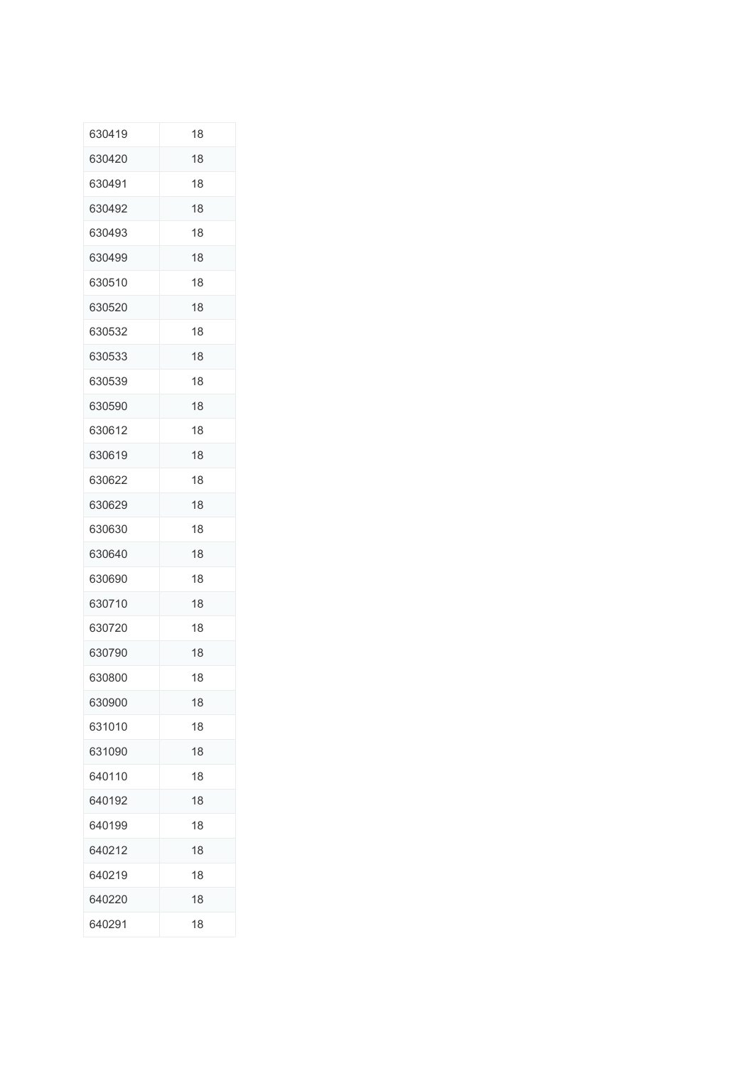| | |
|---|---|
| 630419 | 18 |
| 630420 | 18 |
| 630491 | 18 |
| 630492 | 18 |
| 630493 | 18 |
| 630499 | 18 |
| 630510 | 18 |
| 630520 | 18 |
| 630532 | 18 |
| 630533 | 18 |
| 630539 | 18 |
| 630590 | 18 |
| 630612 | 18 |
| 630619 | 18 |
| 630622 | 18 |
| 630629 | 18 |
| 630630 | 18 |
| 630640 | 18 |
| 630690 | 18 |
| 630710 | 18 |
| 630720 | 18 |
| 630790 | 18 |
| 630800 | 18 |
| 630900 | 18 |
| 631010 | 18 |
| 631090 | 18 |
| 640110 | 18 |
| 640192 | 18 |
| 640199 | 18 |
| 640212 | 18 |
| 640219 | 18 |
| 640220 | 18 |
| 640291 | 18 |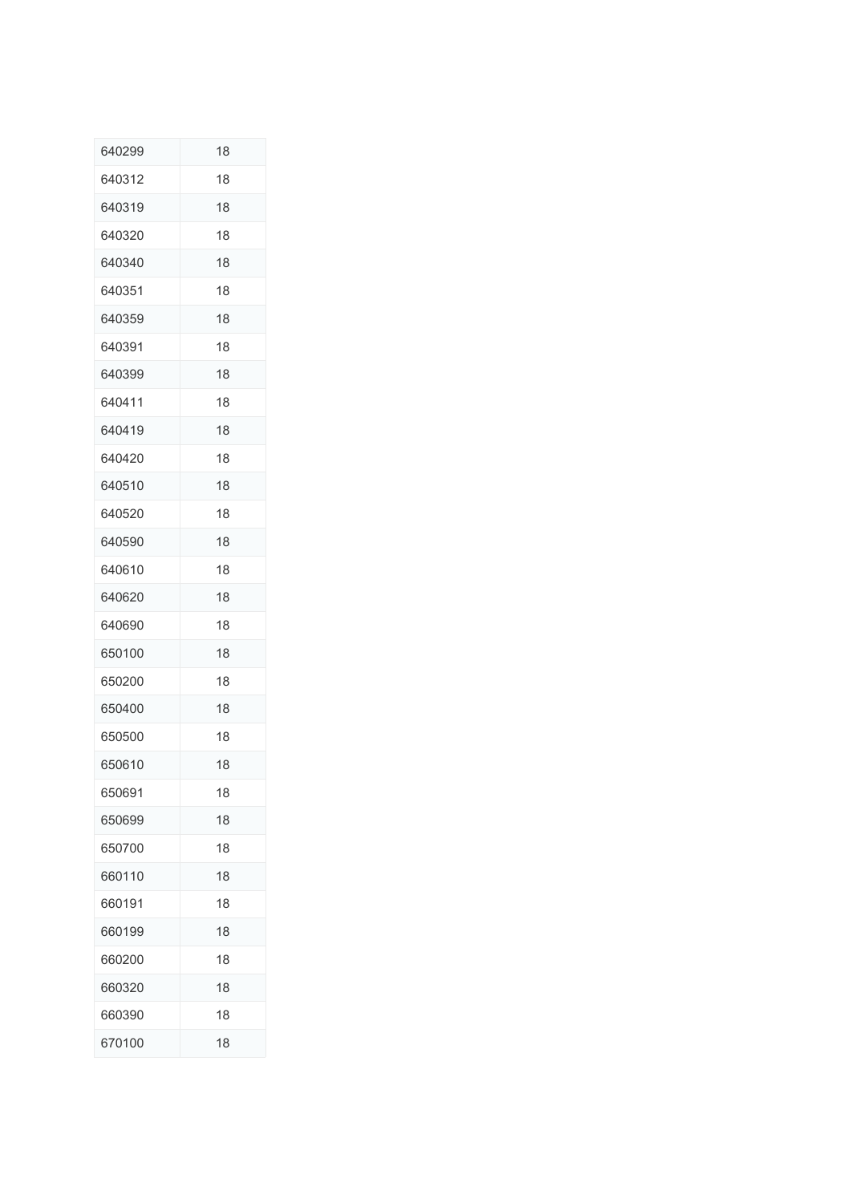| | |
|---|---|
| 640299 | 18 |
| 640312 | 18 |
| 640319 | 18 |
| 640320 | 18 |
| 640340 | 18 |
| 640351 | 18 |
| 640359 | 18 |
| 640391 | 18 |
| 640399 | 18 |
| 640411 | 18 |
| 640419 | 18 |
| 640420 | 18 |
| 640510 | 18 |
| 640520 | 18 |
| 640590 | 18 |
| 640610 | 18 |
| 640620 | 18 |
| 640690 | 18 |
| 650100 | 18 |
| 650200 | 18 |
| 650400 | 18 |
| 650500 | 18 |
| 650610 | 18 |
| 650691 | 18 |
| 650699 | 18 |
| 650700 | 18 |
| 660110 | 18 |
| 660191 | 18 |
| 660199 | 18 |
| 660200 | 18 |
| 660320 | 18 |
| 660390 | 18 |
| 670100 | 18 |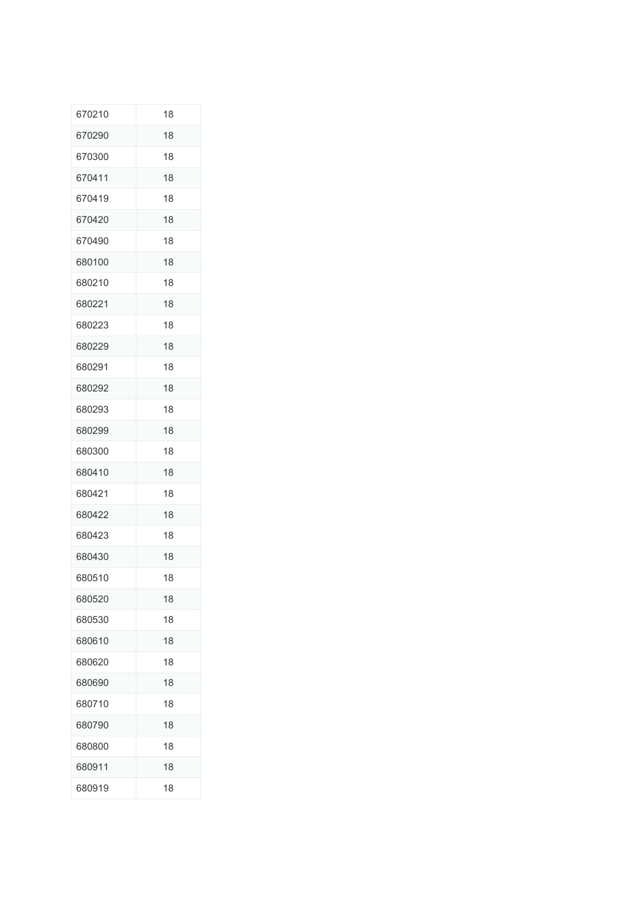| 670210 | 18 |
|---|---|
| 670290 | 18 |
| 670300 | 18 |
| 670411 | 18 |
| 670419 | 18 |
| 670420 | 18 |
| 670490 | 18 |
| 680100 | 18 |
| 680210 | 18 |
| 680221 | 18 |
| 680223 | 18 |
| 680229 | 18 |
| 680291 | 18 |
| 680292 | 18 |
| 680293 | 18 |
| 680299 | 18 |
| 680300 | 18 |
| 680410 | 18 |
| 680421 | 18 |
| 680422 | 18 |
| 680423 | 18 |
| 680430 | 18 |
| 680510 | 18 |
| 680520 | 18 |
| 680530 | 18 |
| 680610 | 18 |
| 680620 | 18 |
| 680690 | 18 |
| 680710 | 18 |
| 680790 | 18 |
| 680800 | 18 |
| 680911 | 18 |
| 680919 | 18 |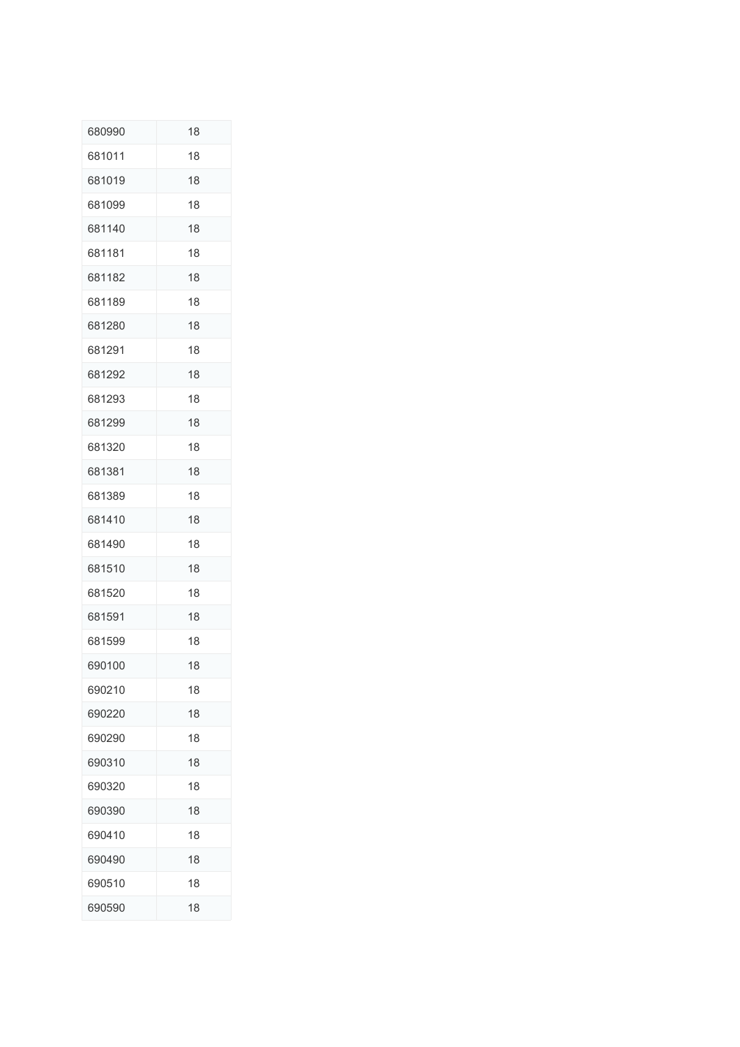| 680990 | 18 |
|---|---|
| 681011 | 18 |
| 681019 | 18 |
| 681099 | 18 |
| 681140 | 18 |
| 681181 | 18 |
| 681182 | 18 |
| 681189 | 18 |
| 681280 | 18 |
| 681291 | 18 |
| 681292 | 18 |
| 681293 | 18 |
| 681299 | 18 |
| 681320 | 18 |
| 681381 | 18 |
| 681389 | 18 |
| 681410 | 18 |
| 681490 | 18 |
| 681510 | 18 |
| 681520 | 18 |
| 681591 | 18 |
| 681599 | 18 |
| 690100 | 18 |
| 690210 | 18 |
| 690220 | 18 |
| 690290 | 18 |
| 690310 | 18 |
| 690320 | 18 |
| 690390 | 18 |
| 690410 | 18 |
| 690490 | 18 |
| 690510 | 18 |
| 690590 | 18 |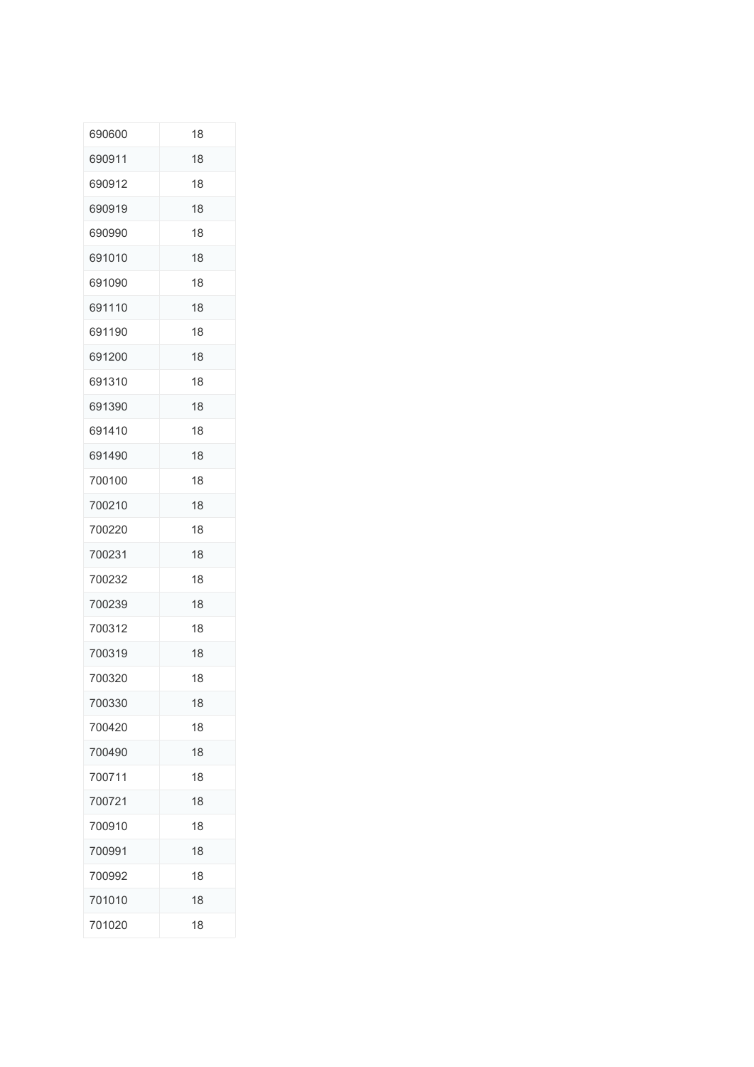| 690600 | 18 |
|---|---|
| 690911 | 18 |
| 690912 | 18 |
| 690919 | 18 |
| 690990 | 18 |
| 691010 | 18 |
| 691090 | 18 |
| 691110 | 18 |
| 691190 | 18 |
| 691200 | 18 |
| 691310 | 18 |
| 691390 | 18 |
| 691410 | 18 |
| 691490 | 18 |
| 700100 | 18 |
| 700210 | 18 |
| 700220 | 18 |
| 700231 | 18 |
| 700232 | 18 |
| 700239 | 18 |
| 700312 | 18 |
| 700319 | 18 |
| 700320 | 18 |
| 700330 | 18 |
| 700420 | 18 |
| 700490 | 18 |
| 700711 | 18 |
| 700721 | 18 |
| 700910 | 18 |
| 700991 | 18 |
| 700992 | 18 |
| 701010 | 18 |
| 701020 | 18 |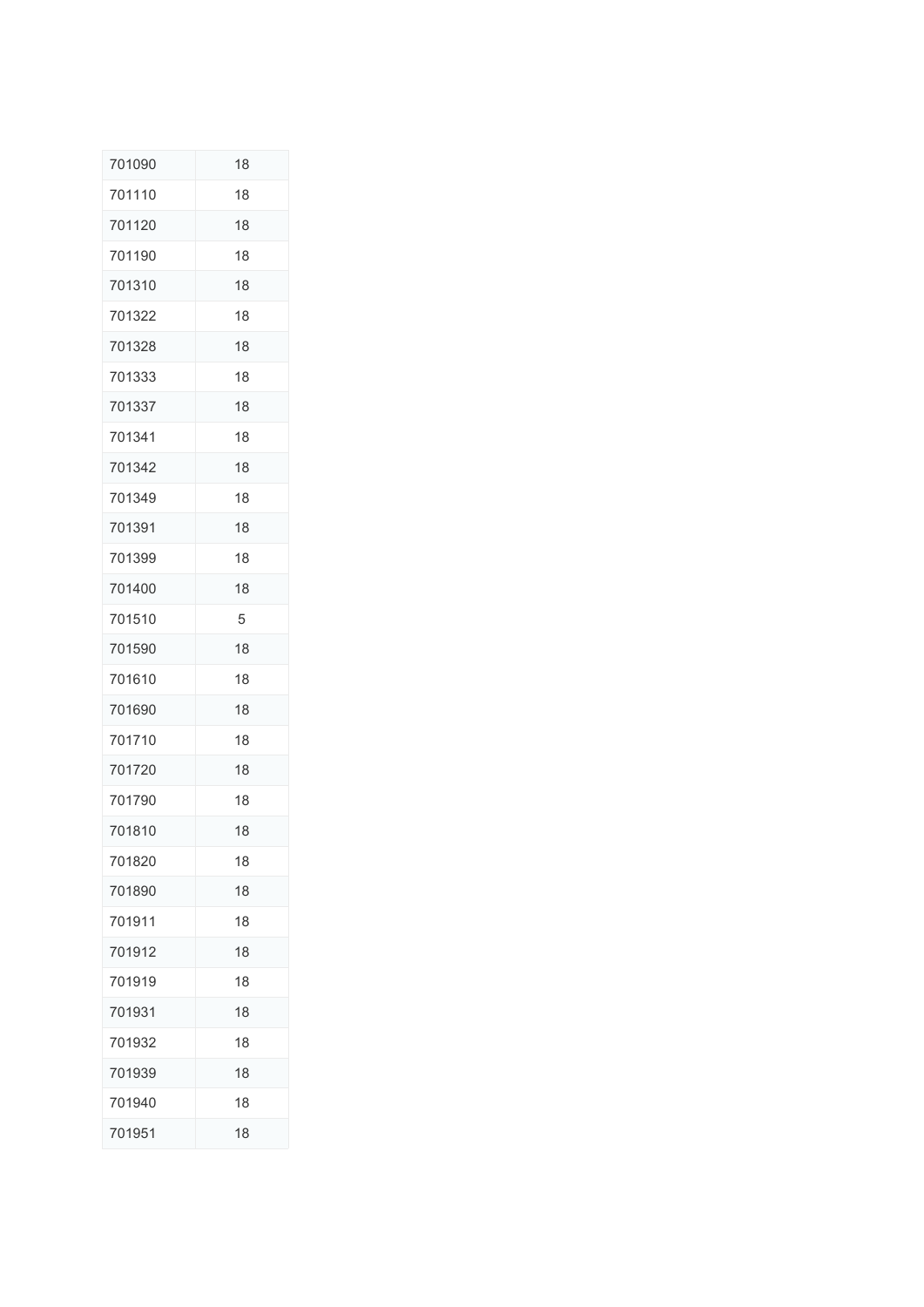| 701090 | 18 |
|---|---|
| 701110 | 18 |
| 701120 | 18 |
| 701190 | 18 |
| 701310 | 18 |
| 701322 | 18 |
| 701328 | 18 |
| 701333 | 18 |
| 701337 | 18 |
| 701341 | 18 |
| 701342 | 18 |
| 701349 | 18 |
| 701391 | 18 |
| 701399 | 18 |
| 701400 | 18 |
| 701510 | 5 |
| 701590 | 18 |
| 701610 | 18 |
| 701690 | 18 |
| 701710 | 18 |
| 701720 | 18 |
| 701790 | 18 |
| 701810 | 18 |
| 701820 | 18 |
| 701890 | 18 |
| 701911 | 18 |
| 701912 | 18 |
| 701919 | 18 |
| 701931 | 18 |
| 701932 | 18 |
| 701939 | 18 |
| 701940 | 18 |
| 701951 | 18 |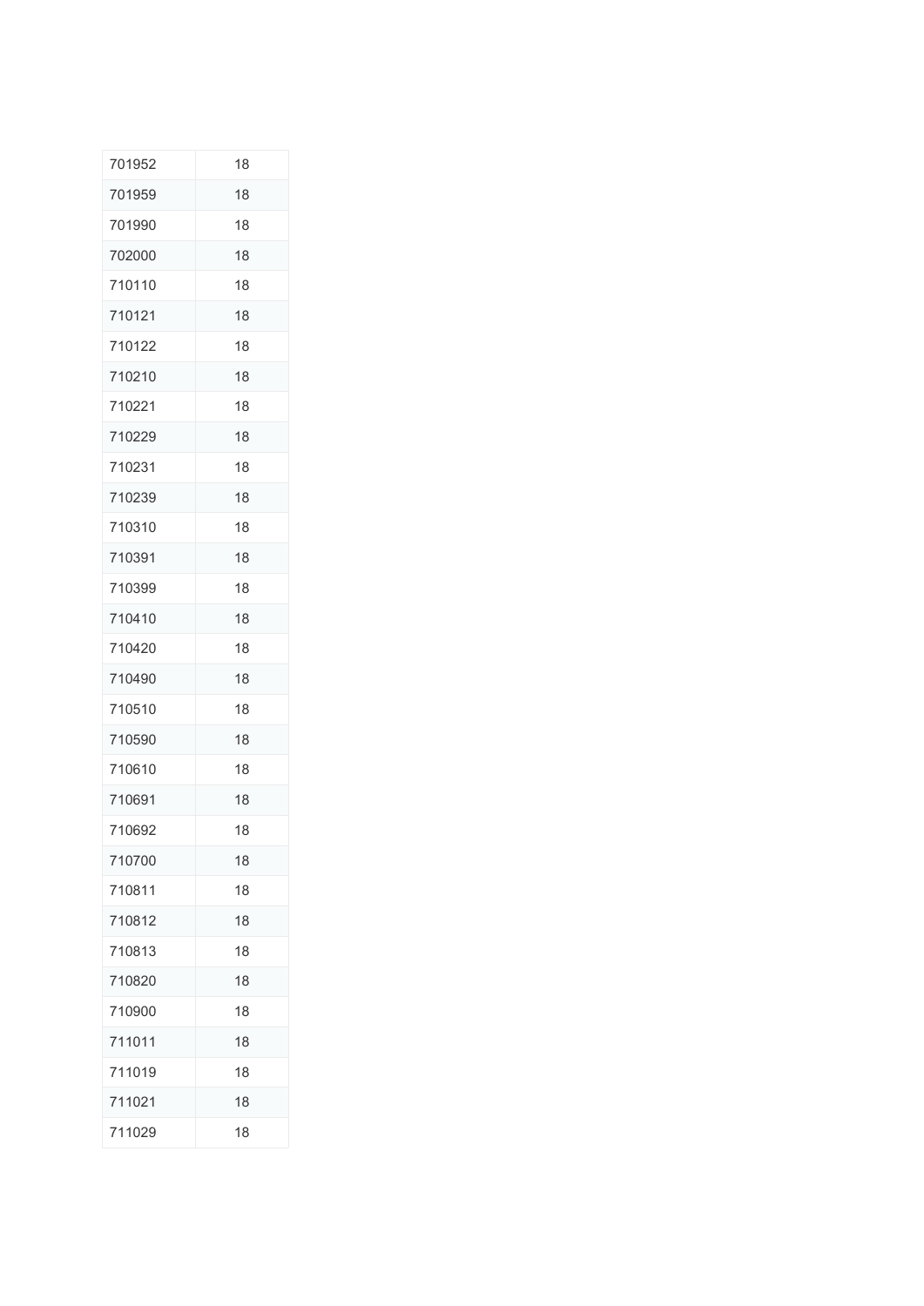| | |
|---|---|
| 701952 | 18 |
| 701959 | 18 |
| 701990 | 18 |
| 702000 | 18 |
| 710110 | 18 |
| 710121 | 18 |
| 710122 | 18 |
| 710210 | 18 |
| 710221 | 18 |
| 710229 | 18 |
| 710231 | 18 |
| 710239 | 18 |
| 710310 | 18 |
| 710391 | 18 |
| 710399 | 18 |
| 710410 | 18 |
| 710420 | 18 |
| 710490 | 18 |
| 710510 | 18 |
| 710590 | 18 |
| 710610 | 18 |
| 710691 | 18 |
| 710692 | 18 |
| 710700 | 18 |
| 710811 | 18 |
| 710812 | 18 |
| 710813 | 18 |
| 710820 | 18 |
| 710900 | 18 |
| 711011 | 18 |
| 711019 | 18 |
| 711021 | 18 |
| 711029 | 18 |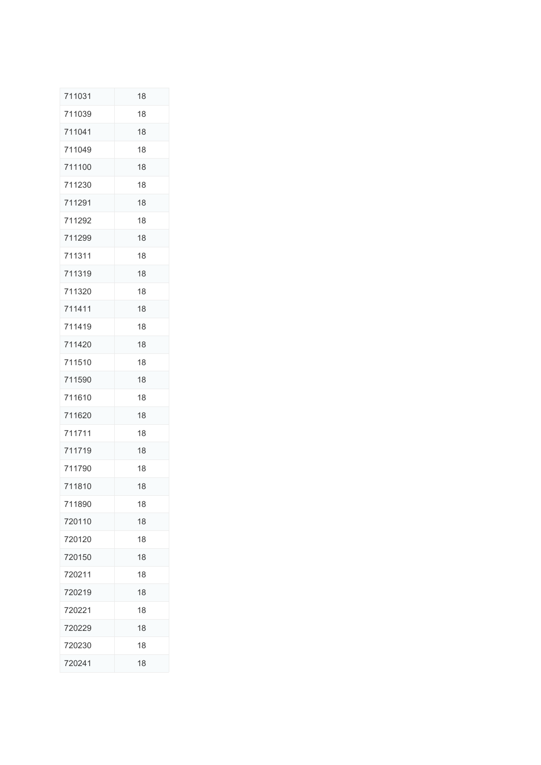| 711031 | 18 |
|---|---|
| 711039 | 18 |
| 711041 | 18 |
| 711049 | 18 |
| 711100 | 18 |
| 711230 | 18 |
| 711291 | 18 |
| 711292 | 18 |
| 711299 | 18 |
| 711311 | 18 |
| 711319 | 18 |
| 711320 | 18 |
| 711411 | 18 |
| 711419 | 18 |
| 711420 | 18 |
| 711510 | 18 |
| 711590 | 18 |
| 711610 | 18 |
| 711620 | 18 |
| 711711 | 18 |
| 711719 | 18 |
| 711790 | 18 |
| 711810 | 18 |
| 711890 | 18 |
| 720110 | 18 |
| 720120 | 18 |
| 720150 | 18 |
| 720211 | 18 |
| 720219 | 18 |
| 720221 | 18 |
| 720229 | 18 |
| 720230 | 18 |
| 720241 | 18 |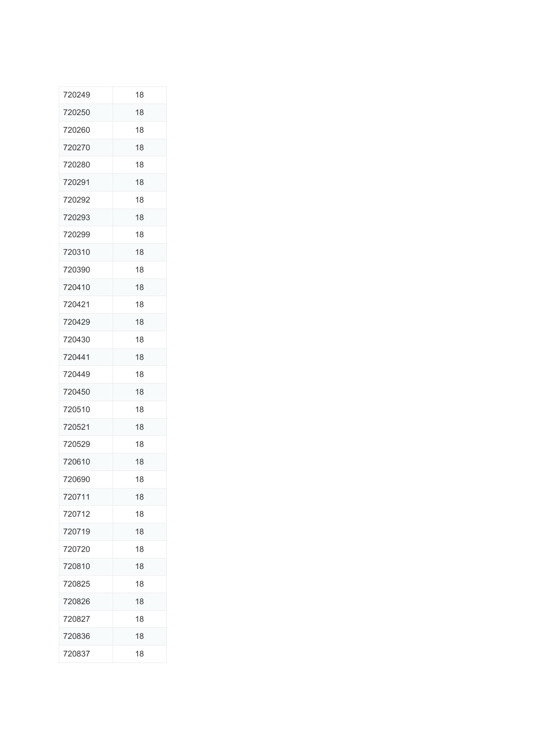| | |
|---|---|
| 720249 | 18 |
| 720250 | 18 |
| 720260 | 18 |
| 720270 | 18 |
| 720280 | 18 |
| 720291 | 18 |
| 720292 | 18 |
| 720293 | 18 |
| 720299 | 18 |
| 720310 | 18 |
| 720390 | 18 |
| 720410 | 18 |
| 720421 | 18 |
| 720429 | 18 |
| 720430 | 18 |
| 720441 | 18 |
| 720449 | 18 |
| 720450 | 18 |
| 720510 | 18 |
| 720521 | 18 |
| 720529 | 18 |
| 720610 | 18 |
| 720690 | 18 |
| 720711 | 18 |
| 720712 | 18 |
| 720719 | 18 |
| 720720 | 18 |
| 720810 | 18 |
| 720825 | 18 |
| 720826 | 18 |
| 720827 | 18 |
| 720836 | 18 |
| 720837 | 18 |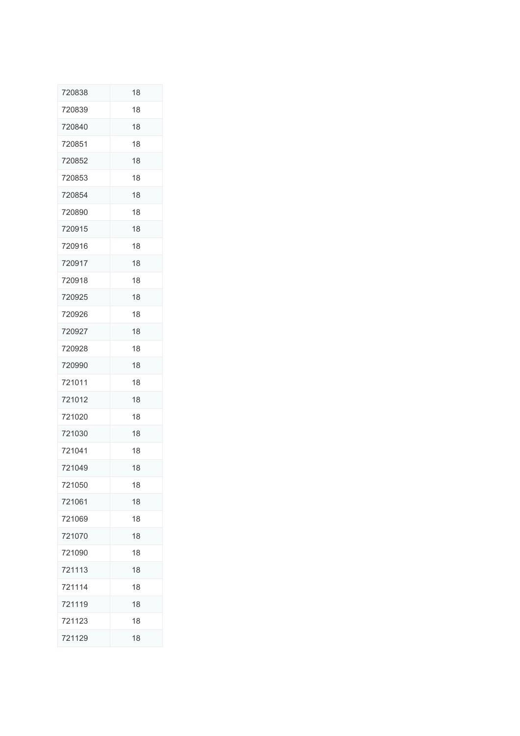| | |
|---|---|
| 720838 | 18 |
| 720839 | 18 |
| 720840 | 18 |
| 720851 | 18 |
| 720852 | 18 |
| 720853 | 18 |
| 720854 | 18 |
| 720890 | 18 |
| 720915 | 18 |
| 720916 | 18 |
| 720917 | 18 |
| 720918 | 18 |
| 720925 | 18 |
| 720926 | 18 |
| 720927 | 18 |
| 720928 | 18 |
| 720990 | 18 |
| 721011 | 18 |
| 721012 | 18 |
| 721020 | 18 |
| 721030 | 18 |
| 721041 | 18 |
| 721049 | 18 |
| 721050 | 18 |
| 721061 | 18 |
| 721069 | 18 |
| 721070 | 18 |
| 721090 | 18 |
| 721113 | 18 |
| 721114 | 18 |
| 721119 | 18 |
| 721123 | 18 |
| 721129 | 18 |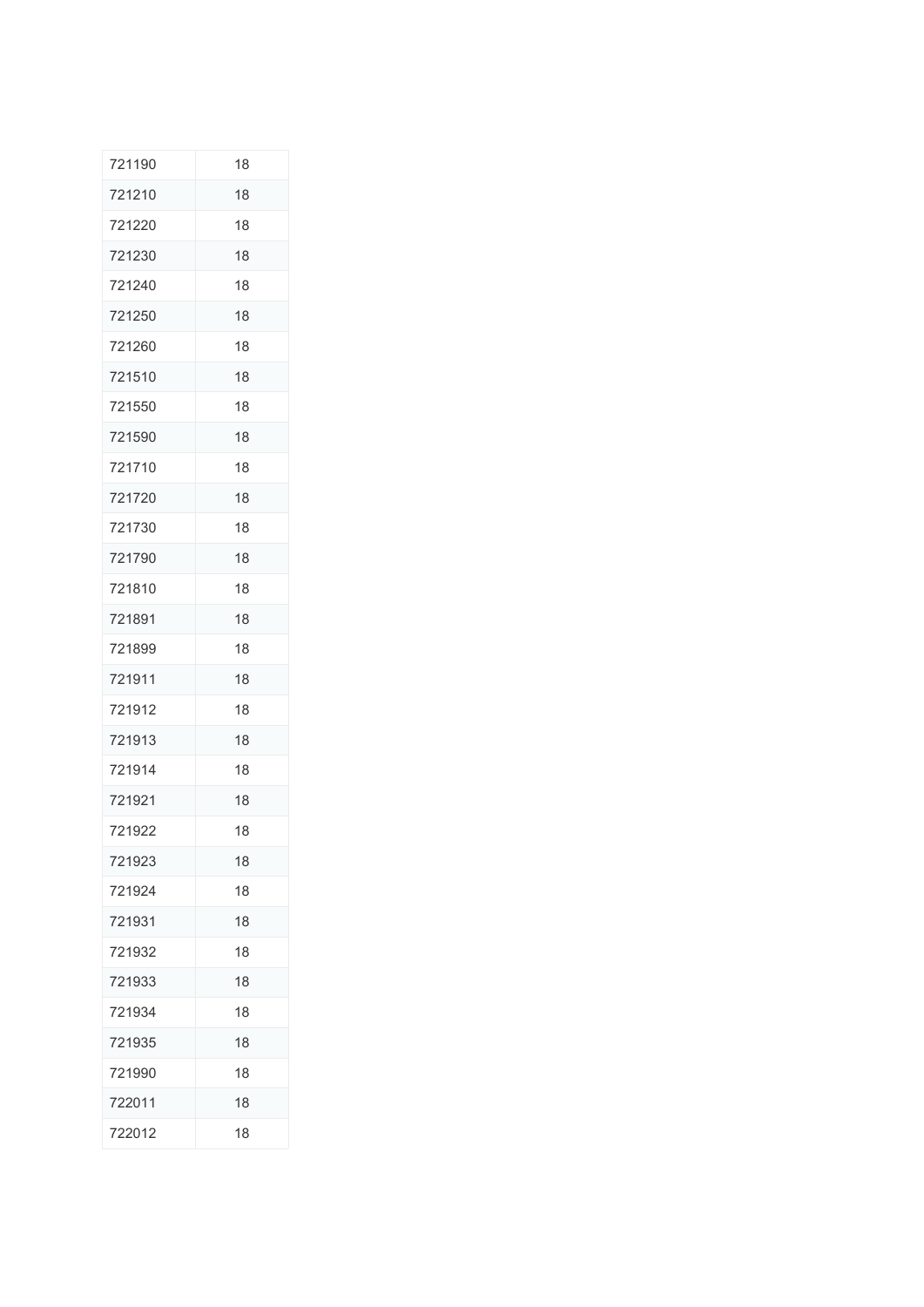| | |
|---|---|
| 721190 | 18 |
| 721210 | 18 |
| 721220 | 18 |
| 721230 | 18 |
| 721240 | 18 |
| 721250 | 18 |
| 721260 | 18 |
| 721510 | 18 |
| 721550 | 18 |
| 721590 | 18 |
| 721710 | 18 |
| 721720 | 18 |
| 721730 | 18 |
| 721790 | 18 |
| 721810 | 18 |
| 721891 | 18 |
| 721899 | 18 |
| 721911 | 18 |
| 721912 | 18 |
| 721913 | 18 |
| 721914 | 18 |
| 721921 | 18 |
| 721922 | 18 |
| 721923 | 18 |
| 721924 | 18 |
| 721931 | 18 |
| 721932 | 18 |
| 721933 | 18 |
| 721934 | 18 |
| 721935 | 18 |
| 721990 | 18 |
| 722011 | 18 |
| 722012 | 18 |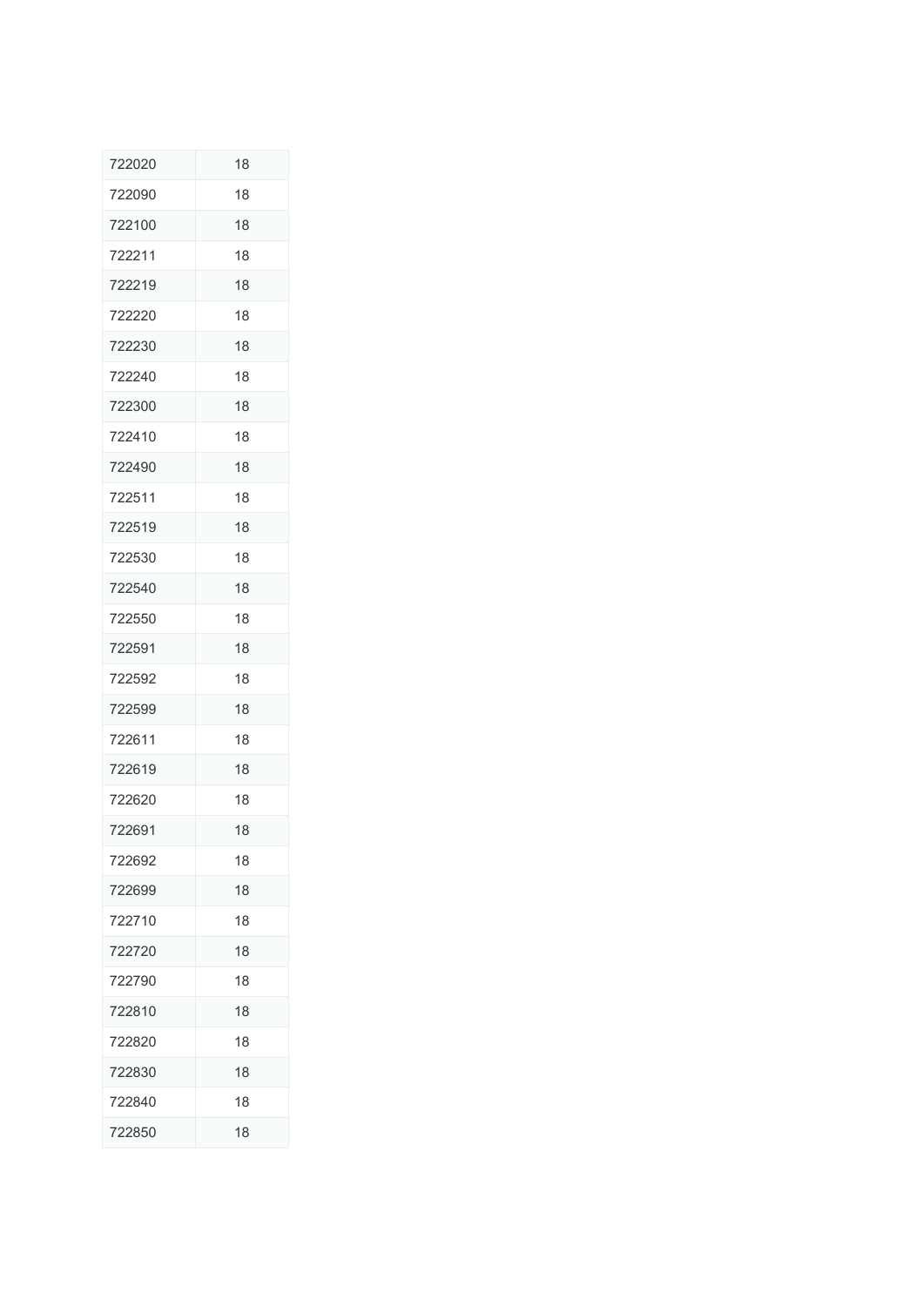| | |
|---|---|
| 722020 | 18 |
| 722090 | 18 |
| 722100 | 18 |
| 722211 | 18 |
| 722219 | 18 |
| 722220 | 18 |
| 722230 | 18 |
| 722240 | 18 |
| 722300 | 18 |
| 722410 | 18 |
| 722490 | 18 |
| 722511 | 18 |
| 722519 | 18 |
| 722530 | 18 |
| 722540 | 18 |
| 722550 | 18 |
| 722591 | 18 |
| 722592 | 18 |
| 722599 | 18 |
| 722611 | 18 |
| 722619 | 18 |
| 722620 | 18 |
| 722691 | 18 |
| 722692 | 18 |
| 722699 | 18 |
| 722710 | 18 |
| 722720 | 18 |
| 722790 | 18 |
| 722810 | 18 |
| 722820 | 18 |
| 722830 | 18 |
| 722840 | 18 |
| 722850 | 18 |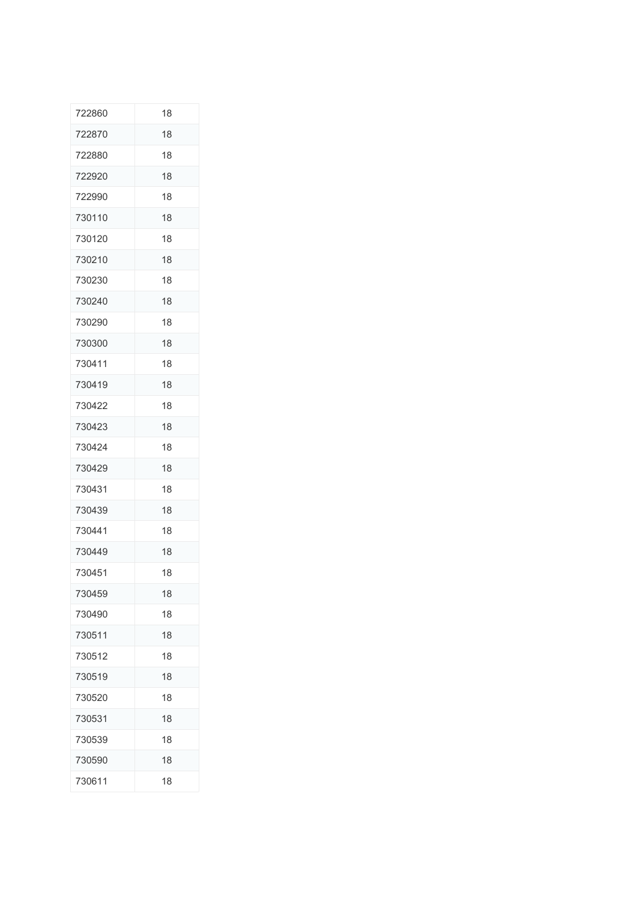| 722860 | 18 |
|---|---|
| 722870 | 18 |
| 722880 | 18 |
| 722920 | 18 |
| 722990 | 18 |
| 730110 | 18 |
| 730120 | 18 |
| 730210 | 18 |
| 730230 | 18 |
| 730240 | 18 |
| 730290 | 18 |
| 730300 | 18 |
| 730411 | 18 |
| 730419 | 18 |
| 730422 | 18 |
| 730423 | 18 |
| 730424 | 18 |
| 730429 | 18 |
| 730431 | 18 |
| 730439 | 18 |
| 730441 | 18 |
| 730449 | 18 |
| 730451 | 18 |
| 730459 | 18 |
| 730490 | 18 |
| 730511 | 18 |
| 730512 | 18 |
| 730519 | 18 |
| 730520 | 18 |
| 730531 | 18 |
| 730539 | 18 |
| 730590 | 18 |
| 730611 | 18 |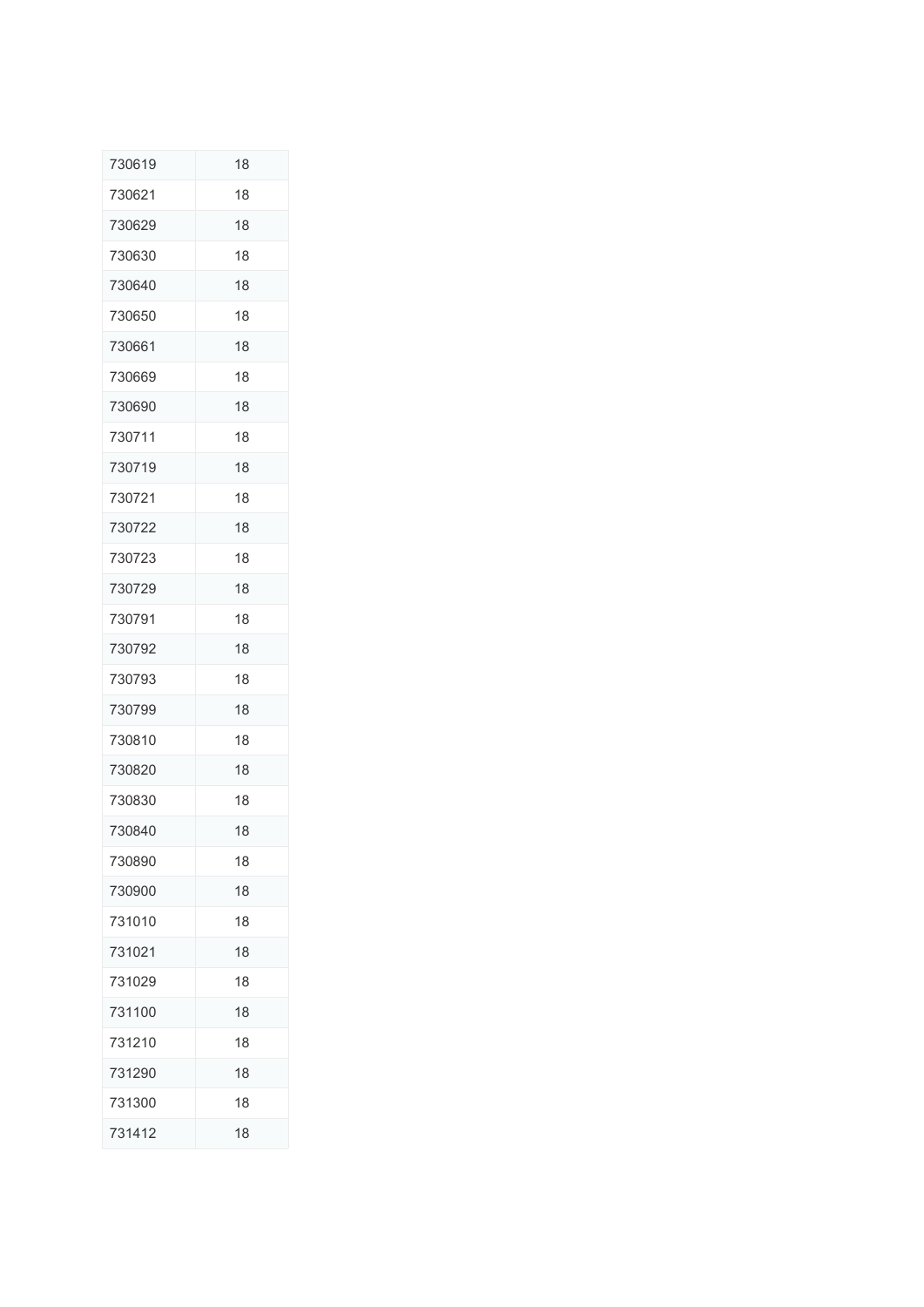| | |
|---|---|
| 730619 | 18 |
| 730621 | 18 |
| 730629 | 18 |
| 730630 | 18 |
| 730640 | 18 |
| 730650 | 18 |
| 730661 | 18 |
| 730669 | 18 |
| 730690 | 18 |
| 730711 | 18 |
| 730719 | 18 |
| 730721 | 18 |
| 730722 | 18 |
| 730723 | 18 |
| 730729 | 18 |
| 730791 | 18 |
| 730792 | 18 |
| 730793 | 18 |
| 730799 | 18 |
| 730810 | 18 |
| 730820 | 18 |
| 730830 | 18 |
| 730840 | 18 |
| 730890 | 18 |
| 730900 | 18 |
| 731010 | 18 |
| 731021 | 18 |
| 731029 | 18 |
| 731100 | 18 |
| 731210 | 18 |
| 731290 | 18 |
| 731300 | 18 |
| 731412 | 18 |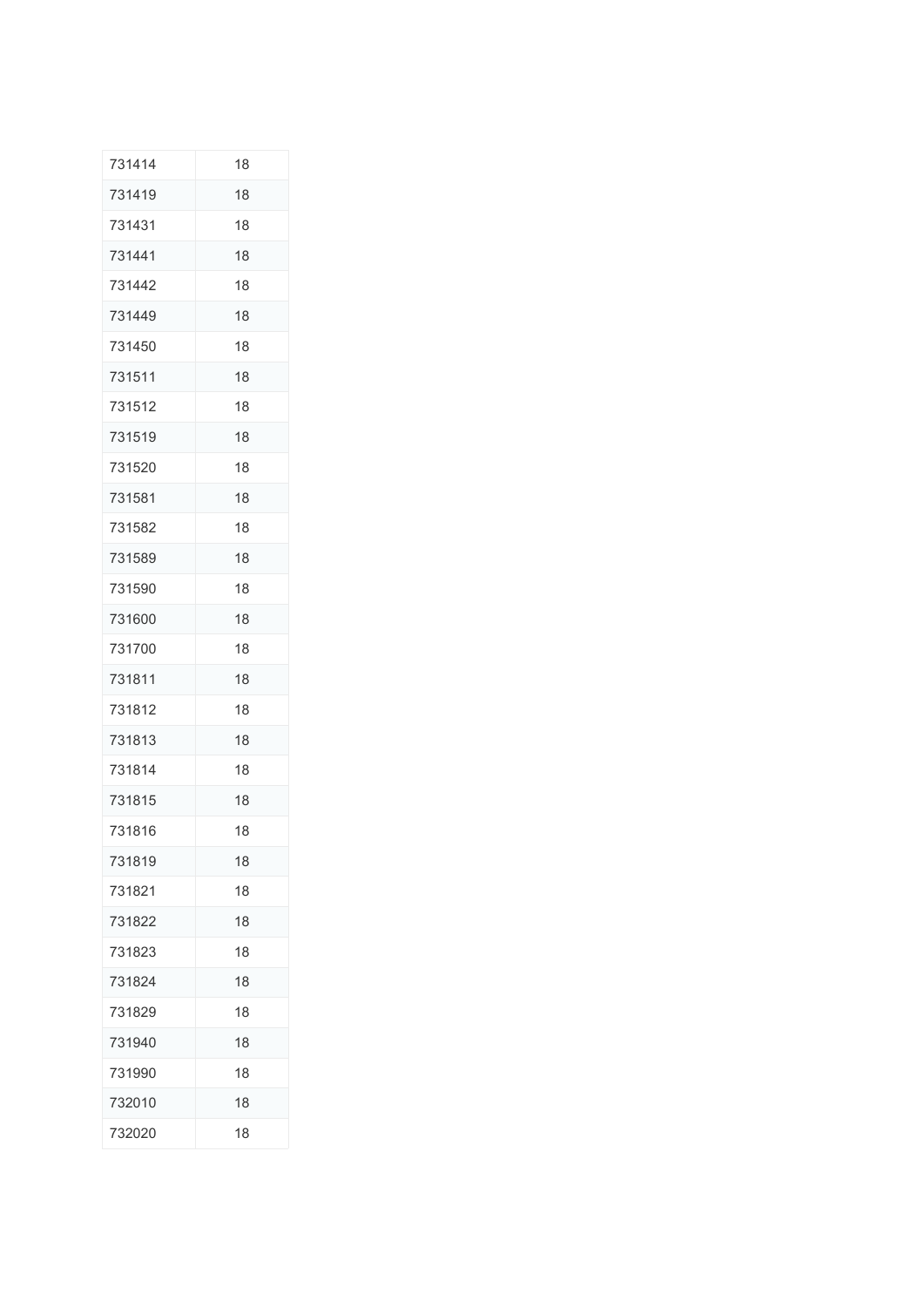| | |
|---|---|
| 731414 | 18 |
| 731419 | 18 |
| 731431 | 18 |
| 731441 | 18 |
| 731442 | 18 |
| 731449 | 18 |
| 731450 | 18 |
| 731511 | 18 |
| 731512 | 18 |
| 731519 | 18 |
| 731520 | 18 |
| 731581 | 18 |
| 731582 | 18 |
| 731589 | 18 |
| 731590 | 18 |
| 731600 | 18 |
| 731700 | 18 |
| 731811 | 18 |
| 731812 | 18 |
| 731813 | 18 |
| 731814 | 18 |
| 731815 | 18 |
| 731816 | 18 |
| 731819 | 18 |
| 731821 | 18 |
| 731822 | 18 |
| 731823 | 18 |
| 731824 | 18 |
| 731829 | 18 |
| 731940 | 18 |
| 731990 | 18 |
| 732010 | 18 |
| 732020 | 18 |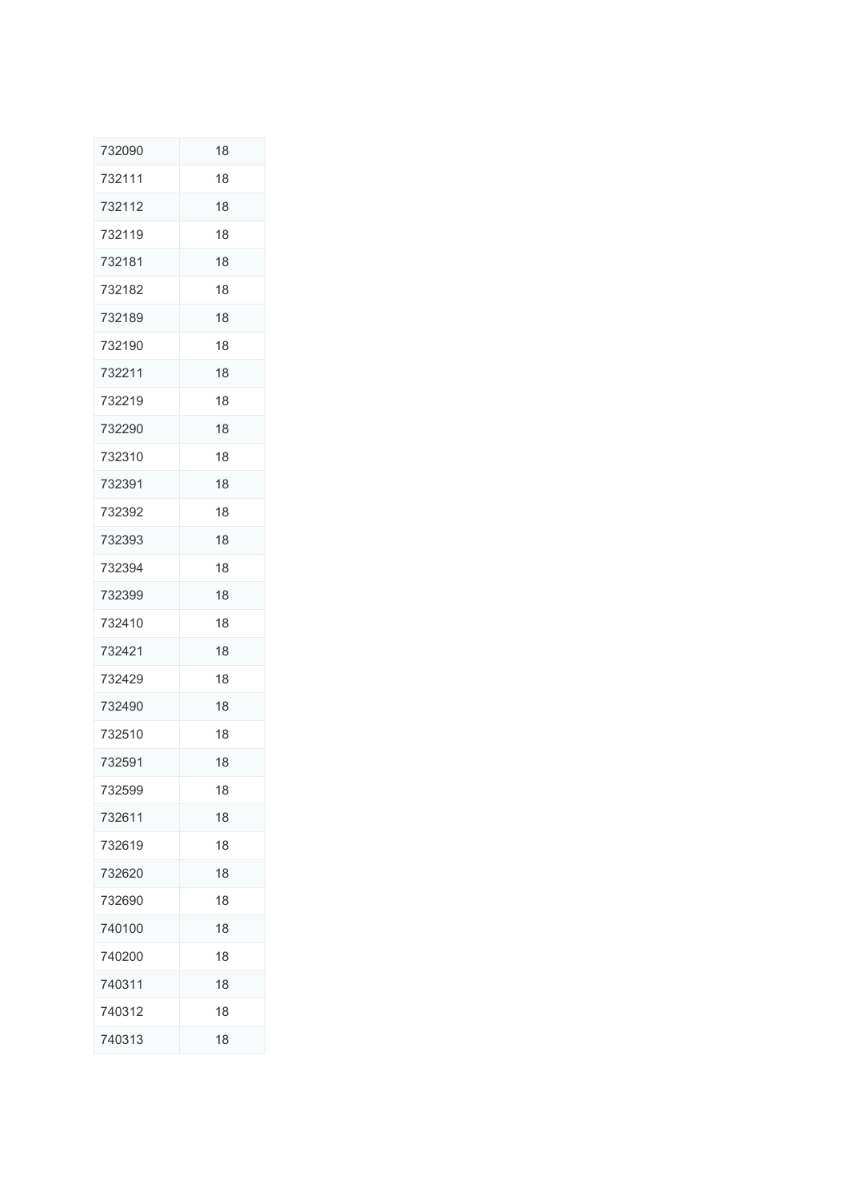| | |
|---|---|
| 732090 | 18 |
| 732111 | 18 |
| 732112 | 18 |
| 732119 | 18 |
| 732181 | 18 |
| 732182 | 18 |
| 732189 | 18 |
| 732190 | 18 |
| 732211 | 18 |
| 732219 | 18 |
| 732290 | 18 |
| 732310 | 18 |
| 732391 | 18 |
| 732392 | 18 |
| 732393 | 18 |
| 732394 | 18 |
| 732399 | 18 |
| 732410 | 18 |
| 732421 | 18 |
| 732429 | 18 |
| 732490 | 18 |
| 732510 | 18 |
| 732591 | 18 |
| 732599 | 18 |
| 732611 | 18 |
| 732619 | 18 |
| 732620 | 18 |
| 732690 | 18 |
| 740100 | 18 |
| 740200 | 18 |
| 740311 | 18 |
| 740312 | 18 |
| 740313 | 18 |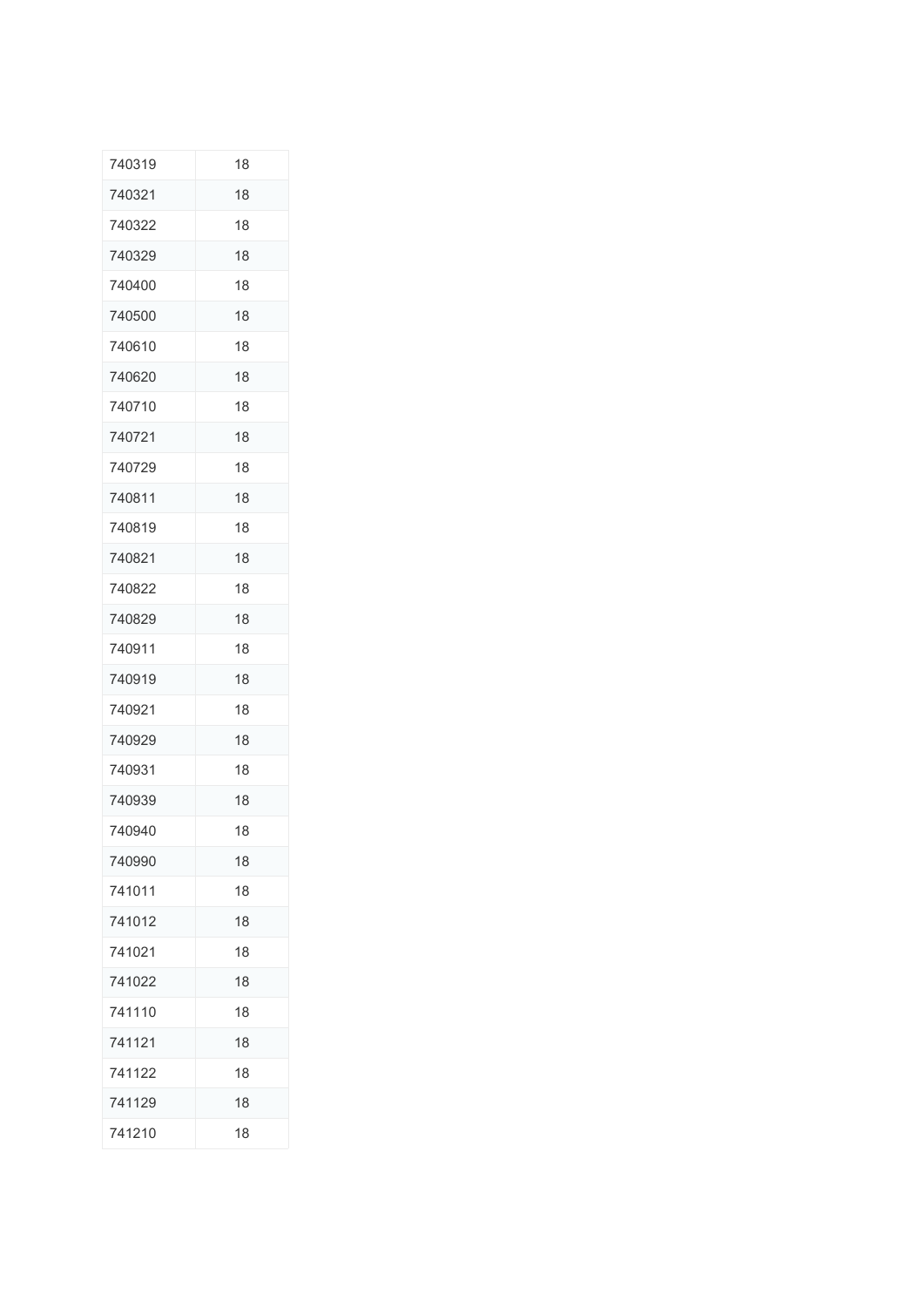| 740319 | 18 |
|---|---|
| 740321 | 18 |
| 740322 | 18 |
| 740329 | 18 |
| 740400 | 18 |
| 740500 | 18 |
| 740610 | 18 |
| 740620 | 18 |
| 740710 | 18 |
| 740721 | 18 |
| 740729 | 18 |
| 740811 | 18 |
| 740819 | 18 |
| 740821 | 18 |
| 740822 | 18 |
| 740829 | 18 |
| 740911 | 18 |
| 740919 | 18 |
| 740921 | 18 |
| 740929 | 18 |
| 740931 | 18 |
| 740939 | 18 |
| 740940 | 18 |
| 740990 | 18 |
| 741011 | 18 |
| 741012 | 18 |
| 741021 | 18 |
| 741022 | 18 |
| 741110 | 18 |
| 741121 | 18 |
| 741122 | 18 |
| 741129 | 18 |
| 741210 | 18 |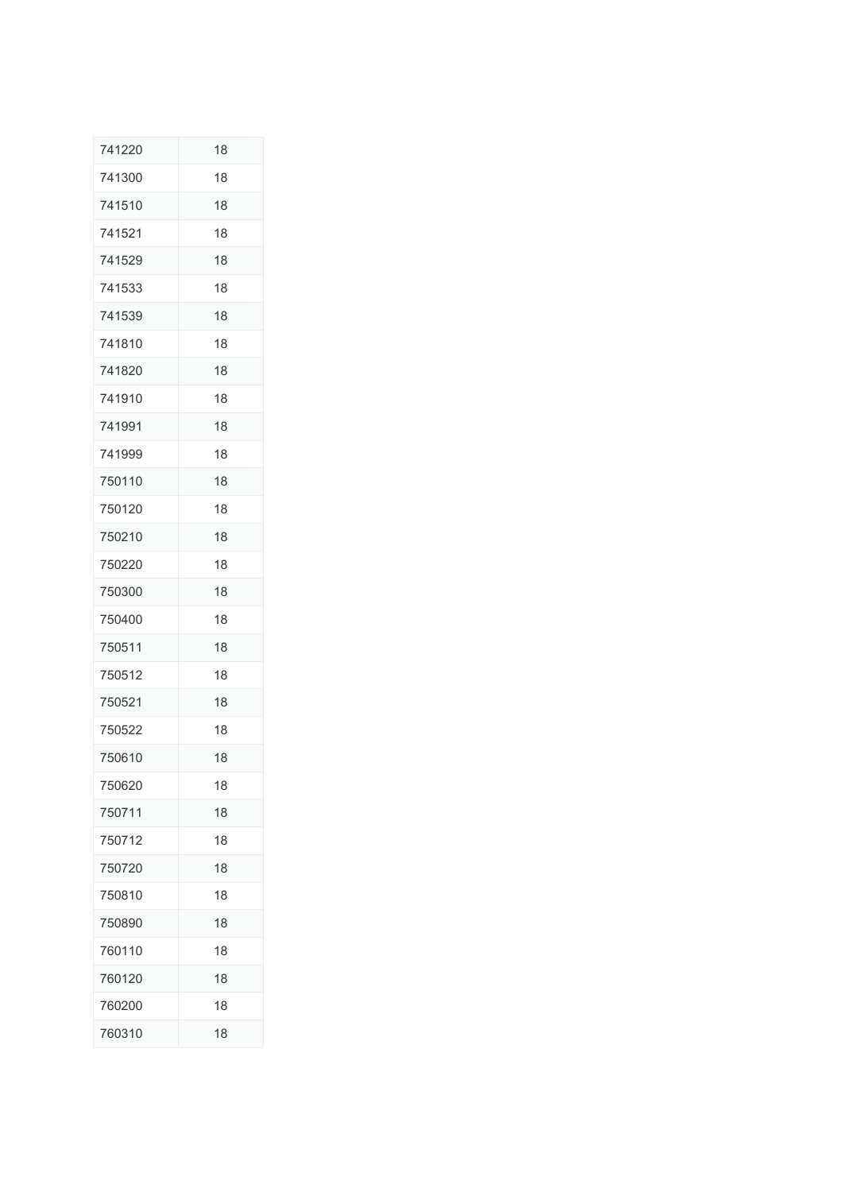| | |
|---|---|
| 741220 | 18 |
| 741300 | 18 |
| 741510 | 18 |
| 741521 | 18 |
| 741529 | 18 |
| 741533 | 18 |
| 741539 | 18 |
| 741810 | 18 |
| 741820 | 18 |
| 741910 | 18 |
| 741991 | 18 |
| 741999 | 18 |
| 750110 | 18 |
| 750120 | 18 |
| 750210 | 18 |
| 750220 | 18 |
| 750300 | 18 |
| 750400 | 18 |
| 750511 | 18 |
| 750512 | 18 |
| 750521 | 18 |
| 750522 | 18 |
| 750610 | 18 |
| 750620 | 18 |
| 750711 | 18 |
| 750712 | 18 |
| 750720 | 18 |
| 750810 | 18 |
| 750890 | 18 |
| 760110 | 18 |
| 760120 | 18 |
| 760200 | 18 |
| 760310 | 18 |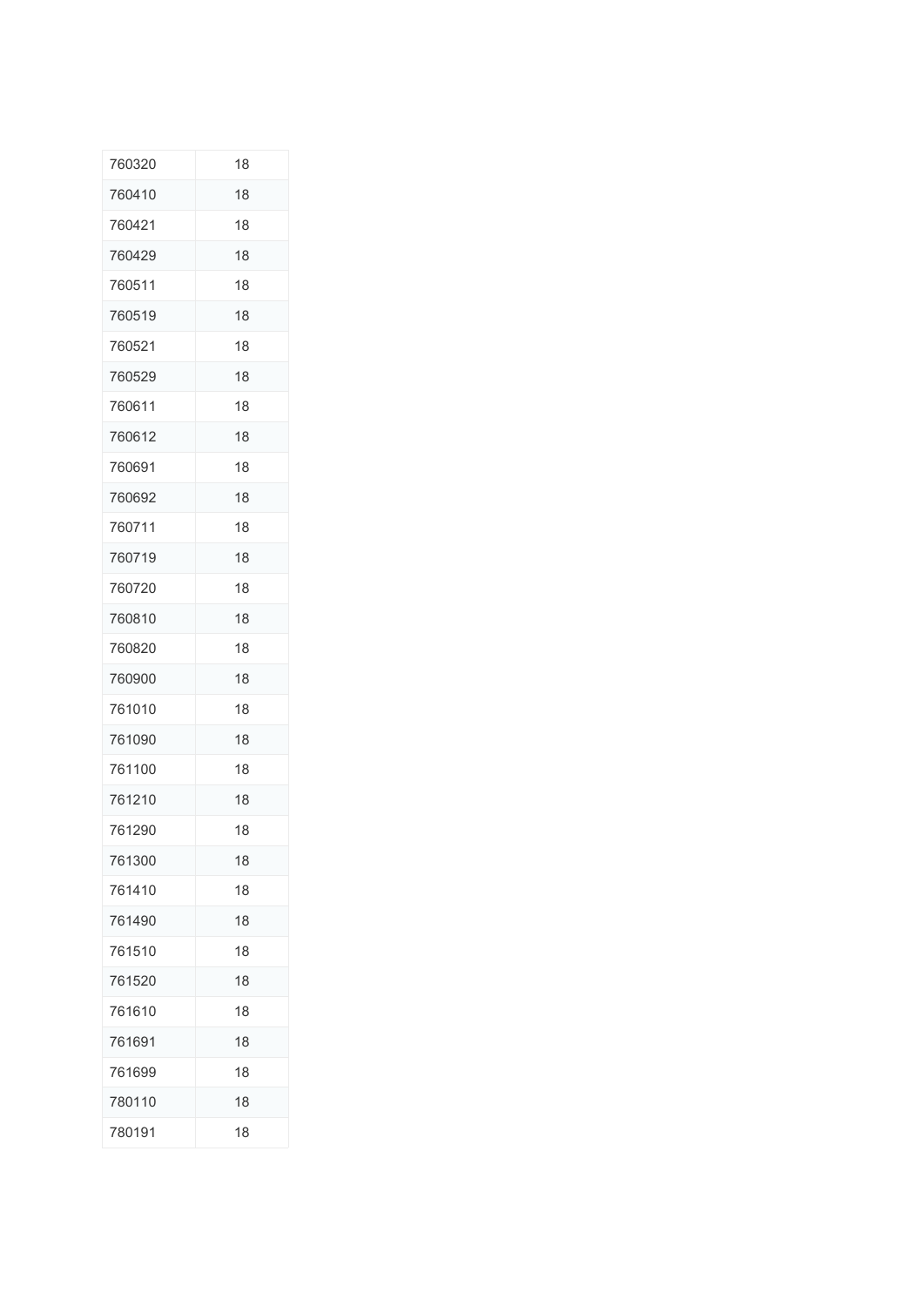| | |
|---|---|
| 760320 | 18 |
| 760410 | 18 |
| 760421 | 18 |
| 760429 | 18 |
| 760511 | 18 |
| 760519 | 18 |
| 760521 | 18 |
| 760529 | 18 |
| 760611 | 18 |
| 760612 | 18 |
| 760691 | 18 |
| 760692 | 18 |
| 760711 | 18 |
| 760719 | 18 |
| 760720 | 18 |
| 760810 | 18 |
| 760820 | 18 |
| 760900 | 18 |
| 761010 | 18 |
| 761090 | 18 |
| 761100 | 18 |
| 761210 | 18 |
| 761290 | 18 |
| 761300 | 18 |
| 761410 | 18 |
| 761490 | 18 |
| 761510 | 18 |
| 761520 | 18 |
| 761610 | 18 |
| 761691 | 18 |
| 761699 | 18 |
| 780110 | 18 |
| 780191 | 18 |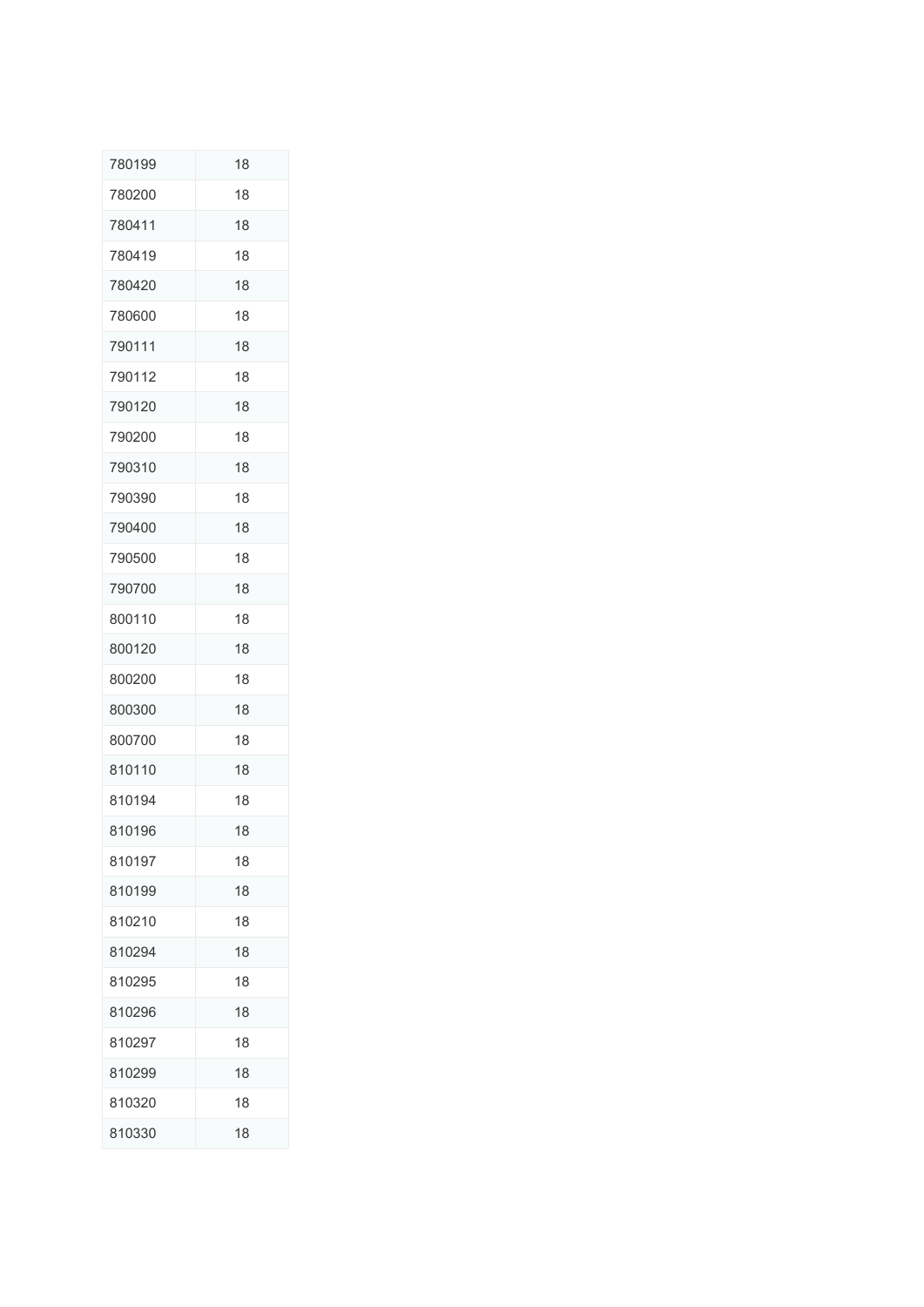| | |
|---|---|
| 780199 | 18 |
| 780200 | 18 |
| 780411 | 18 |
| 780419 | 18 |
| 780420 | 18 |
| 780600 | 18 |
| 790111 | 18 |
| 790112 | 18 |
| 790120 | 18 |
| 790200 | 18 |
| 790310 | 18 |
| 790390 | 18 |
| 790400 | 18 |
| 790500 | 18 |
| 790700 | 18 |
| 800110 | 18 |
| 800120 | 18 |
| 800200 | 18 |
| 800300 | 18 |
| 800700 | 18 |
| 810110 | 18 |
| 810194 | 18 |
| 810196 | 18 |
| 810197 | 18 |
| 810199 | 18 |
| 810210 | 18 |
| 810294 | 18 |
| 810295 | 18 |
| 810296 | 18 |
| 810297 | 18 |
| 810299 | 18 |
| 810320 | 18 |
| 810330 | 18 |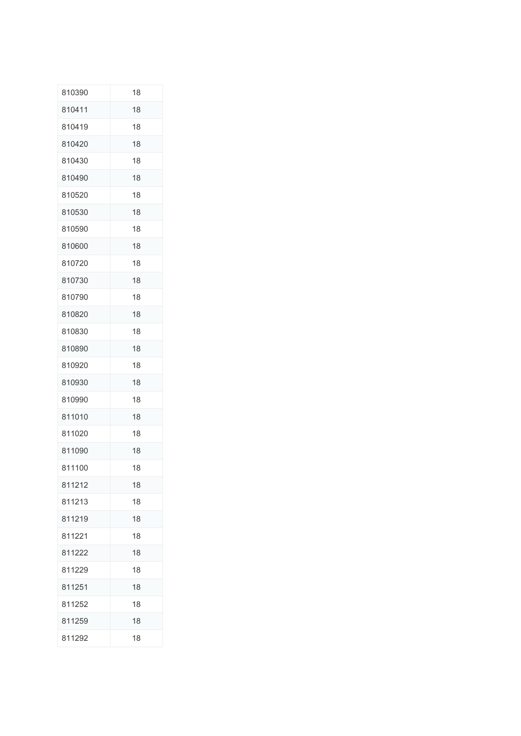| | |
|---|---|
| 810390 | 18 |
| 810411 | 18 |
| 810419 | 18 |
| 810420 | 18 |
| 810430 | 18 |
| 810490 | 18 |
| 810520 | 18 |
| 810530 | 18 |
| 810590 | 18 |
| 810600 | 18 |
| 810720 | 18 |
| 810730 | 18 |
| 810790 | 18 |
| 810820 | 18 |
| 810830 | 18 |
| 810890 | 18 |
| 810920 | 18 |
| 810930 | 18 |
| 810990 | 18 |
| 811010 | 18 |
| 811020 | 18 |
| 811090 | 18 |
| 811100 | 18 |
| 811212 | 18 |
| 811213 | 18 |
| 811219 | 18 |
| 811221 | 18 |
| 811222 | 18 |
| 811229 | 18 |
| 811251 | 18 |
| 811252 | 18 |
| 811259 | 18 |
| 811292 | 18 |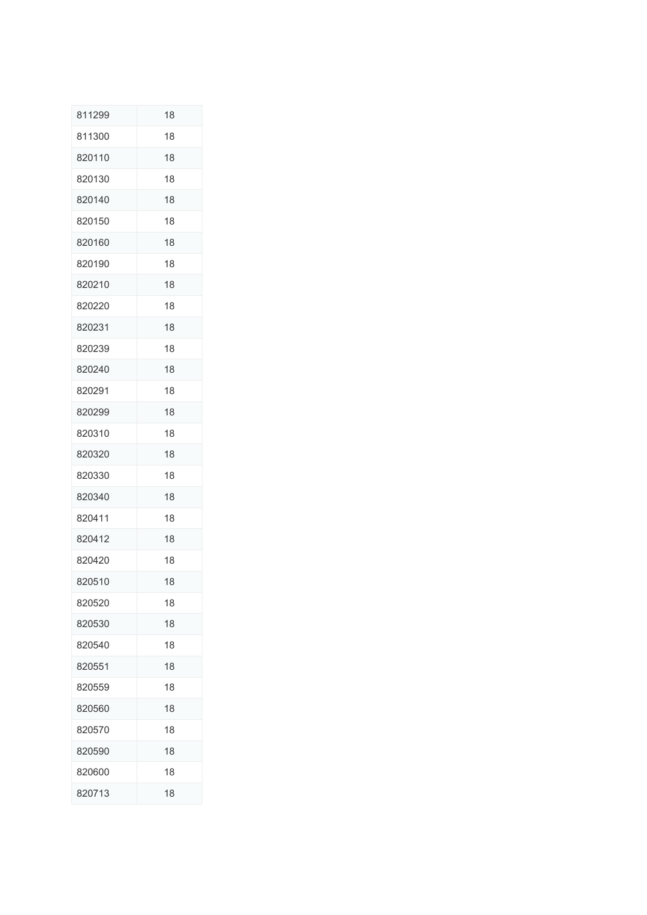| 811299 | 18 |
|---|---|
| 811300 | 18 |
| 820110 | 18 |
| 820130 | 18 |
| 820140 | 18 |
| 820150 | 18 |
| 820160 | 18 |
| 820190 | 18 |
| 820210 | 18 |
| 820220 | 18 |
| 820231 | 18 |
| 820239 | 18 |
| 820240 | 18 |
| 820291 | 18 |
| 820299 | 18 |
| 820310 | 18 |
| 820320 | 18 |
| 820330 | 18 |
| 820340 | 18 |
| 820411 | 18 |
| 820412 | 18 |
| 820420 | 18 |
| 820510 | 18 |
| 820520 | 18 |
| 820530 | 18 |
| 820540 | 18 |
| 820551 | 18 |
| 820559 | 18 |
| 820560 | 18 |
| 820570 | 18 |
| 820590 | 18 |
| 820600 | 18 |
| 820713 | 18 |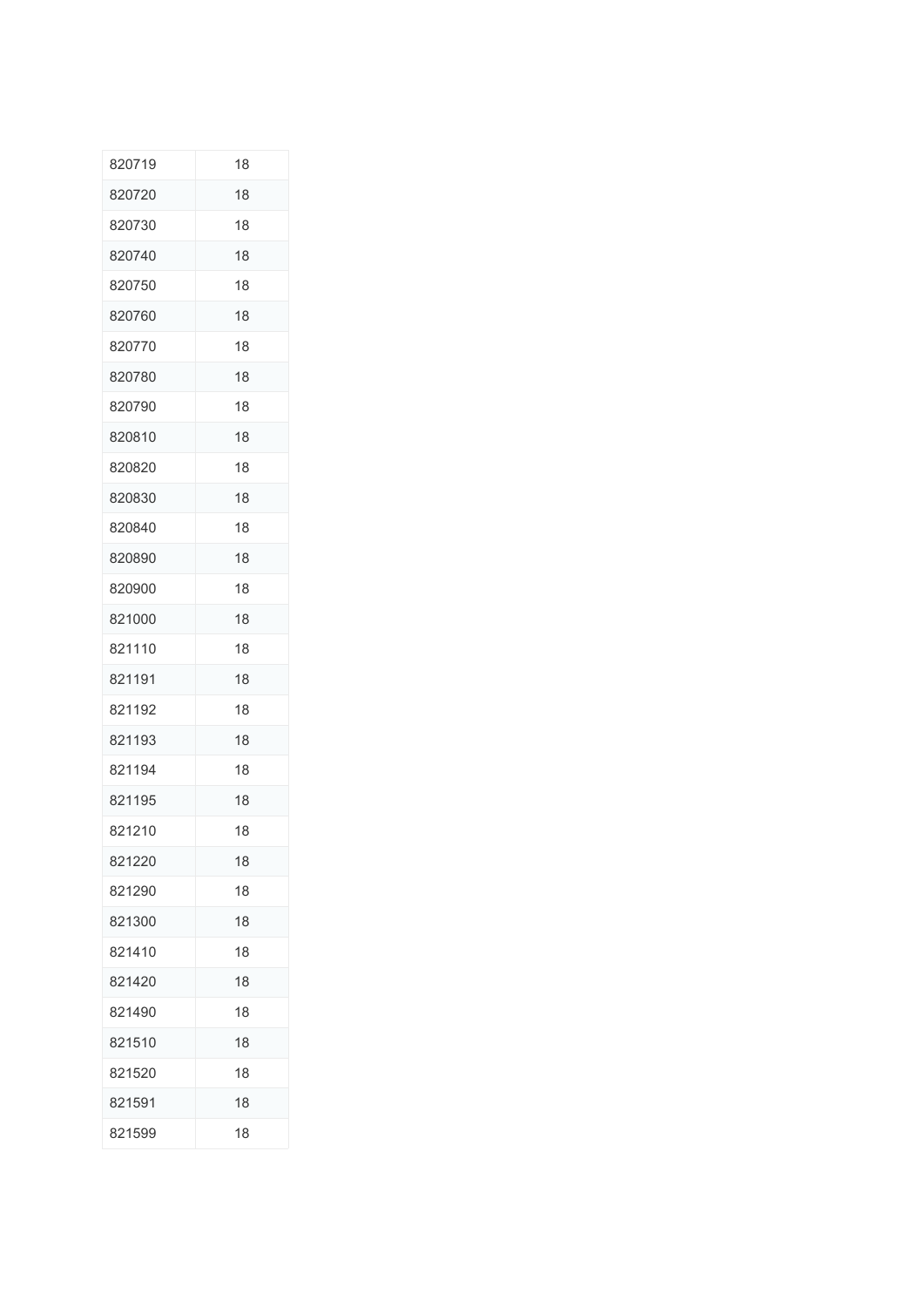| | |
|---|---|
| 820719 | 18 |
| 820720 | 18 |
| 820730 | 18 |
| 820740 | 18 |
| 820750 | 18 |
| 820760 | 18 |
| 820770 | 18 |
| 820780 | 18 |
| 820790 | 18 |
| 820810 | 18 |
| 820820 | 18 |
| 820830 | 18 |
| 820840 | 18 |
| 820890 | 18 |
| 820900 | 18 |
| 821000 | 18 |
| 821110 | 18 |
| 821191 | 18 |
| 821192 | 18 |
| 821193 | 18 |
| 821194 | 18 |
| 821195 | 18 |
| 821210 | 18 |
| 821220 | 18 |
| 821290 | 18 |
| 821300 | 18 |
| 821410 | 18 |
| 821420 | 18 |
| 821490 | 18 |
| 821510 | 18 |
| 821520 | 18 |
| 821591 | 18 |
| 821599 | 18 |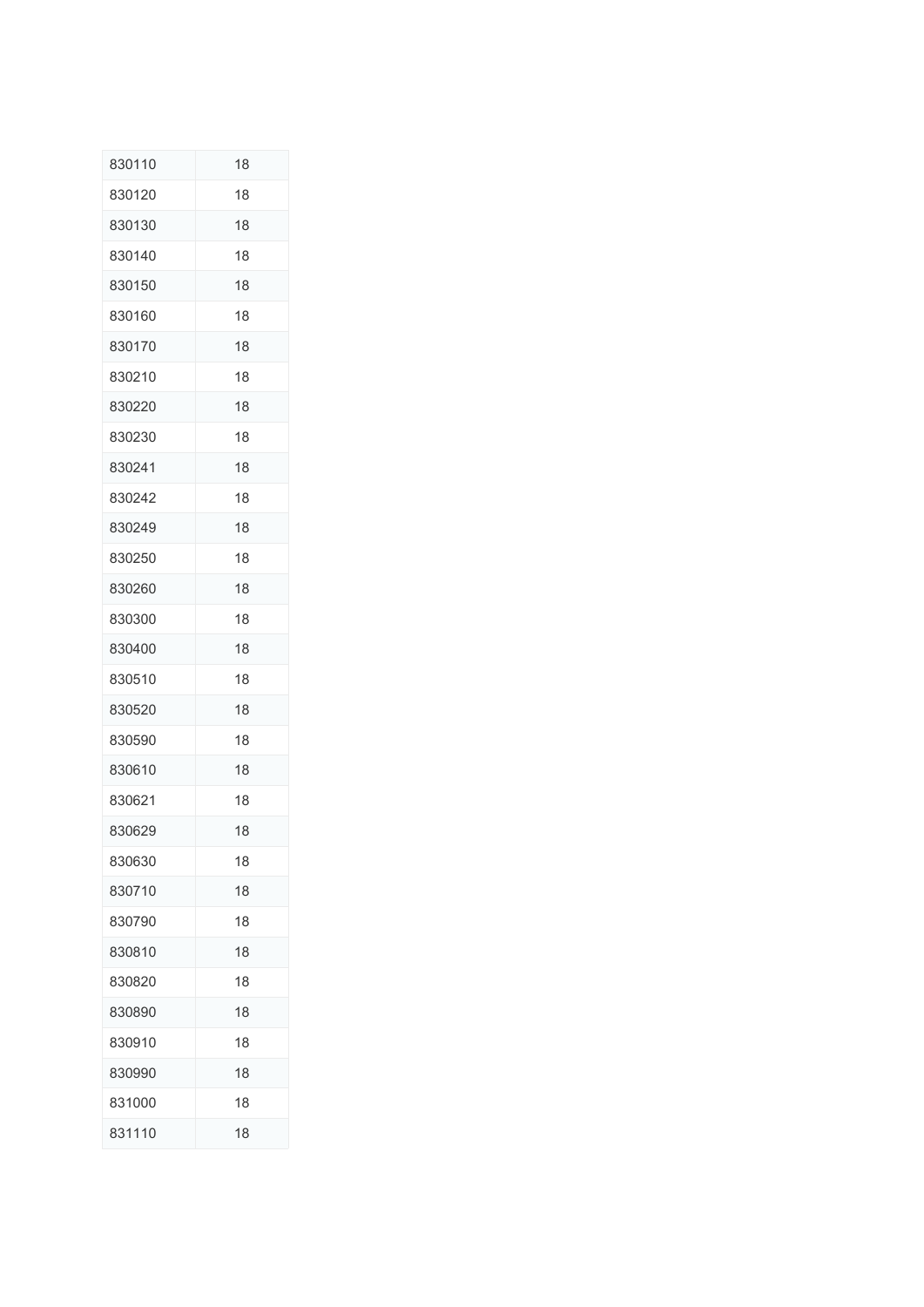| | |
|---|---|
| 830110 | 18 |
| 830120 | 18 |
| 830130 | 18 |
| 830140 | 18 |
| 830150 | 18 |
| 830160 | 18 |
| 830170 | 18 |
| 830210 | 18 |
| 830220 | 18 |
| 830230 | 18 |
| 830241 | 18 |
| 830242 | 18 |
| 830249 | 18 |
| 830250 | 18 |
| 830260 | 18 |
| 830300 | 18 |
| 830400 | 18 |
| 830510 | 18 |
| 830520 | 18 |
| 830590 | 18 |
| 830610 | 18 |
| 830621 | 18 |
| 830629 | 18 |
| 830630 | 18 |
| 830710 | 18 |
| 830790 | 18 |
| 830810 | 18 |
| 830820 | 18 |
| 830890 | 18 |
| 830910 | 18 |
| 830990 | 18 |
| 831000 | 18 |
| 831110 | 18 |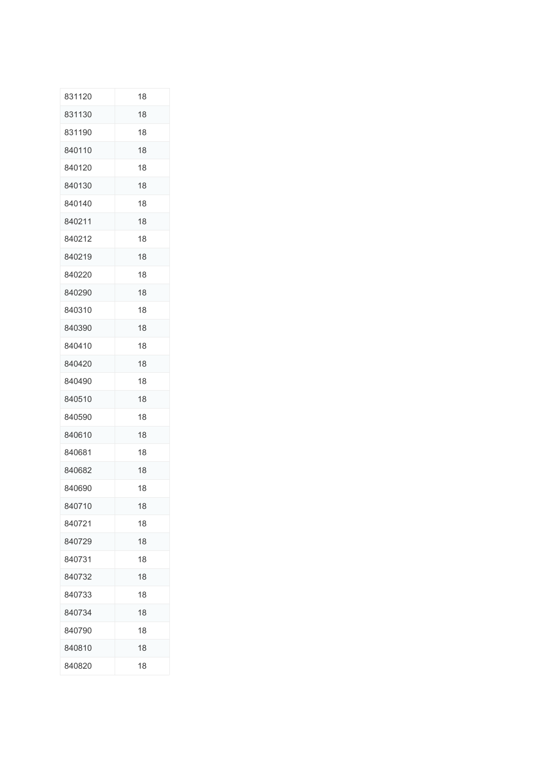| 831120 | 18 |
|---|---|
| 831130 | 18 |
| 831190 | 18 |
| 840110 | 18 |
| 840120 | 18 |
| 840130 | 18 |
| 840140 | 18 |
| 840211 | 18 |
| 840212 | 18 |
| 840219 | 18 |
| 840220 | 18 |
| 840290 | 18 |
| 840310 | 18 |
| 840390 | 18 |
| 840410 | 18 |
| 840420 | 18 |
| 840490 | 18 |
| 840510 | 18 |
| 840590 | 18 |
| 840610 | 18 |
| 840681 | 18 |
| 840682 | 18 |
| 840690 | 18 |
| 840710 | 18 |
| 840721 | 18 |
| 840729 | 18 |
| 840731 | 18 |
| 840732 | 18 |
| 840733 | 18 |
| 840734 | 18 |
| 840790 | 18 |
| 840810 | 18 |
| 840820 | 18 |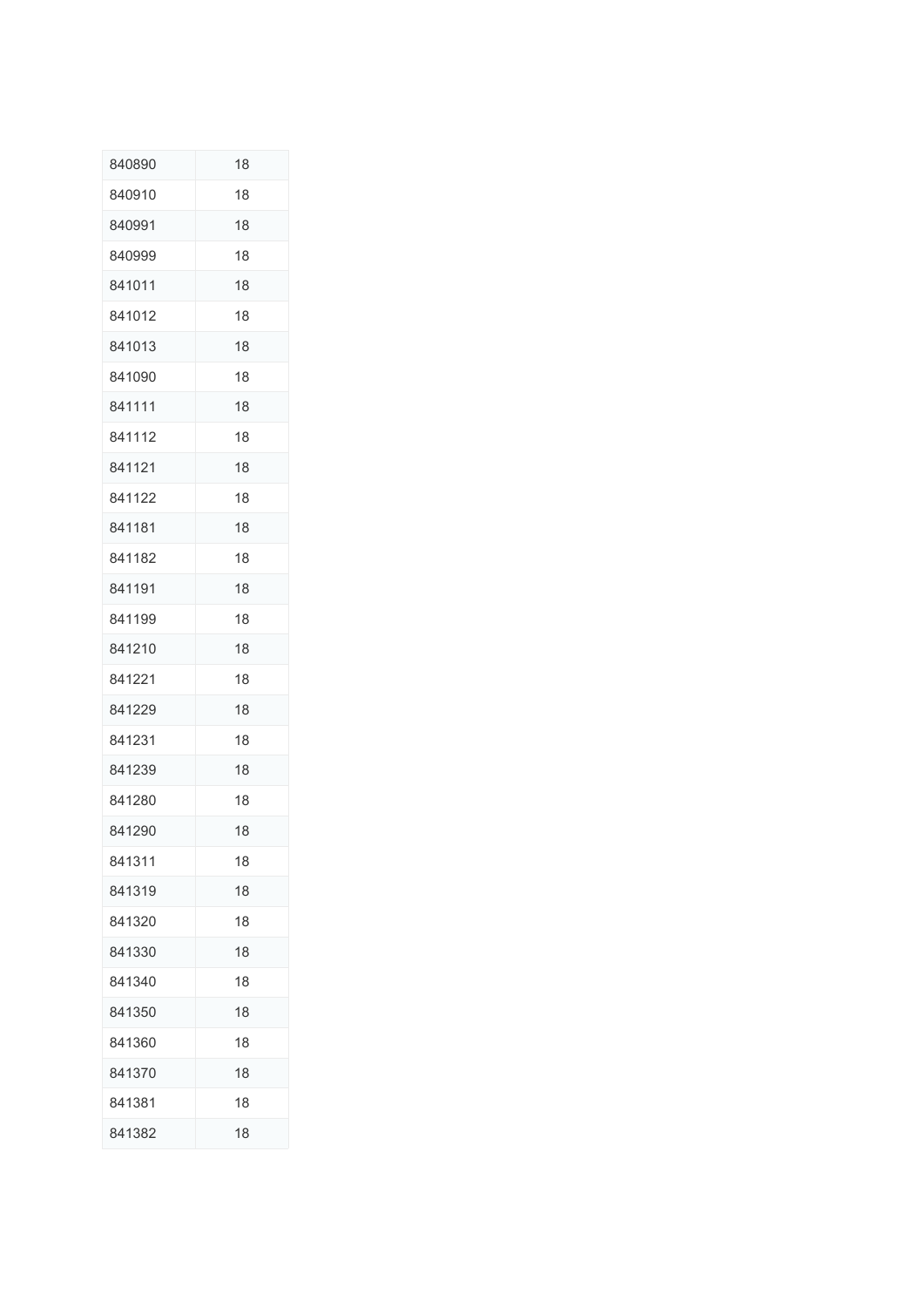| | |
|---|---|
| 840890 | 18 |
| 840910 | 18 |
| 840991 | 18 |
| 840999 | 18 |
| 841011 | 18 |
| 841012 | 18 |
| 841013 | 18 |
| 841090 | 18 |
| 841111 | 18 |
| 841112 | 18 |
| 841121 | 18 |
| 841122 | 18 |
| 841181 | 18 |
| 841182 | 18 |
| 841191 | 18 |
| 841199 | 18 |
| 841210 | 18 |
| 841221 | 18 |
| 841229 | 18 |
| 841231 | 18 |
| 841239 | 18 |
| 841280 | 18 |
| 841290 | 18 |
| 841311 | 18 |
| 841319 | 18 |
| 841320 | 18 |
| 841330 | 18 |
| 841340 | 18 |
| 841350 | 18 |
| 841360 | 18 |
| 841370 | 18 |
| 841381 | 18 |
| 841382 | 18 |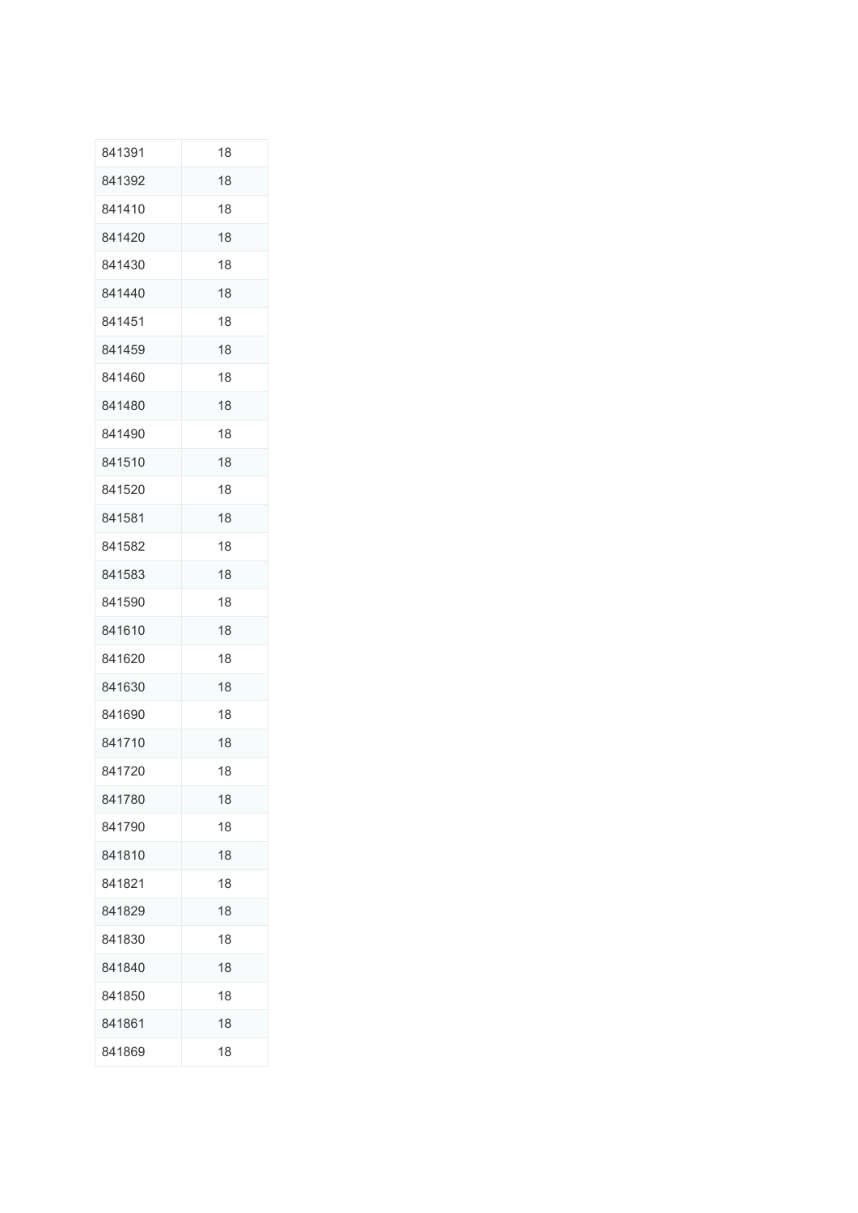| | |
|---|---|
| 841391 | 18 |
| 841392 | 18 |
| 841410 | 18 |
| 841420 | 18 |
| 841430 | 18 |
| 841440 | 18 |
| 841451 | 18 |
| 841459 | 18 |
| 841460 | 18 |
| 841480 | 18 |
| 841490 | 18 |
| 841510 | 18 |
| 841520 | 18 |
| 841581 | 18 |
| 841582 | 18 |
| 841583 | 18 |
| 841590 | 18 |
| 841610 | 18 |
| 841620 | 18 |
| 841630 | 18 |
| 841690 | 18 |
| 841710 | 18 |
| 841720 | 18 |
| 841780 | 18 |
| 841790 | 18 |
| 841810 | 18 |
| 841821 | 18 |
| 841829 | 18 |
| 841830 | 18 |
| 841840 | 18 |
| 841850 | 18 |
| 841861 | 18 |
| 841869 | 18 |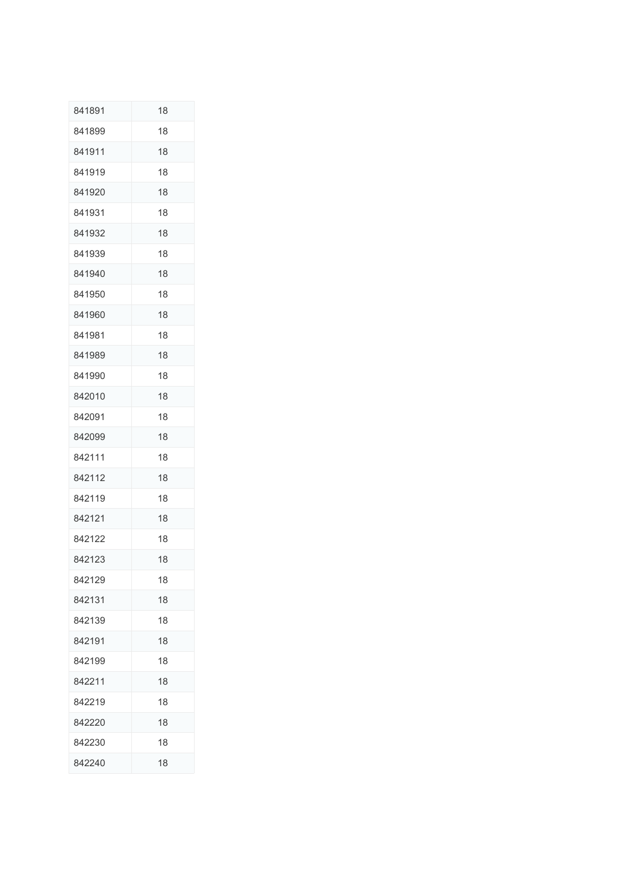| 841891 | 18 |
|---|---|
| 841899 | 18 |
| 841911 | 18 |
| 841919 | 18 |
| 841920 | 18 |
| 841931 | 18 |
| 841932 | 18 |
| 841939 | 18 |
| 841940 | 18 |
| 841950 | 18 |
| 841960 | 18 |
| 841981 | 18 |
| 841989 | 18 |
| 841990 | 18 |
| 842010 | 18 |
| 842091 | 18 |
| 842099 | 18 |
| 842111 | 18 |
| 842112 | 18 |
| 842119 | 18 |
| 842121 | 18 |
| 842122 | 18 |
| 842123 | 18 |
| 842129 | 18 |
| 842131 | 18 |
| 842139 | 18 |
| 842191 | 18 |
| 842199 | 18 |
| 842211 | 18 |
| 842219 | 18 |
| 842220 | 18 |
| 842230 | 18 |
| 842240 | 18 |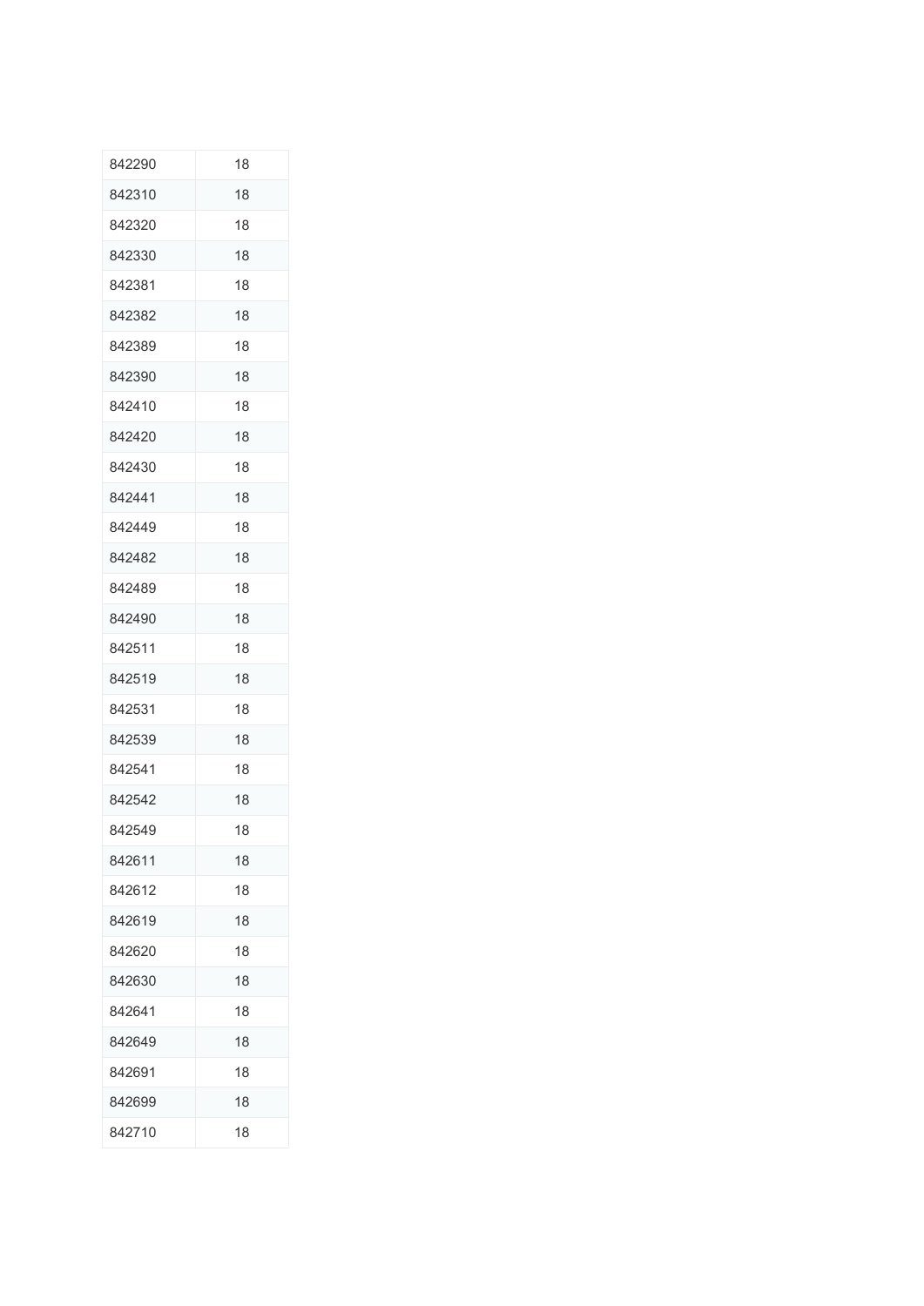| 842290 | 18 |
|---|---|
| 842310 | 18 |
| 842320 | 18 |
| 842330 | 18 |
| 842381 | 18 |
| 842382 | 18 |
| 842389 | 18 |
| 842390 | 18 |
| 842410 | 18 |
| 842420 | 18 |
| 842430 | 18 |
| 842441 | 18 |
| 842449 | 18 |
| 842482 | 18 |
| 842489 | 18 |
| 842490 | 18 |
| 842511 | 18 |
| 842519 | 18 |
| 842531 | 18 |
| 842539 | 18 |
| 842541 | 18 |
| 842542 | 18 |
| 842549 | 18 |
| 842611 | 18 |
| 842612 | 18 |
| 842619 | 18 |
| 842620 | 18 |
| 842630 | 18 |
| 842641 | 18 |
| 842649 | 18 |
| 842691 | 18 |
| 842699 | 18 |
| 842710 | 18 |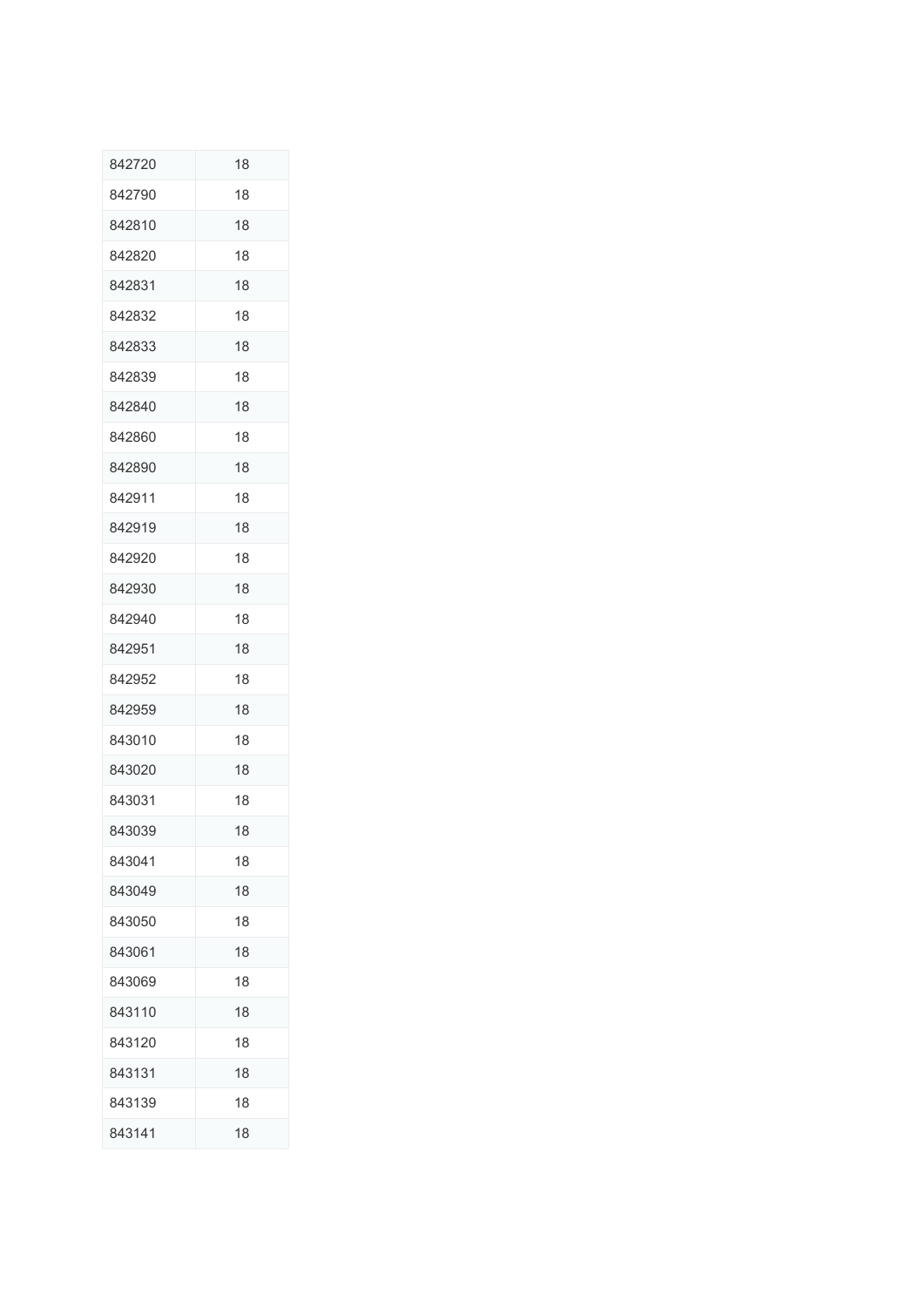| 842720 | 18 |
|---|---|
| 842790 | 18 |
| 842810 | 18 |
| 842820 | 18 |
| 842831 | 18 |
| 842832 | 18 |
| 842833 | 18 |
| 842839 | 18 |
| 842840 | 18 |
| 842860 | 18 |
| 842890 | 18 |
| 842911 | 18 |
| 842919 | 18 |
| 842920 | 18 |
| 842930 | 18 |
| 842940 | 18 |
| 842951 | 18 |
| 842952 | 18 |
| 842959 | 18 |
| 843010 | 18 |
| 843020 | 18 |
| 843031 | 18 |
| 843039 | 18 |
| 843041 | 18 |
| 843049 | 18 |
| 843050 | 18 |
| 843061 | 18 |
| 843069 | 18 |
| 843110 | 18 |
| 843120 | 18 |
| 843131 | 18 |
| 843139 | 18 |
| 843141 | 18 |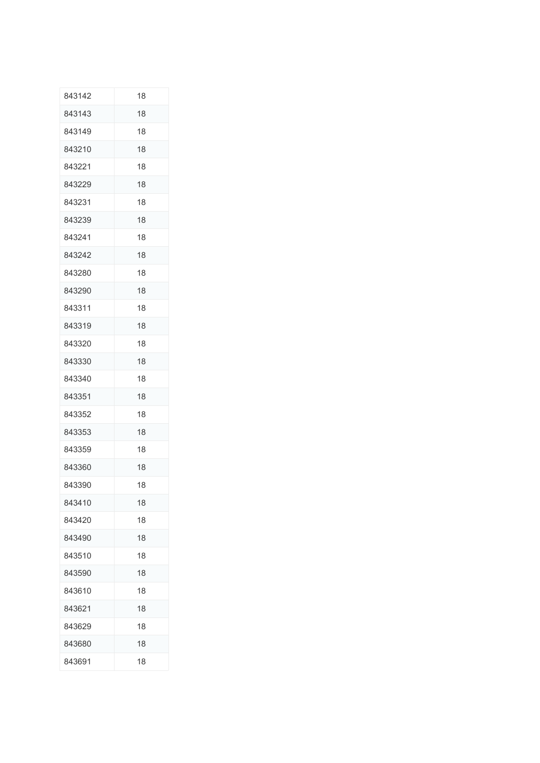| | |
|---|---|
| 843142 | 18 |
| 843143 | 18 |
| 843149 | 18 |
| 843210 | 18 |
| 843221 | 18 |
| 843229 | 18 |
| 843231 | 18 |
| 843239 | 18 |
| 843241 | 18 |
| 843242 | 18 |
| 843280 | 18 |
| 843290 | 18 |
| 843311 | 18 |
| 843319 | 18 |
| 843320 | 18 |
| 843330 | 18 |
| 843340 | 18 |
| 843351 | 18 |
| 843352 | 18 |
| 843353 | 18 |
| 843359 | 18 |
| 843360 | 18 |
| 843390 | 18 |
| 843410 | 18 |
| 843420 | 18 |
| 843490 | 18 |
| 843510 | 18 |
| 843590 | 18 |
| 843610 | 18 |
| 843621 | 18 |
| 843629 | 18 |
| 843680 | 18 |
| 843691 | 18 |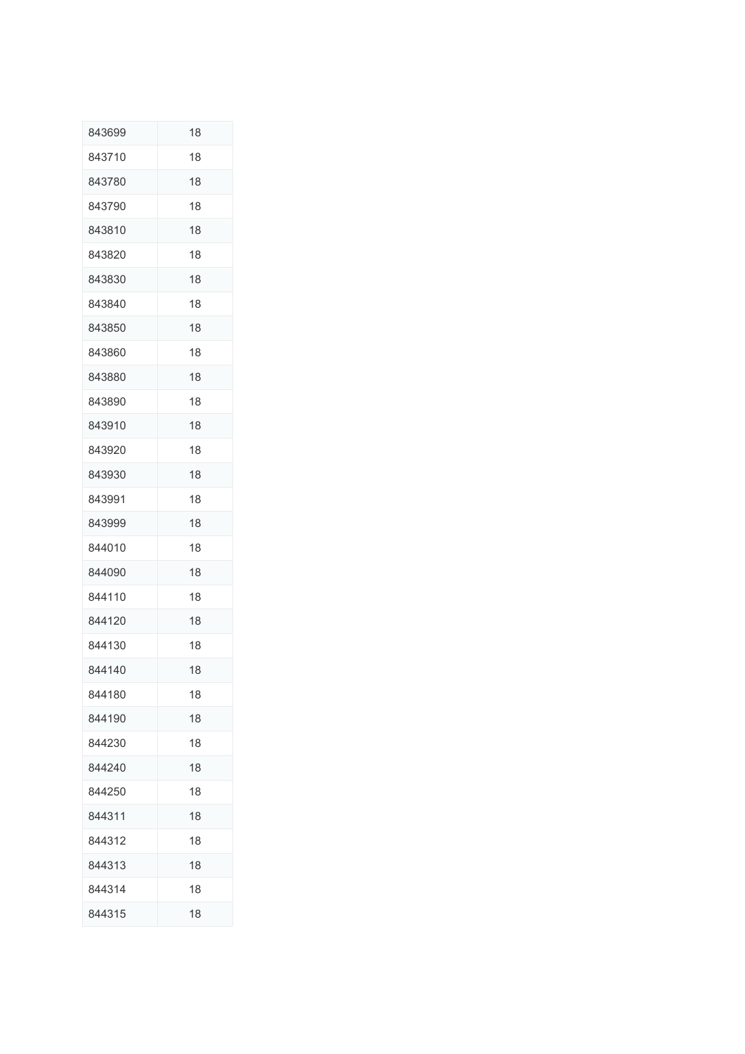| | |
|---|---|
| 843699 | 18 |
| 843710 | 18 |
| 843780 | 18 |
| 843790 | 18 |
| 843810 | 18 |
| 843820 | 18 |
| 843830 | 18 |
| 843840 | 18 |
| 843850 | 18 |
| 843860 | 18 |
| 843880 | 18 |
| 843890 | 18 |
| 843910 | 18 |
| 843920 | 18 |
| 843930 | 18 |
| 843991 | 18 |
| 843999 | 18 |
| 844010 | 18 |
| 844090 | 18 |
| 844110 | 18 |
| 844120 | 18 |
| 844130 | 18 |
| 844140 | 18 |
| 844180 | 18 |
| 844190 | 18 |
| 844230 | 18 |
| 844240 | 18 |
| 844250 | 18 |
| 844311 | 18 |
| 844312 | 18 |
| 844313 | 18 |
| 844314 | 18 |
| 844315 | 18 |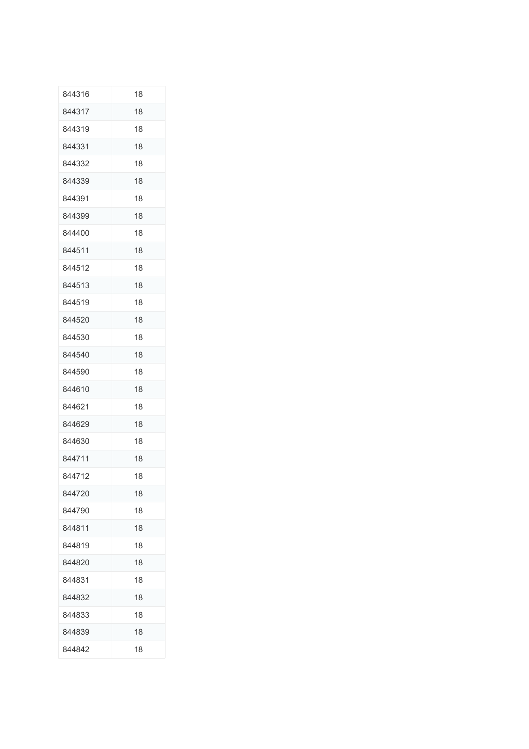| | |
|---|---|
| 844316 | 18 |
| 844317 | 18 |
| 844319 | 18 |
| 844331 | 18 |
| 844332 | 18 |
| 844339 | 18 |
| 844391 | 18 |
| 844399 | 18 |
| 844400 | 18 |
| 844511 | 18 |
| 844512 | 18 |
| 844513 | 18 |
| 844519 | 18 |
| 844520 | 18 |
| 844530 | 18 |
| 844540 | 18 |
| 844590 | 18 |
| 844610 | 18 |
| 844621 | 18 |
| 844629 | 18 |
| 844630 | 18 |
| 844711 | 18 |
| 844712 | 18 |
| 844720 | 18 |
| 844790 | 18 |
| 844811 | 18 |
| 844819 | 18 |
| 844820 | 18 |
| 844831 | 18 |
| 844832 | 18 |
| 844833 | 18 |
| 844839 | 18 |
| 844842 | 18 |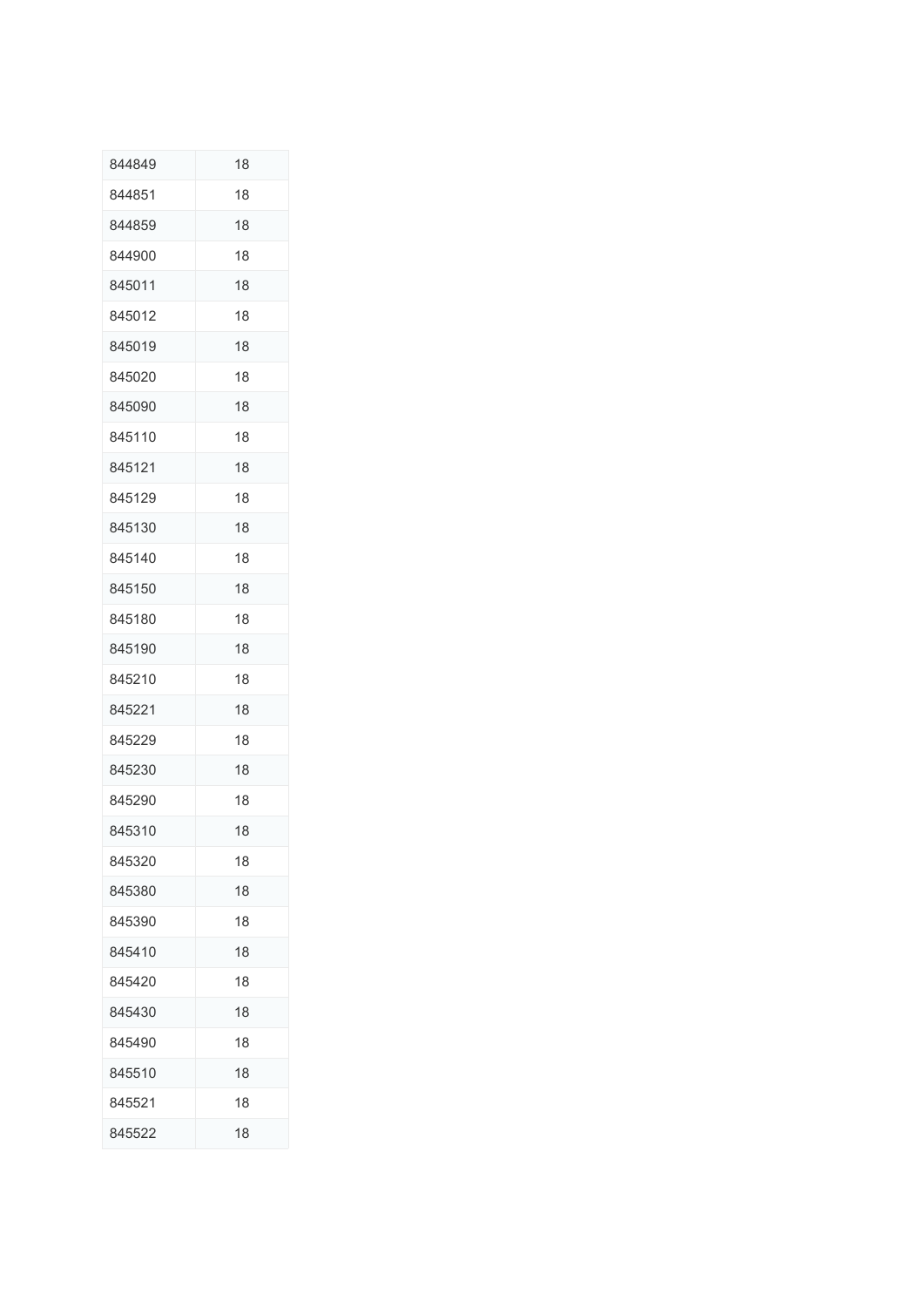| | |
|---|---|
| 844849 | 18 |
| 844851 | 18 |
| 844859 | 18 |
| 844900 | 18 |
| 845011 | 18 |
| 845012 | 18 |
| 845019 | 18 |
| 845020 | 18 |
| 845090 | 18 |
| 845110 | 18 |
| 845121 | 18 |
| 845129 | 18 |
| 845130 | 18 |
| 845140 | 18 |
| 845150 | 18 |
| 845180 | 18 |
| 845190 | 18 |
| 845210 | 18 |
| 845221 | 18 |
| 845229 | 18 |
| 845230 | 18 |
| 845290 | 18 |
| 845310 | 18 |
| 845320 | 18 |
| 845380 | 18 |
| 845390 | 18 |
| 845410 | 18 |
| 845420 | 18 |
| 845430 | 18 |
| 845490 | 18 |
| 845510 | 18 |
| 845521 | 18 |
| 845522 | 18 |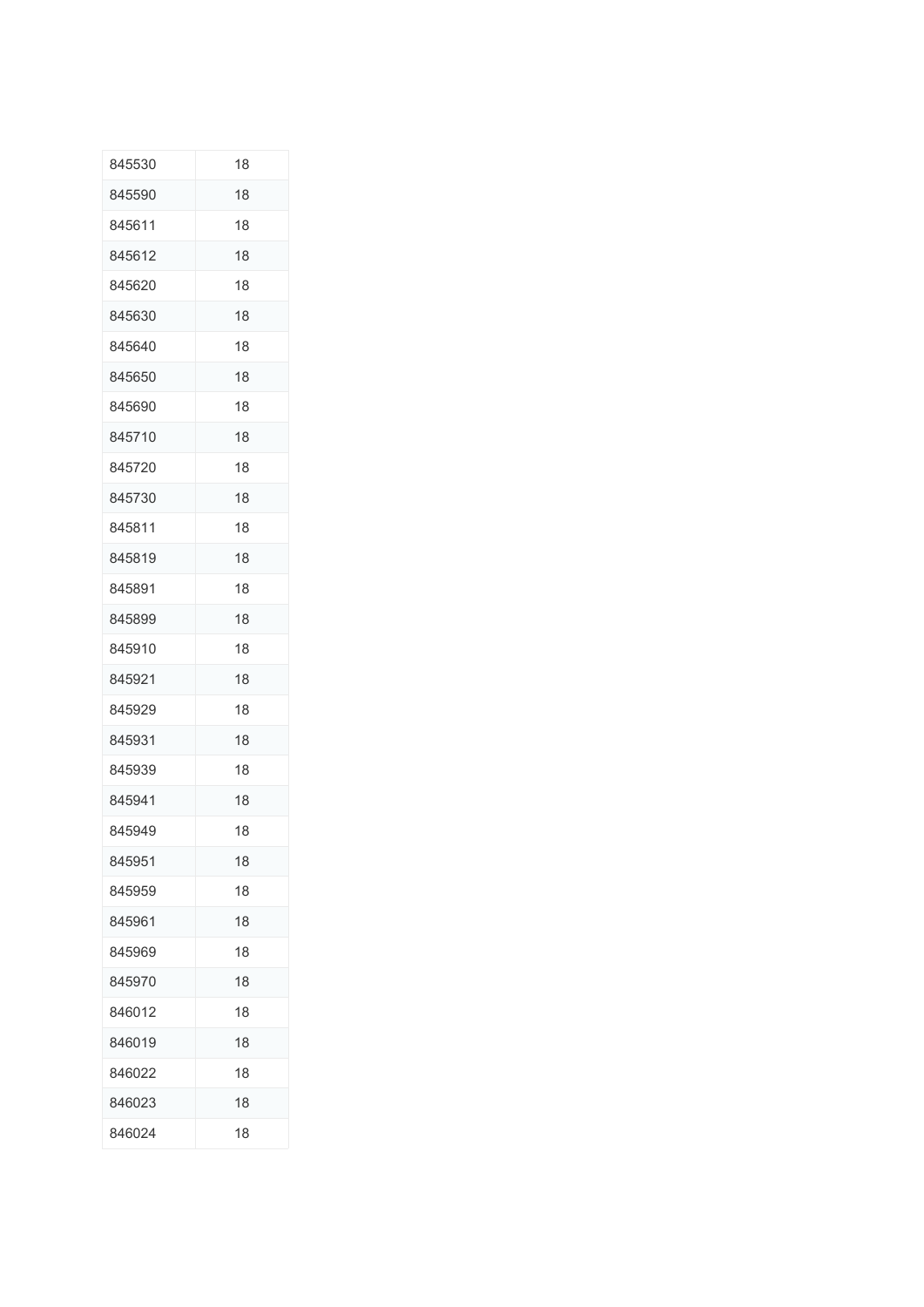| | |
|---|---|
| 845530 | 18 |
| 845590 | 18 |
| 845611 | 18 |
| 845612 | 18 |
| 845620 | 18 |
| 845630 | 18 |
| 845640 | 18 |
| 845650 | 18 |
| 845690 | 18 |
| 845710 | 18 |
| 845720 | 18 |
| 845730 | 18 |
| 845811 | 18 |
| 845819 | 18 |
| 845891 | 18 |
| 845899 | 18 |
| 845910 | 18 |
| 845921 | 18 |
| 845929 | 18 |
| 845931 | 18 |
| 845939 | 18 |
| 845941 | 18 |
| 845949 | 18 |
| 845951 | 18 |
| 845959 | 18 |
| 845961 | 18 |
| 845969 | 18 |
| 845970 | 18 |
| 846012 | 18 |
| 846019 | 18 |
| 846022 | 18 |
| 846023 | 18 |
| 846024 | 18 |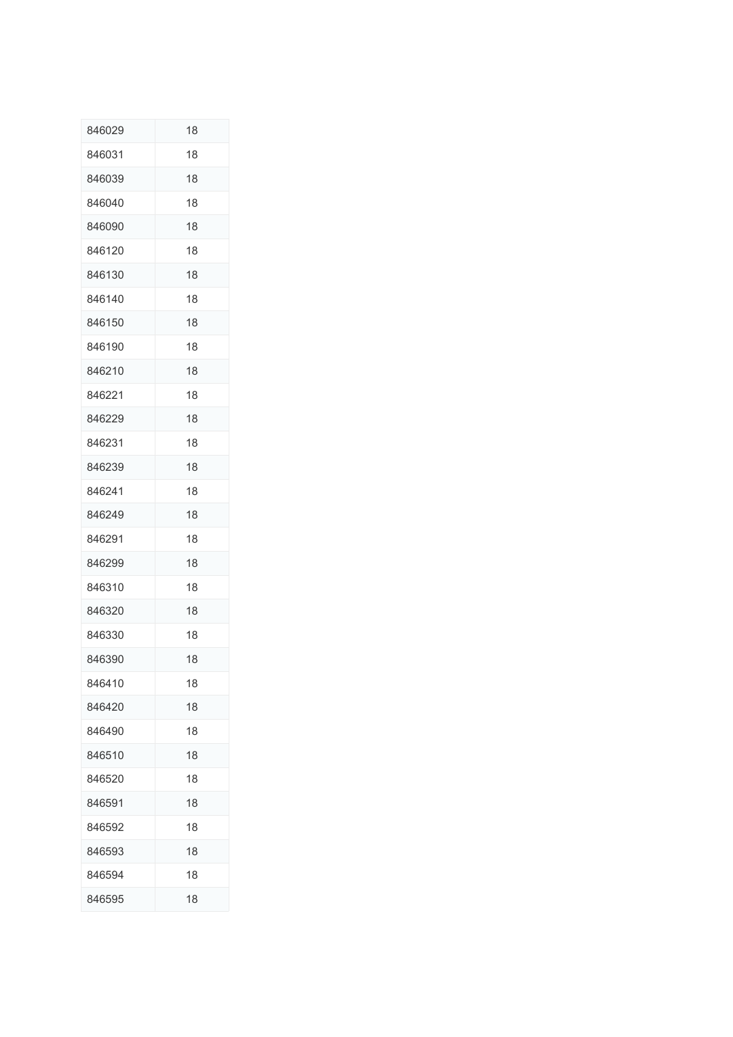| 846029 | 18 |
|---|---|
| 846031 | 18 |
| 846039 | 18 |
| 846040 | 18 |
| 846090 | 18 |
| 846120 | 18 |
| 846130 | 18 |
| 846140 | 18 |
| 846150 | 18 |
| 846190 | 18 |
| 846210 | 18 |
| 846221 | 18 |
| 846229 | 18 |
| 846231 | 18 |
| 846239 | 18 |
| 846241 | 18 |
| 846249 | 18 |
| 846291 | 18 |
| 846299 | 18 |
| 846310 | 18 |
| 846320 | 18 |
| 846330 | 18 |
| 846390 | 18 |
| 846410 | 18 |
| 846420 | 18 |
| 846490 | 18 |
| 846510 | 18 |
| 846520 | 18 |
| 846591 | 18 |
| 846592 | 18 |
| 846593 | 18 |
| 846594 | 18 |
| 846595 | 18 |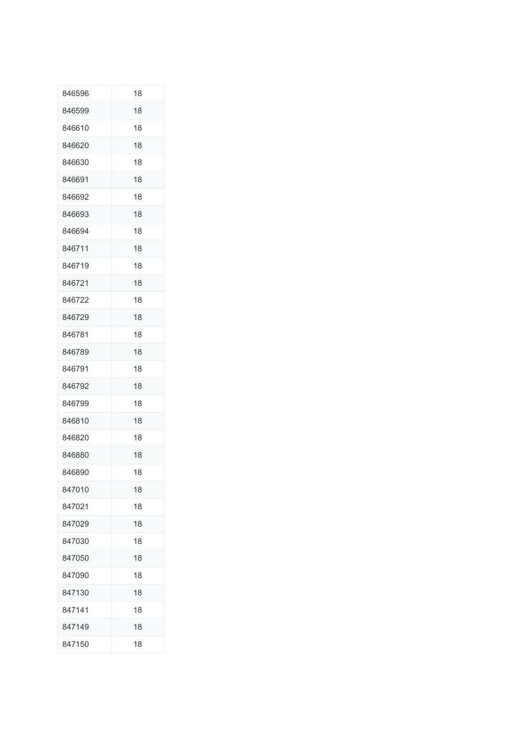| | |
|---|---|
| 846596 | 18 |
| 846599 | 18 |
| 846610 | 18 |
| 846620 | 18 |
| 846630 | 18 |
| 846691 | 18 |
| 846692 | 18 |
| 846693 | 18 |
| 846694 | 18 |
| 846711 | 18 |
| 846719 | 18 |
| 846721 | 18 |
| 846722 | 18 |
| 846729 | 18 |
| 846781 | 18 |
| 846789 | 18 |
| 846791 | 18 |
| 846792 | 18 |
| 846799 | 18 |
| 846810 | 18 |
| 846820 | 18 |
| 846880 | 18 |
| 846890 | 18 |
| 847010 | 18 |
| 847021 | 18 |
| 847029 | 18 |
| 847030 | 18 |
| 847050 | 18 |
| 847090 | 18 |
| 847130 | 18 |
| 847141 | 18 |
| 847149 | 18 |
| 847150 | 18 |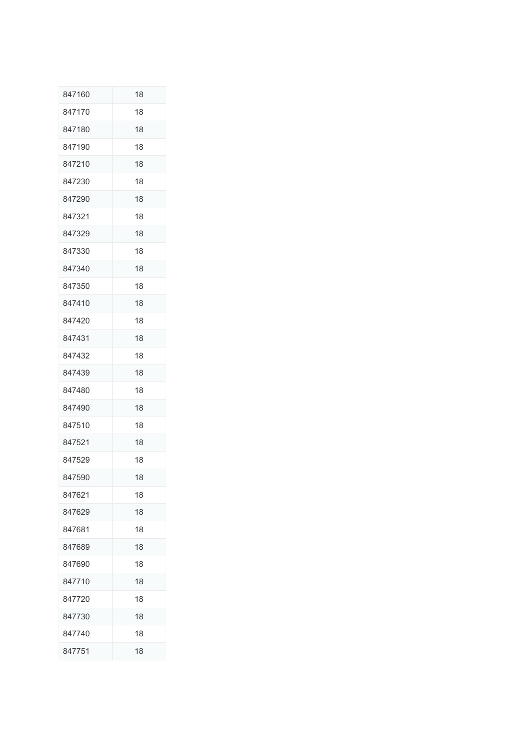| 847160 | 18 |
|---|---|
| 847170 | 18 |
| 847180 | 18 |
| 847190 | 18 |
| 847210 | 18 |
| 847230 | 18 |
| 847290 | 18 |
| 847321 | 18 |
| 847329 | 18 |
| 847330 | 18 |
| 847340 | 18 |
| 847350 | 18 |
| 847410 | 18 |
| 847420 | 18 |
| 847431 | 18 |
| 847432 | 18 |
| 847439 | 18 |
| 847480 | 18 |
| 847490 | 18 |
| 847510 | 18 |
| 847521 | 18 |
| 847529 | 18 |
| 847590 | 18 |
| 847621 | 18 |
| 847629 | 18 |
| 847681 | 18 |
| 847689 | 18 |
| 847690 | 18 |
| 847710 | 18 |
| 847720 | 18 |
| 847730 | 18 |
| 847740 | 18 |
| 847751 | 18 |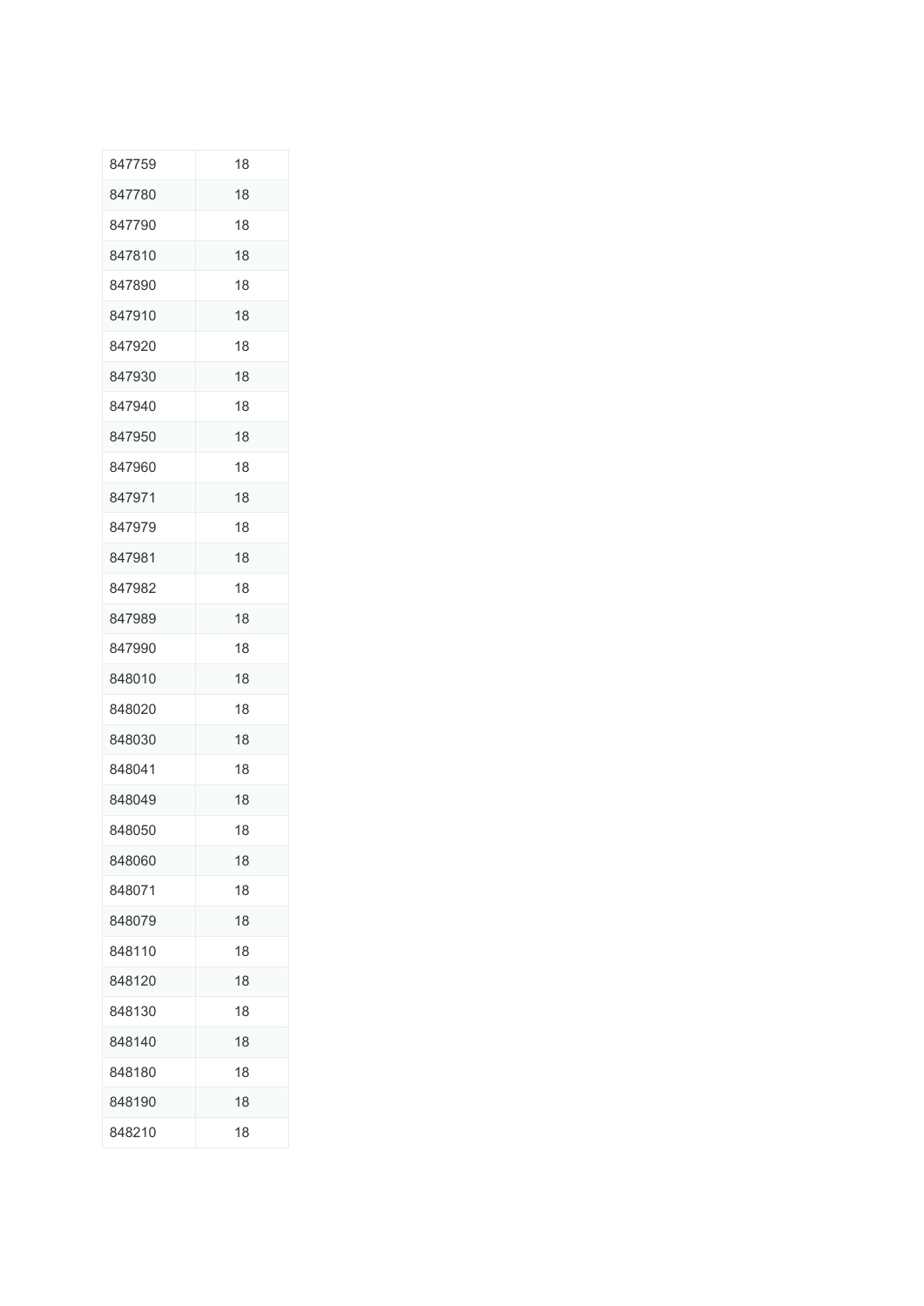| | |
|---|---|
| 847759 | 18 |
| 847780 | 18 |
| 847790 | 18 |
| 847810 | 18 |
| 847890 | 18 |
| 847910 | 18 |
| 847920 | 18 |
| 847930 | 18 |
| 847940 | 18 |
| 847950 | 18 |
| 847960 | 18 |
| 847971 | 18 |
| 847979 | 18 |
| 847981 | 18 |
| 847982 | 18 |
| 847989 | 18 |
| 847990 | 18 |
| 848010 | 18 |
| 848020 | 18 |
| 848030 | 18 |
| 848041 | 18 |
| 848049 | 18 |
| 848050 | 18 |
| 848060 | 18 |
| 848071 | 18 |
| 848079 | 18 |
| 848110 | 18 |
| 848120 | 18 |
| 848130 | 18 |
| 848140 | 18 |
| 848180 | 18 |
| 848190 | 18 |
| 848210 | 18 |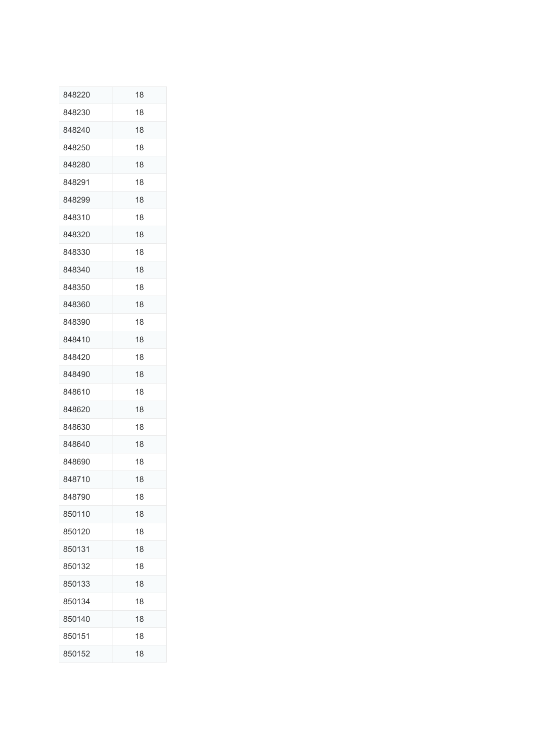| | |
|---|---|
| 848220 | 18 |
| 848230 | 18 |
| 848240 | 18 |
| 848250 | 18 |
| 848280 | 18 |
| 848291 | 18 |
| 848299 | 18 |
| 848310 | 18 |
| 848320 | 18 |
| 848330 | 18 |
| 848340 | 18 |
| 848350 | 18 |
| 848360 | 18 |
| 848390 | 18 |
| 848410 | 18 |
| 848420 | 18 |
| 848490 | 18 |
| 848610 | 18 |
| 848620 | 18 |
| 848630 | 18 |
| 848640 | 18 |
| 848690 | 18 |
| 848710 | 18 |
| 848790 | 18 |
| 850110 | 18 |
| 850120 | 18 |
| 850131 | 18 |
| 850132 | 18 |
| 850133 | 18 |
| 850134 | 18 |
| 850140 | 18 |
| 850151 | 18 |
| 850152 | 18 |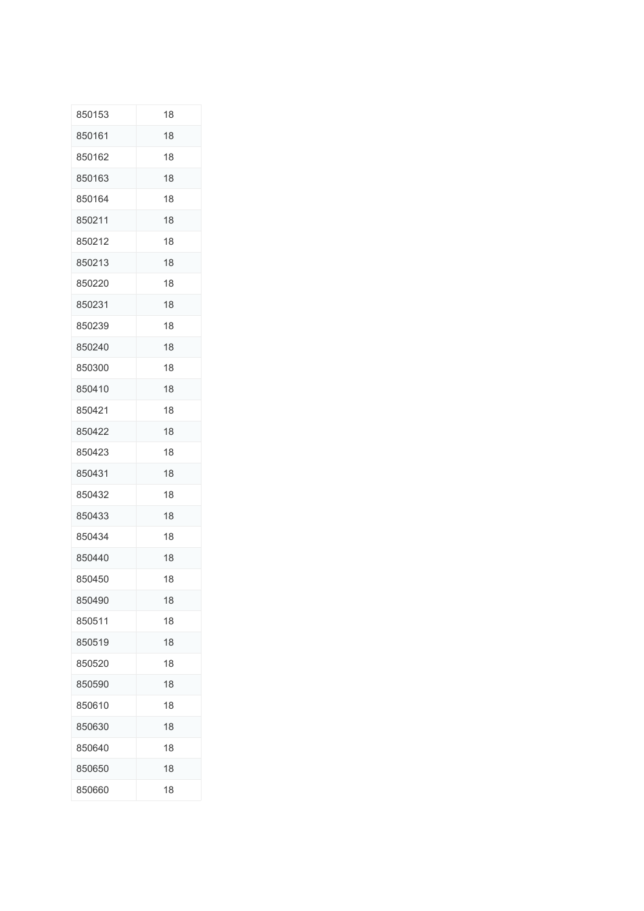| | |
|---|---|
| 850153 | 18 |
| 850161 | 18 |
| 850162 | 18 |
| 850163 | 18 |
| 850164 | 18 |
| 850211 | 18 |
| 850212 | 18 |
| 850213 | 18 |
| 850220 | 18 |
| 850231 | 18 |
| 850239 | 18 |
| 850240 | 18 |
| 850300 | 18 |
| 850410 | 18 |
| 850421 | 18 |
| 850422 | 18 |
| 850423 | 18 |
| 850431 | 18 |
| 850432 | 18 |
| 850433 | 18 |
| 850434 | 18 |
| 850440 | 18 |
| 850450 | 18 |
| 850490 | 18 |
| 850511 | 18 |
| 850519 | 18 |
| 850520 | 18 |
| 850590 | 18 |
| 850610 | 18 |
| 850630 | 18 |
| 850640 | 18 |
| 850650 | 18 |
| 850660 | 18 |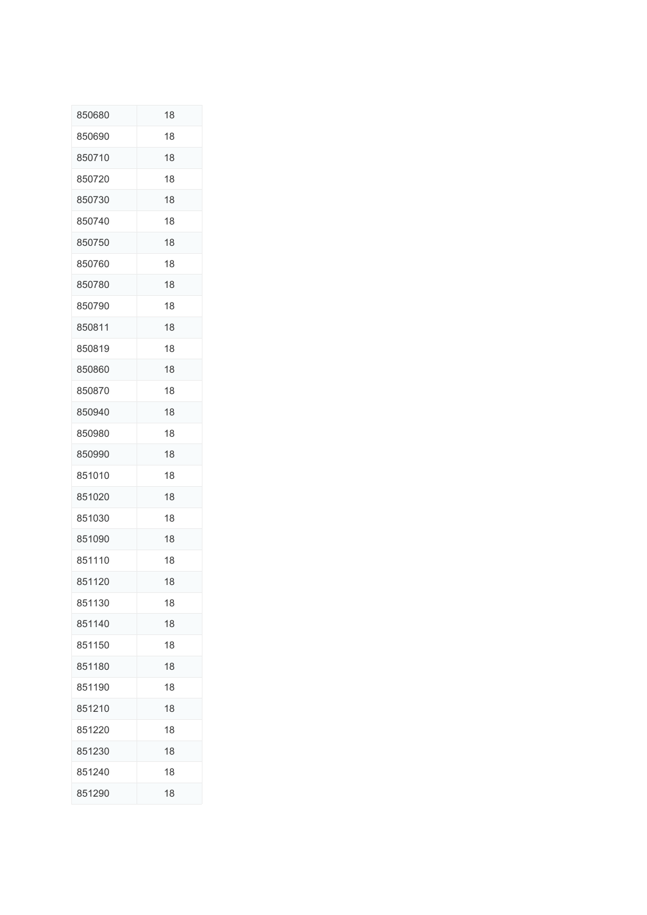| | |
|---|---|
| 850680 | 18 |
| 850690 | 18 |
| 850710 | 18 |
| 850720 | 18 |
| 850730 | 18 |
| 850740 | 18 |
| 850750 | 18 |
| 850760 | 18 |
| 850780 | 18 |
| 850790 | 18 |
| 850811 | 18 |
| 850819 | 18 |
| 850860 | 18 |
| 850870 | 18 |
| 850940 | 18 |
| 850980 | 18 |
| 850990 | 18 |
| 851010 | 18 |
| 851020 | 18 |
| 851030 | 18 |
| 851090 | 18 |
| 851110 | 18 |
| 851120 | 18 |
| 851130 | 18 |
| 851140 | 18 |
| 851150 | 18 |
| 851180 | 18 |
| 851190 | 18 |
| 851210 | 18 |
| 851220 | 18 |
| 851230 | 18 |
| 851240 | 18 |
| 851290 | 18 |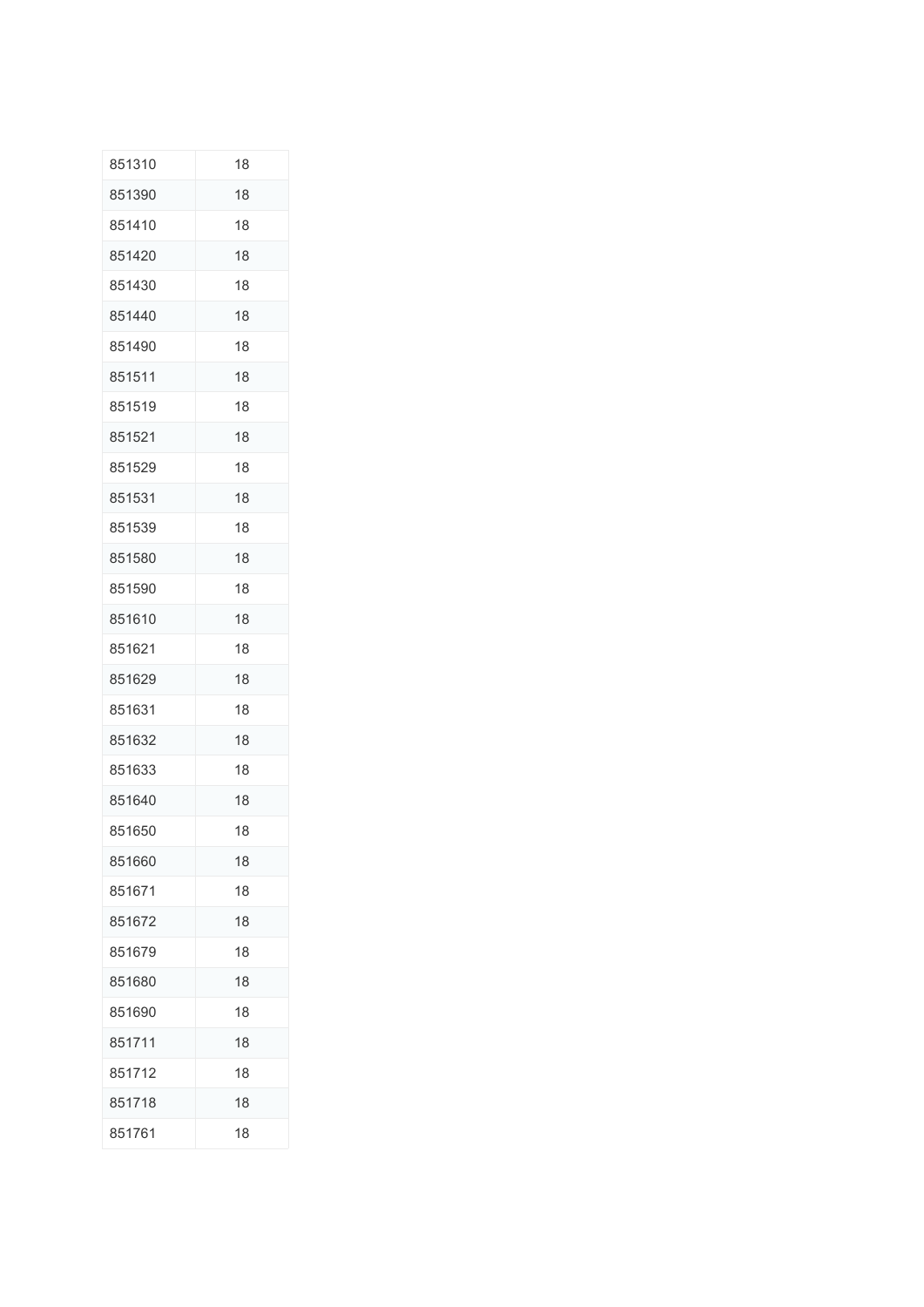| | |
|---|---|
| 851310 | 18 |
| 851390 | 18 |
| 851410 | 18 |
| 851420 | 18 |
| 851430 | 18 |
| 851440 | 18 |
| 851490 | 18 |
| 851511 | 18 |
| 851519 | 18 |
| 851521 | 18 |
| 851529 | 18 |
| 851531 | 18 |
| 851539 | 18 |
| 851580 | 18 |
| 851590 | 18 |
| 851610 | 18 |
| 851621 | 18 |
| 851629 | 18 |
| 851631 | 18 |
| 851632 | 18 |
| 851633 | 18 |
| 851640 | 18 |
| 851650 | 18 |
| 851660 | 18 |
| 851671 | 18 |
| 851672 | 18 |
| 851679 | 18 |
| 851680 | 18 |
| 851690 | 18 |
| 851711 | 18 |
| 851712 | 18 |
| 851718 | 18 |
| 851761 | 18 |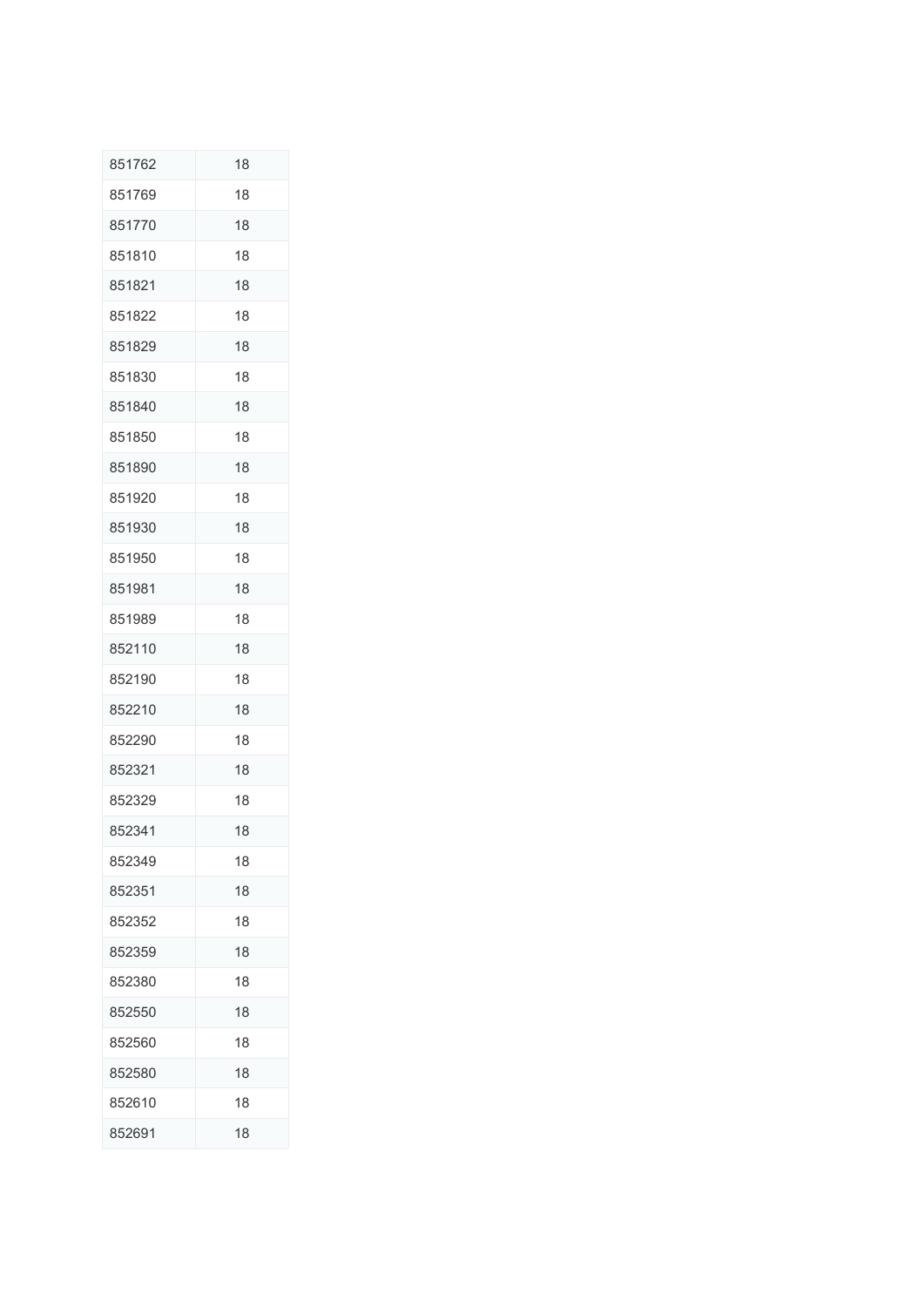| 851762 | 18 |
|---|---|
| 851769 | 18 |
| 851770 | 18 |
| 851810 | 18 |
| 851821 | 18 |
| 851822 | 18 |
| 851829 | 18 |
| 851830 | 18 |
| 851840 | 18 |
| 851850 | 18 |
| 851890 | 18 |
| 851920 | 18 |
| 851930 | 18 |
| 851950 | 18 |
| 851981 | 18 |
| 851989 | 18 |
| 852110 | 18 |
| 852190 | 18 |
| 852210 | 18 |
| 852290 | 18 |
| 852321 | 18 |
| 852329 | 18 |
| 852341 | 18 |
| 852349 | 18 |
| 852351 | 18 |
| 852352 | 18 |
| 852359 | 18 |
| 852380 | 18 |
| 852550 | 18 |
| 852560 | 18 |
| 852580 | 18 |
| 852610 | 18 |
| 852691 | 18 |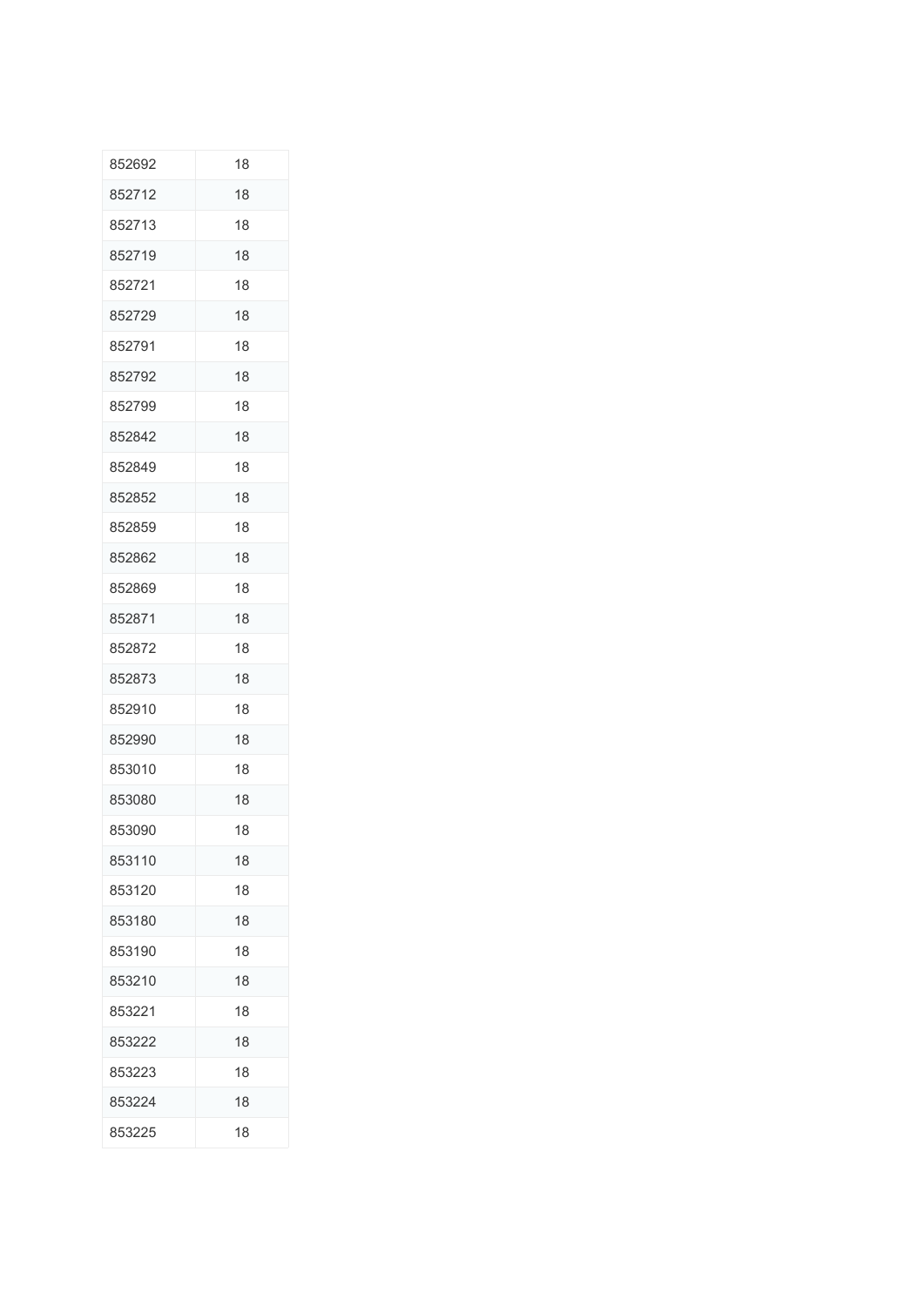| | |
|---|---|
| 852692 | 18 |
| 852712 | 18 |
| 852713 | 18 |
| 852719 | 18 |
| 852721 | 18 |
| 852729 | 18 |
| 852791 | 18 |
| 852792 | 18 |
| 852799 | 18 |
| 852842 | 18 |
| 852849 | 18 |
| 852852 | 18 |
| 852859 | 18 |
| 852862 | 18 |
| 852869 | 18 |
| 852871 | 18 |
| 852872 | 18 |
| 852873 | 18 |
| 852910 | 18 |
| 852990 | 18 |
| 853010 | 18 |
| 853080 | 18 |
| 853090 | 18 |
| 853110 | 18 |
| 853120 | 18 |
| 853180 | 18 |
| 853190 | 18 |
| 853210 | 18 |
| 853221 | 18 |
| 853222 | 18 |
| 853223 | 18 |
| 853224 | 18 |
| 853225 | 18 |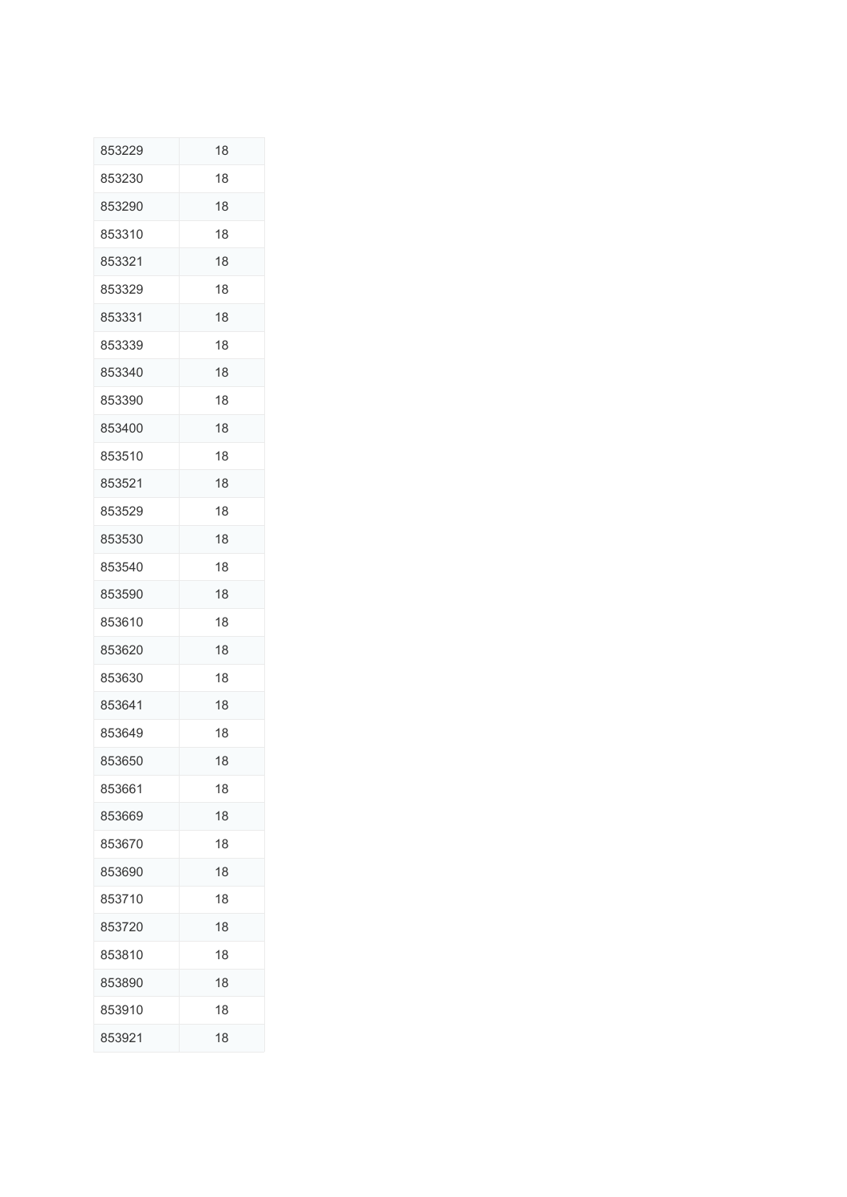| | |
|---|---|
| 853229 | 18 |
| 853230 | 18 |
| 853290 | 18 |
| 853310 | 18 |
| 853321 | 18 |
| 853329 | 18 |
| 853331 | 18 |
| 853339 | 18 |
| 853340 | 18 |
| 853390 | 18 |
| 853400 | 18 |
| 853510 | 18 |
| 853521 | 18 |
| 853529 | 18 |
| 853530 | 18 |
| 853540 | 18 |
| 853590 | 18 |
| 853610 | 18 |
| 853620 | 18 |
| 853630 | 18 |
| 853641 | 18 |
| 853649 | 18 |
| 853650 | 18 |
| 853661 | 18 |
| 853669 | 18 |
| 853670 | 18 |
| 853690 | 18 |
| 853710 | 18 |
| 853720 | 18 |
| 853810 | 18 |
| 853890 | 18 |
| 853910 | 18 |
| 853921 | 18 |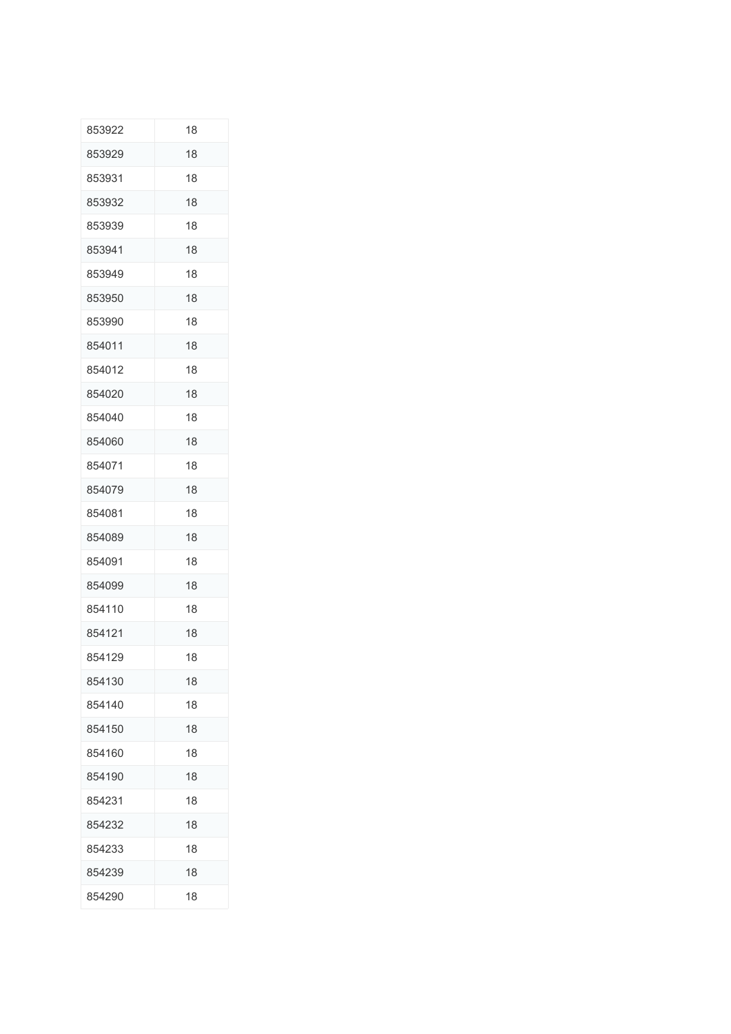| 853922 | 18 |
|---|---|
| 853929 | 18 |
| 853931 | 18 |
| 853932 | 18 |
| 853939 | 18 |
| 853941 | 18 |
| 853949 | 18 |
| 853950 | 18 |
| 853990 | 18 |
| 854011 | 18 |
| 854012 | 18 |
| 854020 | 18 |
| 854040 | 18 |
| 854060 | 18 |
| 854071 | 18 |
| 854079 | 18 |
| 854081 | 18 |
| 854089 | 18 |
| 854091 | 18 |
| 854099 | 18 |
| 854110 | 18 |
| 854121 | 18 |
| 854129 | 18 |
| 854130 | 18 |
| 854140 | 18 |
| 854150 | 18 |
| 854160 | 18 |
| 854190 | 18 |
| 854231 | 18 |
| 854232 | 18 |
| 854233 | 18 |
| 854239 | 18 |
| 854290 | 18 |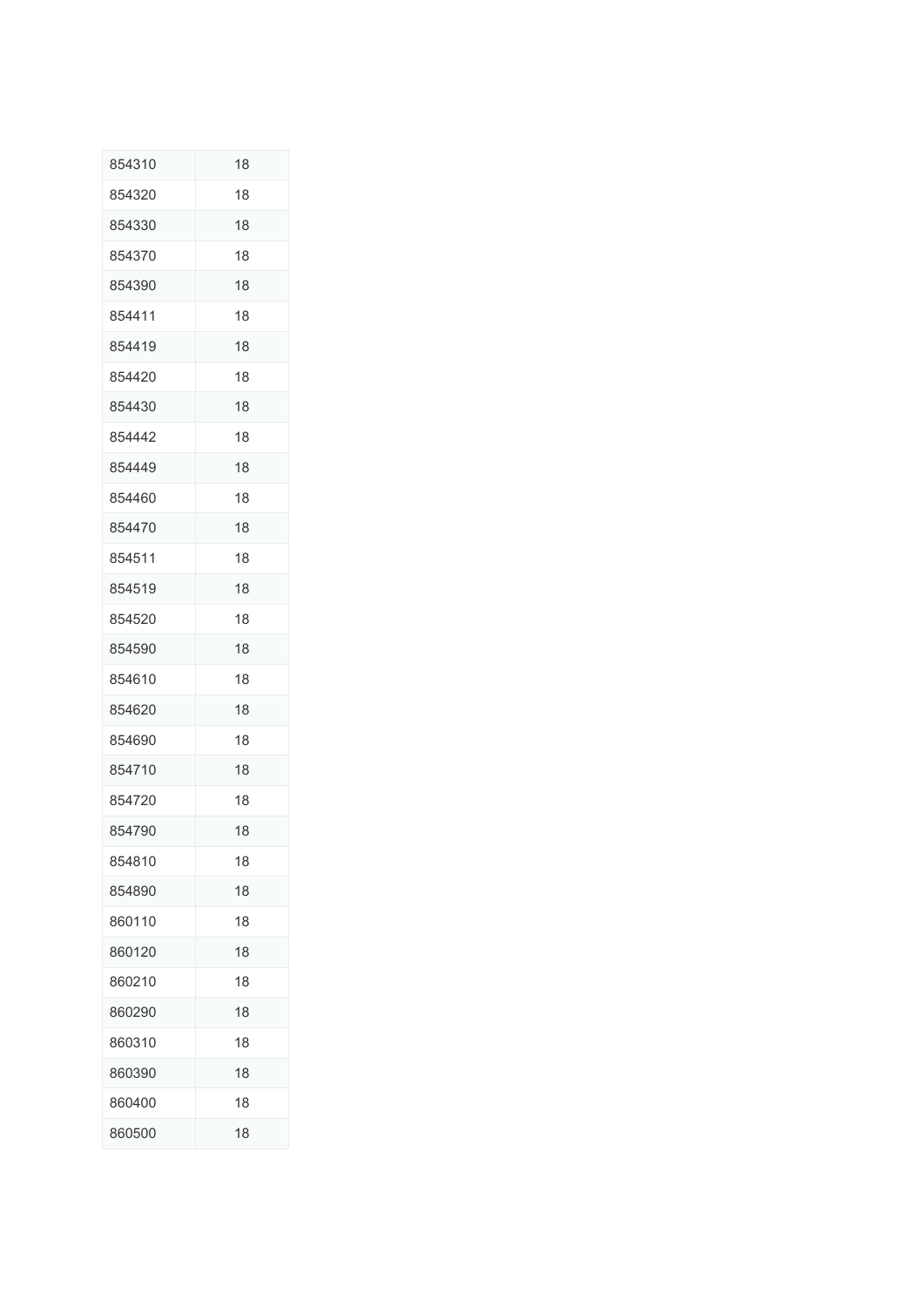| 854310 | 18 |
|---|---|
| 854320 | 18 |
| 854330 | 18 |
| 854370 | 18 |
| 854390 | 18 |
| 854411 | 18 |
| 854419 | 18 |
| 854420 | 18 |
| 854430 | 18 |
| 854442 | 18 |
| 854449 | 18 |
| 854460 | 18 |
| 854470 | 18 |
| 854511 | 18 |
| 854519 | 18 |
| 854520 | 18 |
| 854590 | 18 |
| 854610 | 18 |
| 854620 | 18 |
| 854690 | 18 |
| 854710 | 18 |
| 854720 | 18 |
| 854790 | 18 |
| 854810 | 18 |
| 854890 | 18 |
| 860110 | 18 |
| 860120 | 18 |
| 860210 | 18 |
| 860290 | 18 |
| 860310 | 18 |
| 860390 | 18 |
| 860400 | 18 |
| 860500 | 18 |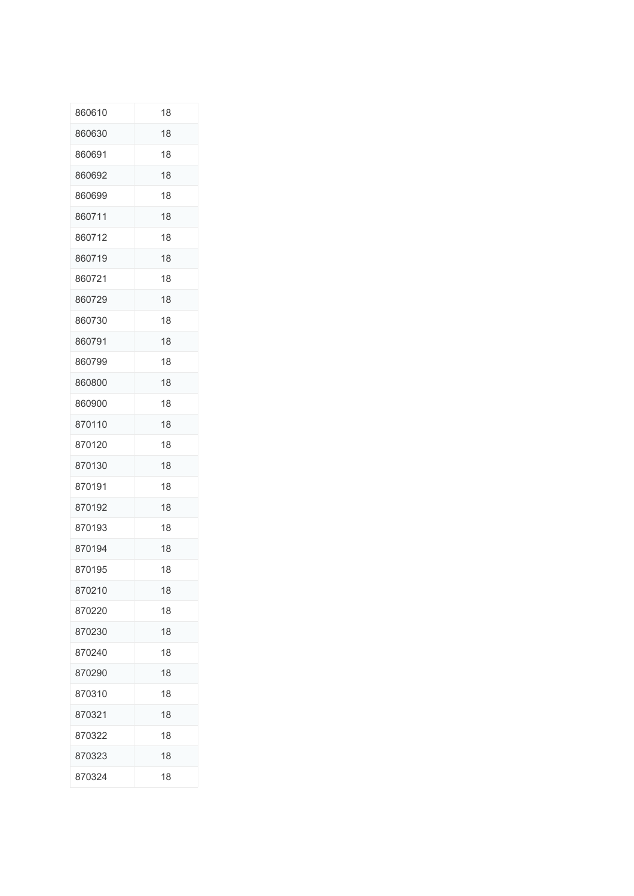| | |
|---|---|
| 860610 | 18 |
| 860630 | 18 |
| 860691 | 18 |
| 860692 | 18 |
| 860699 | 18 |
| 860711 | 18 |
| 860712 | 18 |
| 860719 | 18 |
| 860721 | 18 |
| 860729 | 18 |
| 860730 | 18 |
| 860791 | 18 |
| 860799 | 18 |
| 860800 | 18 |
| 860900 | 18 |
| 870110 | 18 |
| 870120 | 18 |
| 870130 | 18 |
| 870191 | 18 |
| 870192 | 18 |
| 870193 | 18 |
| 870194 | 18 |
| 870195 | 18 |
| 870210 | 18 |
| 870220 | 18 |
| 870230 | 18 |
| 870240 | 18 |
| 870290 | 18 |
| 870310 | 18 |
| 870321 | 18 |
| 870322 | 18 |
| 870323 | 18 |
| 870324 | 18 |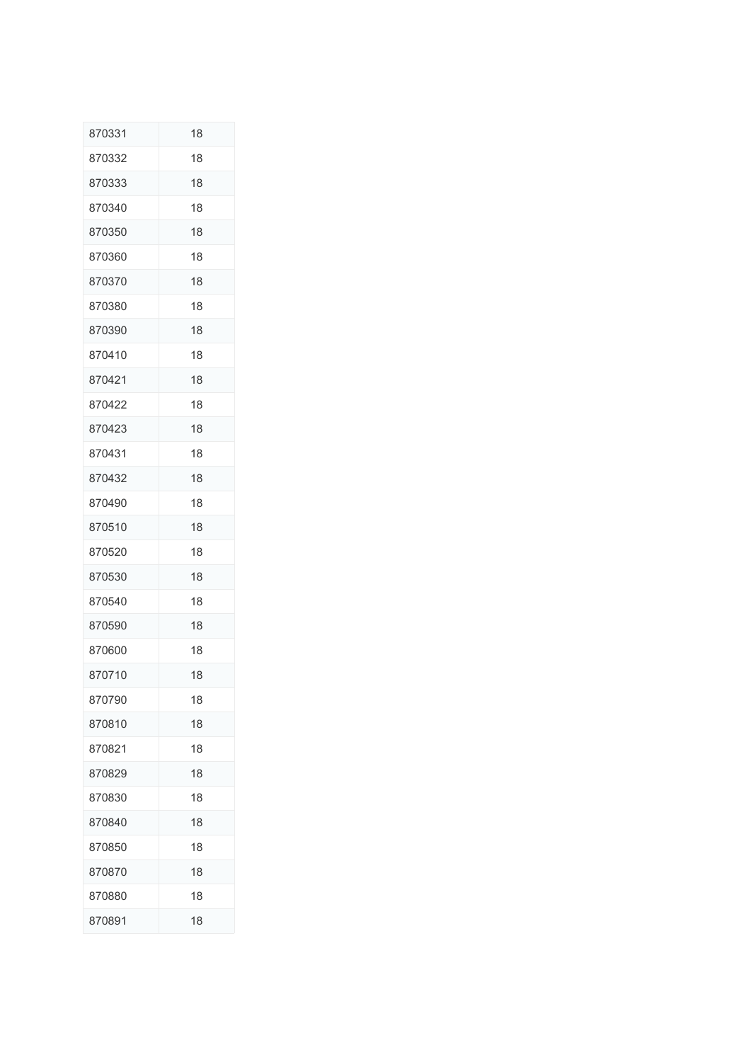| | |
|---|---|
| 870331 | 18 |
| 870332 | 18 |
| 870333 | 18 |
| 870340 | 18 |
| 870350 | 18 |
| 870360 | 18 |
| 870370 | 18 |
| 870380 | 18 |
| 870390 | 18 |
| 870410 | 18 |
| 870421 | 18 |
| 870422 | 18 |
| 870423 | 18 |
| 870431 | 18 |
| 870432 | 18 |
| 870490 | 18 |
| 870510 | 18 |
| 870520 | 18 |
| 870530 | 18 |
| 870540 | 18 |
| 870590 | 18 |
| 870600 | 18 |
| 870710 | 18 |
| 870790 | 18 |
| 870810 | 18 |
| 870821 | 18 |
| 870829 | 18 |
| 870830 | 18 |
| 870840 | 18 |
| 870850 | 18 |
| 870870 | 18 |
| 870880 | 18 |
| 870891 | 18 |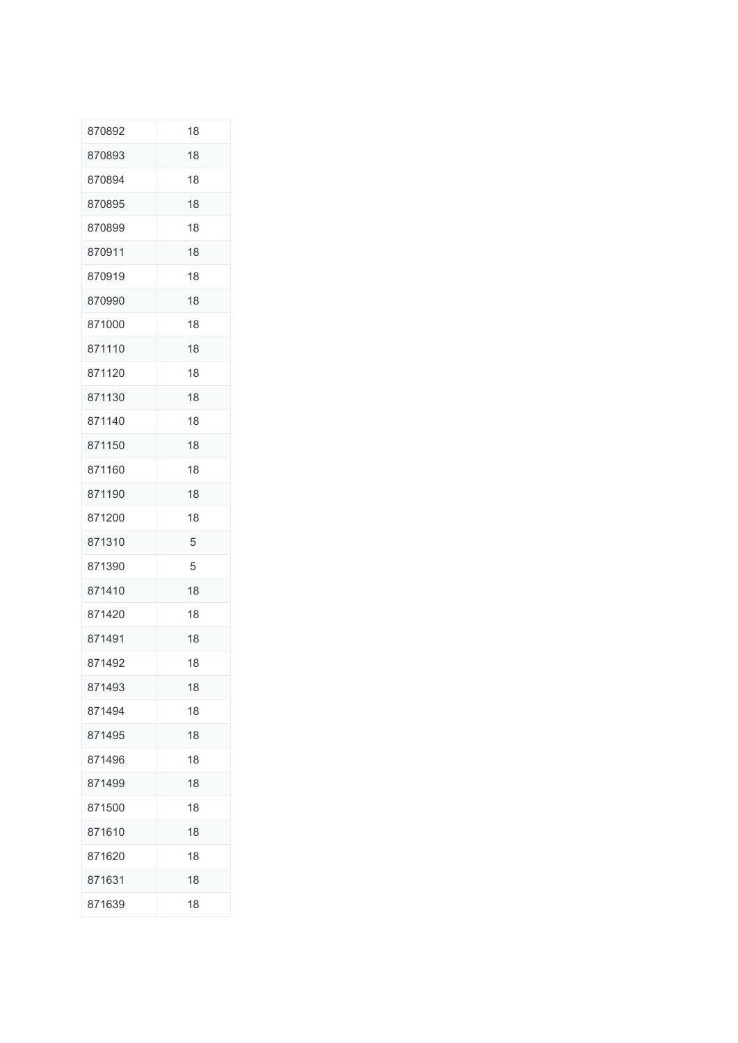| 870892 | 18 |
|---|---|
| 870893 | 18 |
| 870894 | 18 |
| 870895 | 18 |
| 870899 | 18 |
| 870911 | 18 |
| 870919 | 18 |
| 870990 | 18 |
| 871000 | 18 |
| 871110 | 18 |
| 871120 | 18 |
| 871130 | 18 |
| 871140 | 18 |
| 871150 | 18 |
| 871160 | 18 |
| 871190 | 18 |
| 871200 | 18 |
| 871310 | 5 |
| 871390 | 5 |
| 871410 | 18 |
| 871420 | 18 |
| 871491 | 18 |
| 871492 | 18 |
| 871493 | 18 |
| 871494 | 18 |
| 871495 | 18 |
| 871496 | 18 |
| 871499 | 18 |
| 871500 | 18 |
| 871610 | 18 |
| 871620 | 18 |
| 871631 | 18 |
| 871639 | 18 |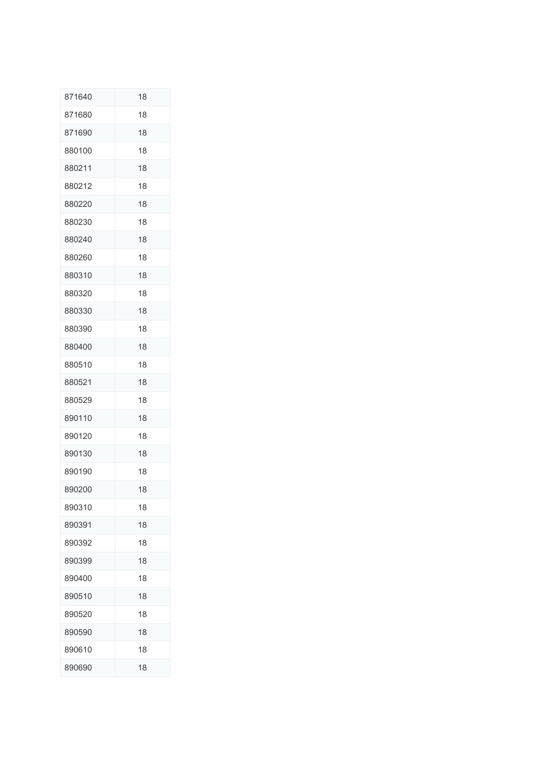| | |
|---|---|
| 871640 | 18 |
| 871680 | 18 |
| 871690 | 18 |
| 880100 | 18 |
| 880211 | 18 |
| 880212 | 18 |
| 880220 | 18 |
| 880230 | 18 |
| 880240 | 18 |
| 880260 | 18 |
| 880310 | 18 |
| 880320 | 18 |
| 880330 | 18 |
| 880390 | 18 |
| 880400 | 18 |
| 880510 | 18 |
| 880521 | 18 |
| 880529 | 18 |
| 890110 | 18 |
| 890120 | 18 |
| 890130 | 18 |
| 890190 | 18 |
| 890200 | 18 |
| 890310 | 18 |
| 890391 | 18 |
| 890392 | 18 |
| 890399 | 18 |
| 890400 | 18 |
| 890510 | 18 |
| 890520 | 18 |
| 890590 | 18 |
| 890610 | 18 |
| 890690 | 18 |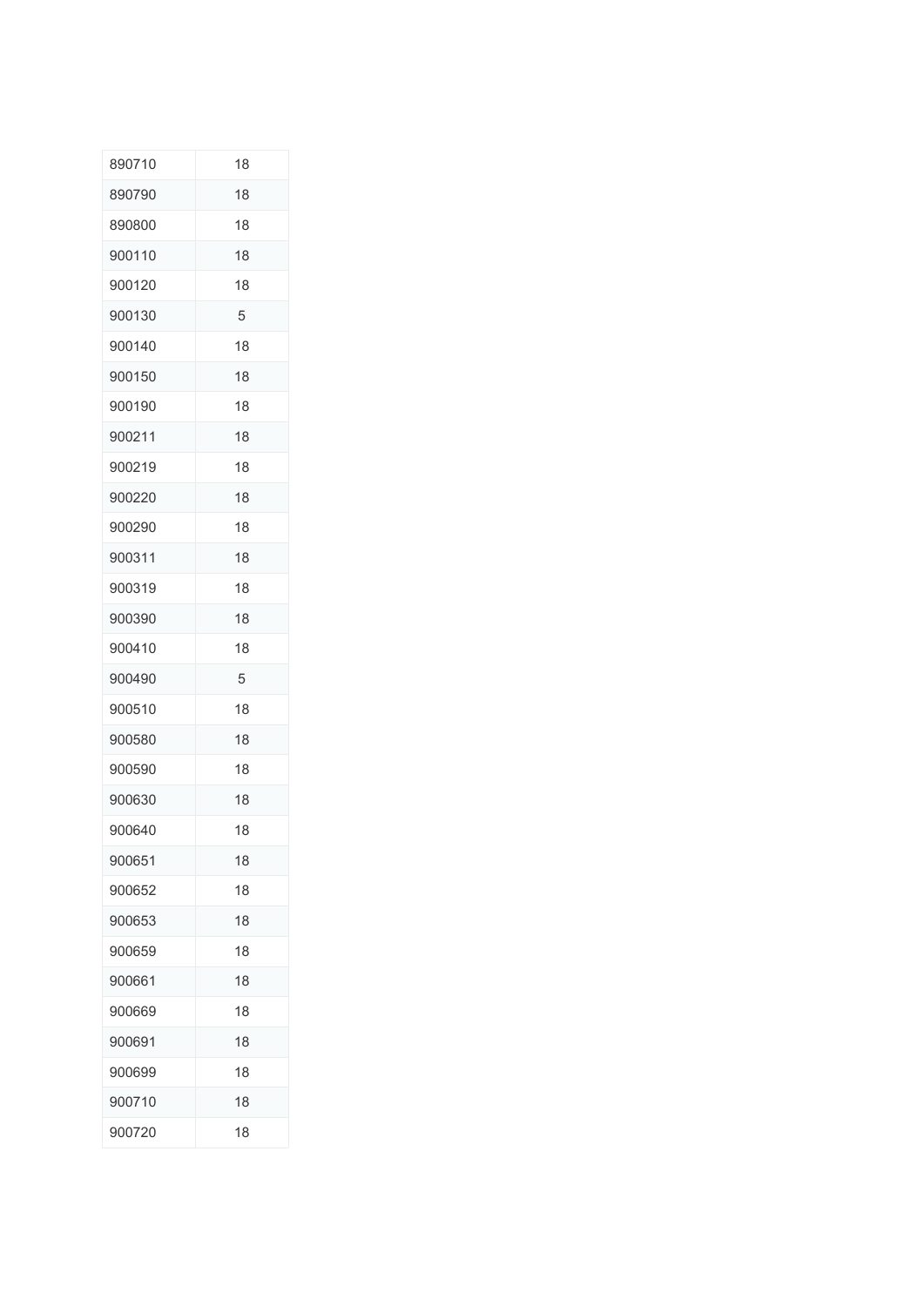| | |
|---|---|
| 890710 | 18 |
| 890790 | 18 |
| 890800 | 18 |
| 900110 | 18 |
| 900120 | 18 |
| 900130 | 5 |
| 900140 | 18 |
| 900150 | 18 |
| 900190 | 18 |
| 900211 | 18 |
| 900219 | 18 |
| 900220 | 18 |
| 900290 | 18 |
| 900311 | 18 |
| 900319 | 18 |
| 900390 | 18 |
| 900410 | 18 |
| 900490 | 5 |
| 900510 | 18 |
| 900580 | 18 |
| 900590 | 18 |
| 900630 | 18 |
| 900640 | 18 |
| 900651 | 18 |
| 900652 | 18 |
| 900653 | 18 |
| 900659 | 18 |
| 900661 | 18 |
| 900669 | 18 |
| 900691 | 18 |
| 900699 | 18 |
| 900710 | 18 |
| 900720 | 18 |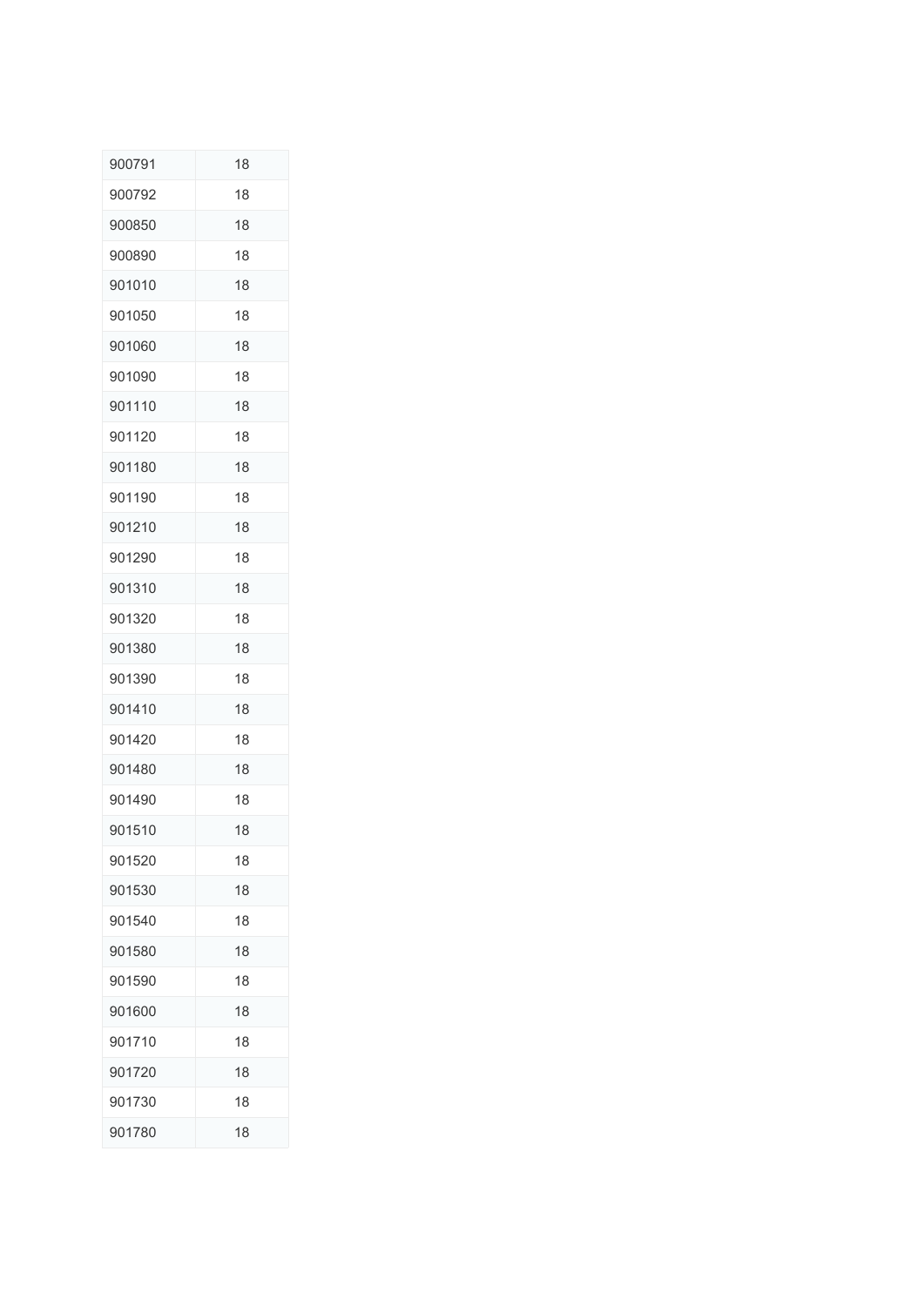| | |
|---|---|
| 900791 | 18 |
| 900792 | 18 |
| 900850 | 18 |
| 900890 | 18 |
| 901010 | 18 |
| 901050 | 18 |
| 901060 | 18 |
| 901090 | 18 |
| 901110 | 18 |
| 901120 | 18 |
| 901180 | 18 |
| 901190 | 18 |
| 901210 | 18 |
| 901290 | 18 |
| 901310 | 18 |
| 901320 | 18 |
| 901380 | 18 |
| 901390 | 18 |
| 901410 | 18 |
| 901420 | 18 |
| 901480 | 18 |
| 901490 | 18 |
| 901510 | 18 |
| 901520 | 18 |
| 901530 | 18 |
| 901540 | 18 |
| 901580 | 18 |
| 901590 | 18 |
| 901600 | 18 |
| 901710 | 18 |
| 901720 | 18 |
| 901730 | 18 |
| 901780 | 18 |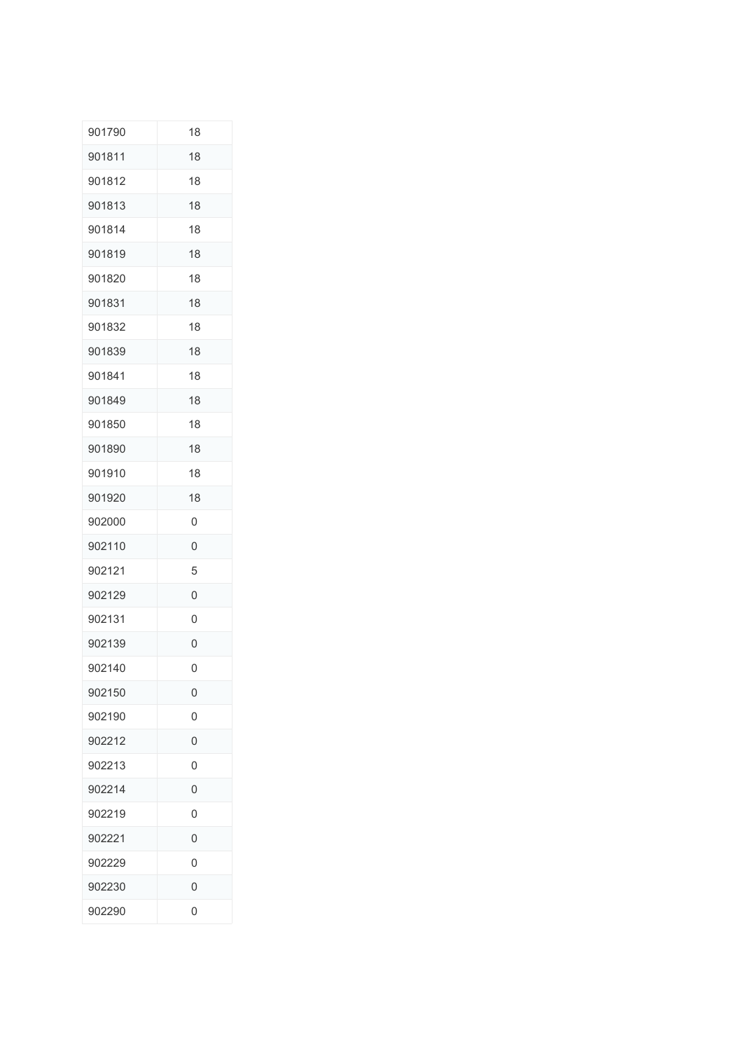| | |
|---|---|
| 901790 | 18 |
| 901811 | 18 |
| 901812 | 18 |
| 901813 | 18 |
| 901814 | 18 |
| 901819 | 18 |
| 901820 | 18 |
| 901831 | 18 |
| 901832 | 18 |
| 901839 | 18 |
| 901841 | 18 |
| 901849 | 18 |
| 901850 | 18 |
| 901890 | 18 |
| 901910 | 18 |
| 901920 | 18 |
| 902000 | 0 |
| 902110 | 0 |
| 902121 | 5 |
| 902129 | 0 |
| 902131 | 0 |
| 902139 | 0 |
| 902140 | 0 |
| 902150 | 0 |
| 902190 | 0 |
| 902212 | 0 |
| 902213 | 0 |
| 902214 | 0 |
| 902219 | 0 |
| 902221 | 0 |
| 902229 | 0 |
| 902230 | 0 |
| 902290 | 0 |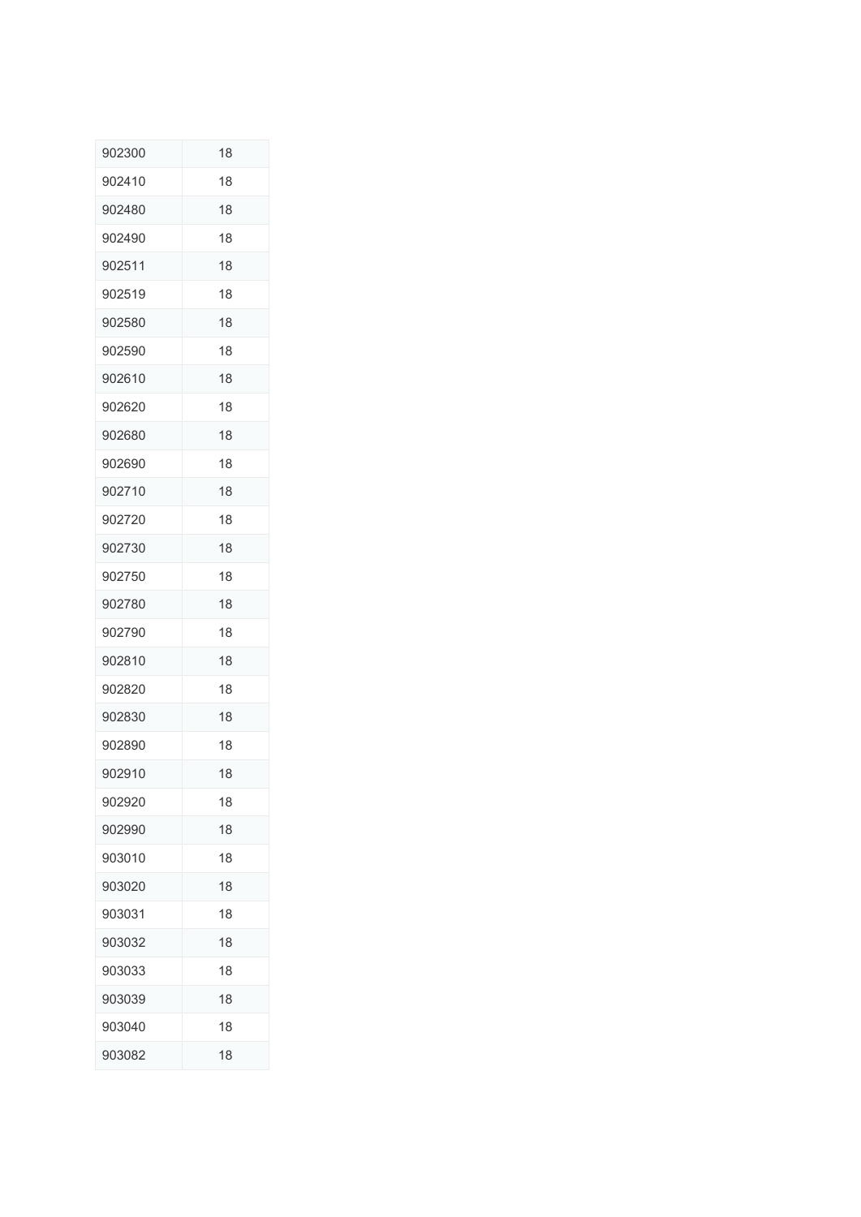| | |
|---|---|
| 902300 | 18 |
| 902410 | 18 |
| 902480 | 18 |
| 902490 | 18 |
| 902511 | 18 |
| 902519 | 18 |
| 902580 | 18 |
| 902590 | 18 |
| 902610 | 18 |
| 902620 | 18 |
| 902680 | 18 |
| 902690 | 18 |
| 902710 | 18 |
| 902720 | 18 |
| 902730 | 18 |
| 902750 | 18 |
| 902780 | 18 |
| 902790 | 18 |
| 902810 | 18 |
| 902820 | 18 |
| 902830 | 18 |
| 902890 | 18 |
| 902910 | 18 |
| 902920 | 18 |
| 902990 | 18 |
| 903010 | 18 |
| 903020 | 18 |
| 903031 | 18 |
| 903032 | 18 |
| 903033 | 18 |
| 903039 | 18 |
| 903040 | 18 |
| 903082 | 18 |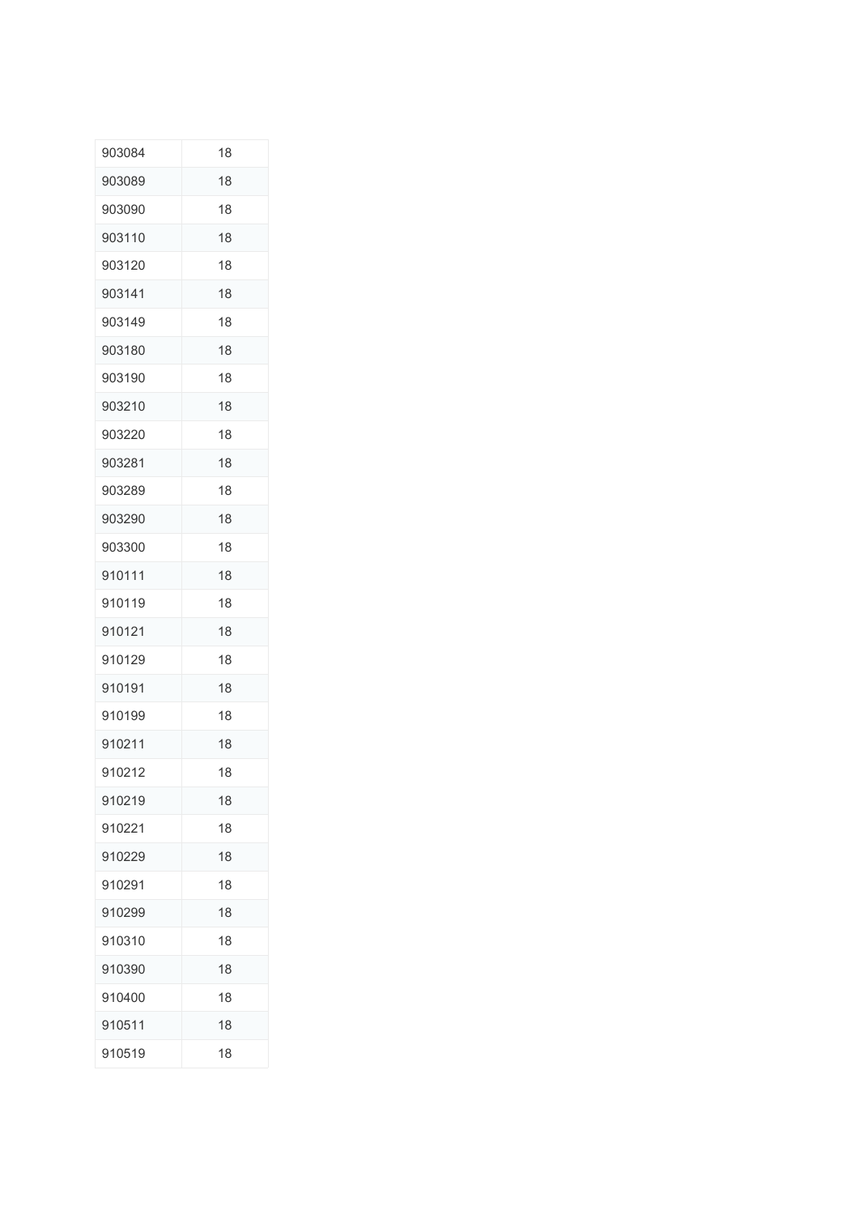| | |
|---|---|
| 903084 | 18 |
| 903089 | 18 |
| 903090 | 18 |
| 903110 | 18 |
| 903120 | 18 |
| 903141 | 18 |
| 903149 | 18 |
| 903180 | 18 |
| 903190 | 18 |
| 903210 | 18 |
| 903220 | 18 |
| 903281 | 18 |
| 903289 | 18 |
| 903290 | 18 |
| 903300 | 18 |
| 910111 | 18 |
| 910119 | 18 |
| 910121 | 18 |
| 910129 | 18 |
| 910191 | 18 |
| 910199 | 18 |
| 910211 | 18 |
| 910212 | 18 |
| 910219 | 18 |
| 910221 | 18 |
| 910229 | 18 |
| 910291 | 18 |
| 910299 | 18 |
| 910310 | 18 |
| 910390 | 18 |
| 910400 | 18 |
| 910511 | 18 |
| 910519 | 18 |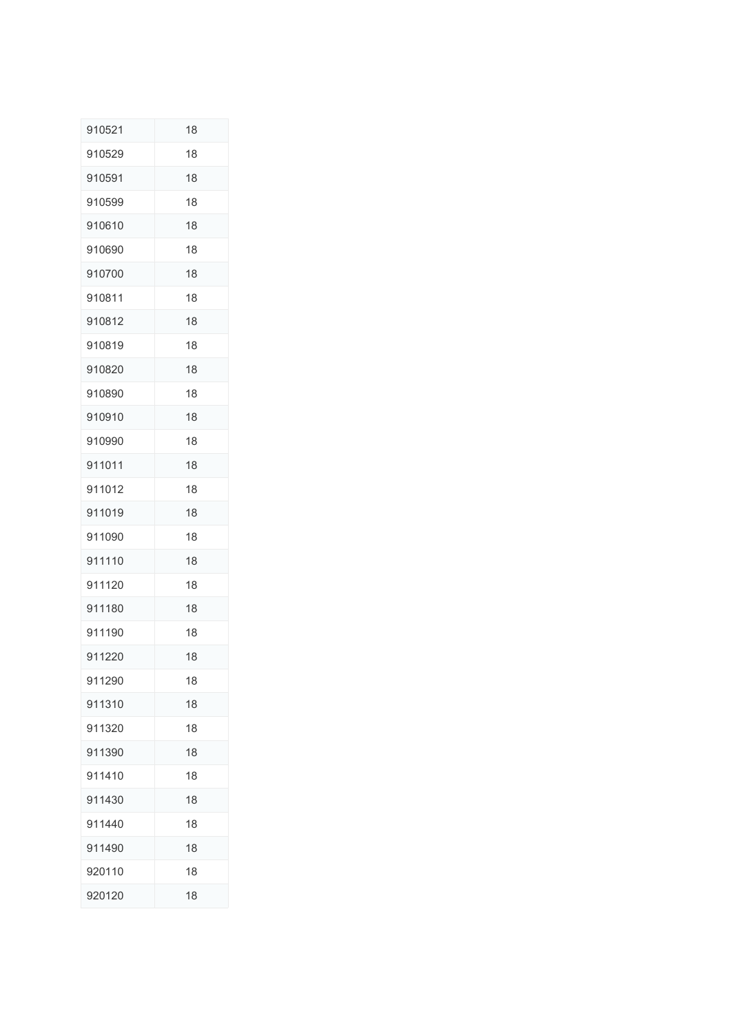| | |
|---|---|
| 910521 | 18 |
| 910529 | 18 |
| 910591 | 18 |
| 910599 | 18 |
| 910610 | 18 |
| 910690 | 18 |
| 910700 | 18 |
| 910811 | 18 |
| 910812 | 18 |
| 910819 | 18 |
| 910820 | 18 |
| 910890 | 18 |
| 910910 | 18 |
| 910990 | 18 |
| 911011 | 18 |
| 911012 | 18 |
| 911019 | 18 |
| 911090 | 18 |
| 911110 | 18 |
| 911120 | 18 |
| 911180 | 18 |
| 911190 | 18 |
| 911220 | 18 |
| 911290 | 18 |
| 911310 | 18 |
| 911320 | 18 |
| 911390 | 18 |
| 911410 | 18 |
| 911430 | 18 |
| 911440 | 18 |
| 911490 | 18 |
| 920110 | 18 |
| 920120 | 18 |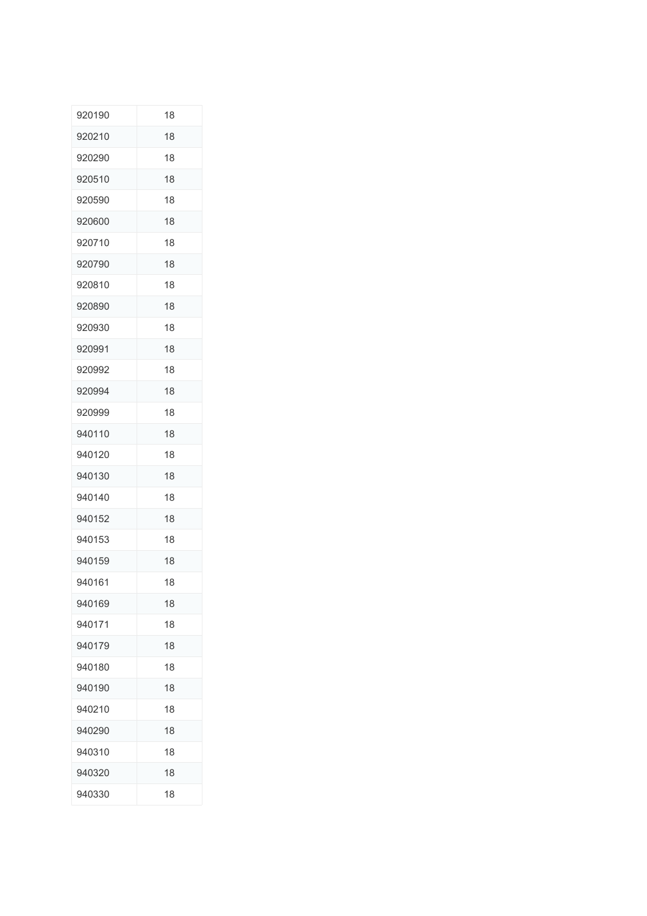| 920190 | 18 |
|---|---|
| 920210 | 18 |
| 920290 | 18 |
| 920510 | 18 |
| 920590 | 18 |
| 920600 | 18 |
| 920710 | 18 |
| 920790 | 18 |
| 920810 | 18 |
| 920890 | 18 |
| 920930 | 18 |
| 920991 | 18 |
| 920992 | 18 |
| 920994 | 18 |
| 920999 | 18 |
| 940110 | 18 |
| 940120 | 18 |
| 940130 | 18 |
| 940140 | 18 |
| 940152 | 18 |
| 940153 | 18 |
| 940159 | 18 |
| 940161 | 18 |
| 940169 | 18 |
| 940171 | 18 |
| 940179 | 18 |
| 940180 | 18 |
| 940190 | 18 |
| 940210 | 18 |
| 940290 | 18 |
| 940310 | 18 |
| 940320 | 18 |
| 940330 | 18 |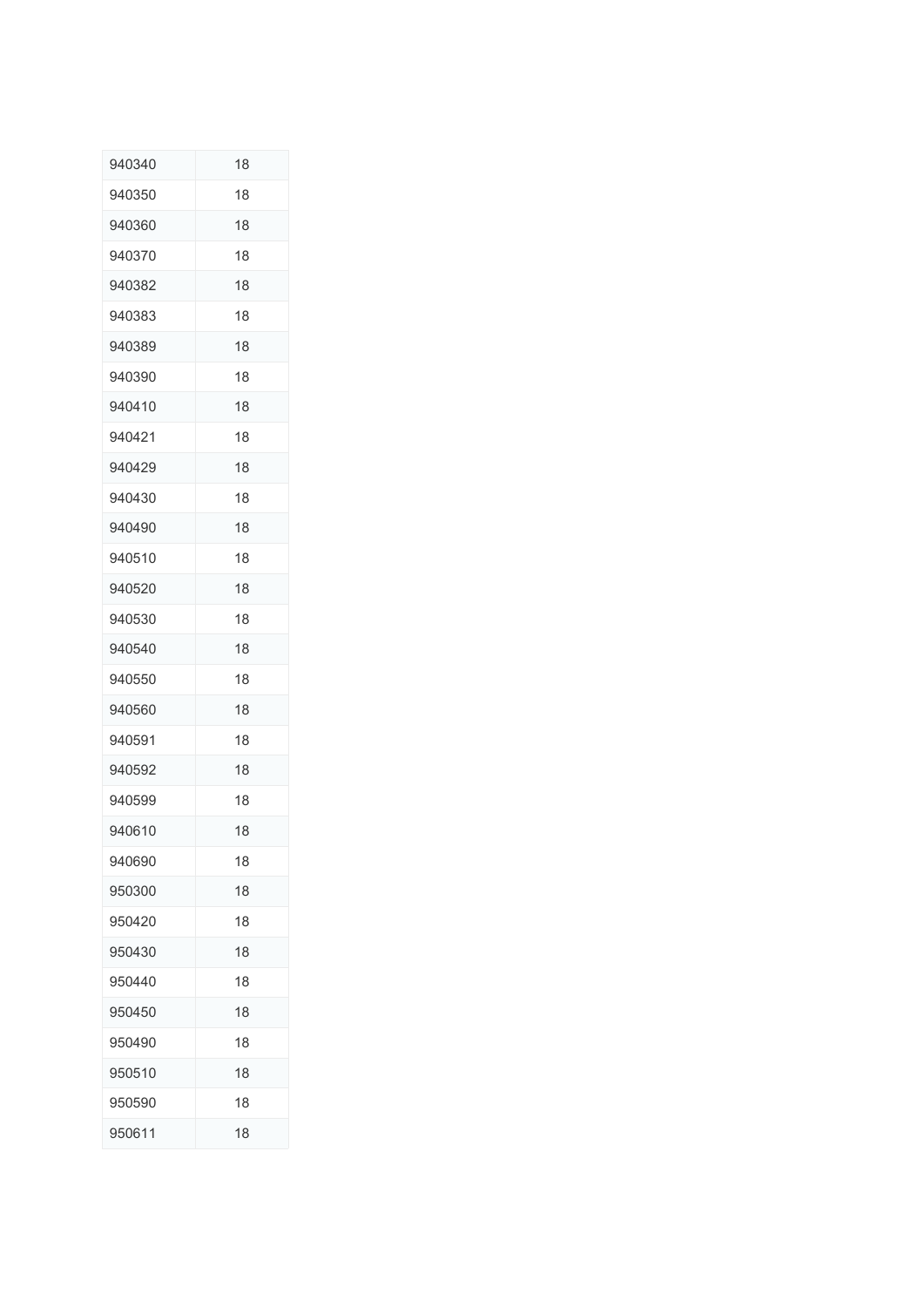| | |
|---|---|
| 940340 | 18 |
| 940350 | 18 |
| 940360 | 18 |
| 940370 | 18 |
| 940382 | 18 |
| 940383 | 18 |
| 940389 | 18 |
| 940390 | 18 |
| 940410 | 18 |
| 940421 | 18 |
| 940429 | 18 |
| 940430 | 18 |
| 940490 | 18 |
| 940510 | 18 |
| 940520 | 18 |
| 940530 | 18 |
| 940540 | 18 |
| 940550 | 18 |
| 940560 | 18 |
| 940591 | 18 |
| 940592 | 18 |
| 940599 | 18 |
| 940610 | 18 |
| 940690 | 18 |
| 950300 | 18 |
| 950420 | 18 |
| 950430 | 18 |
| 950440 | 18 |
| 950450 | 18 |
| 950490 | 18 |
| 950510 | 18 |
| 950590 | 18 |
| 950611 | 18 |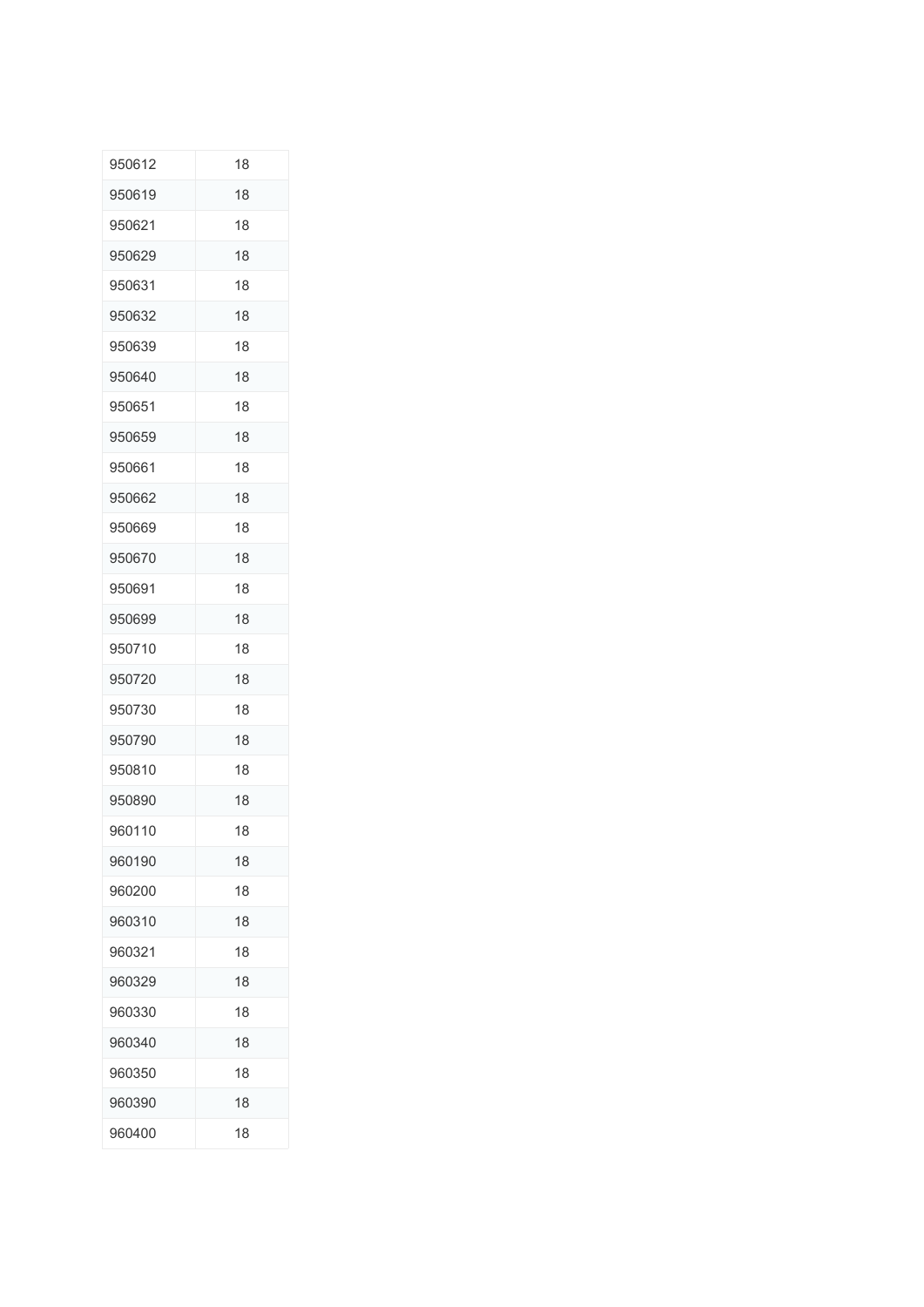| | |
|---|---|
| 950612 | 18 |
| 950619 | 18 |
| 950621 | 18 |
| 950629 | 18 |
| 950631 | 18 |
| 950632 | 18 |
| 950639 | 18 |
| 950640 | 18 |
| 950651 | 18 |
| 950659 | 18 |
| 950661 | 18 |
| 950662 | 18 |
| 950669 | 18 |
| 950670 | 18 |
| 950691 | 18 |
| 950699 | 18 |
| 950710 | 18 |
| 950720 | 18 |
| 950730 | 18 |
| 950790 | 18 |
| 950810 | 18 |
| 950890 | 18 |
| 960110 | 18 |
| 960190 | 18 |
| 960200 | 18 |
| 960310 | 18 |
| 960321 | 18 |
| 960329 | 18 |
| 960330 | 18 |
| 960340 | 18 |
| 960350 | 18 |
| 960390 | 18 |
| 960400 | 18 |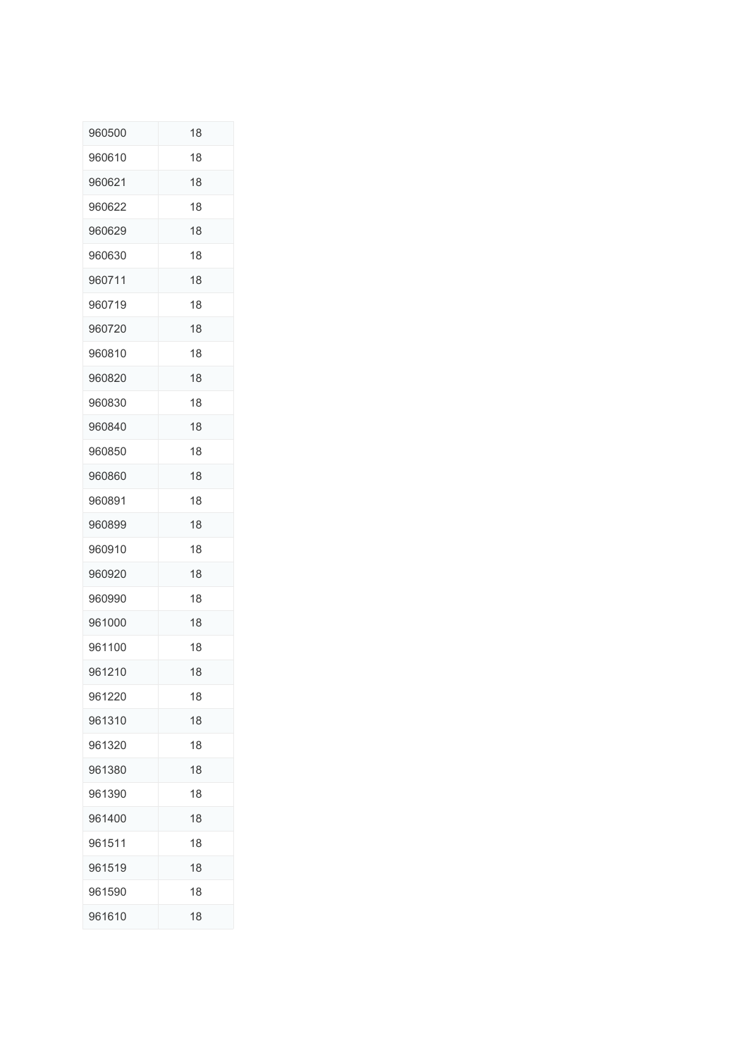| 960500 | 18 |
| --- | --- |
| 960610 | 18 |
| 960621 | 18 |
| 960622 | 18 |
| 960629 | 18 |
| 960630 | 18 |
| 960711 | 18 |
| 960719 | 18 |
| 960720 | 18 |
| 960810 | 18 |
| 960820 | 18 |
| 960830 | 18 |
| 960840 | 18 |
| 960850 | 18 |
| 960860 | 18 |
| 960891 | 18 |
| 960899 | 18 |
| 960910 | 18 |
| 960920 | 18 |
| 960990 | 18 |
| 961000 | 18 |
| 961100 | 18 |
| 961210 | 18 |
| 961220 | 18 |
| 961310 | 18 |
| 961320 | 18 |
| 961380 | 18 |
| 961390 | 18 |
| 961400 | 18 |
| 961511 | 18 |
| 961519 | 18 |
| 961590 | 18 |
| 961610 | 18 |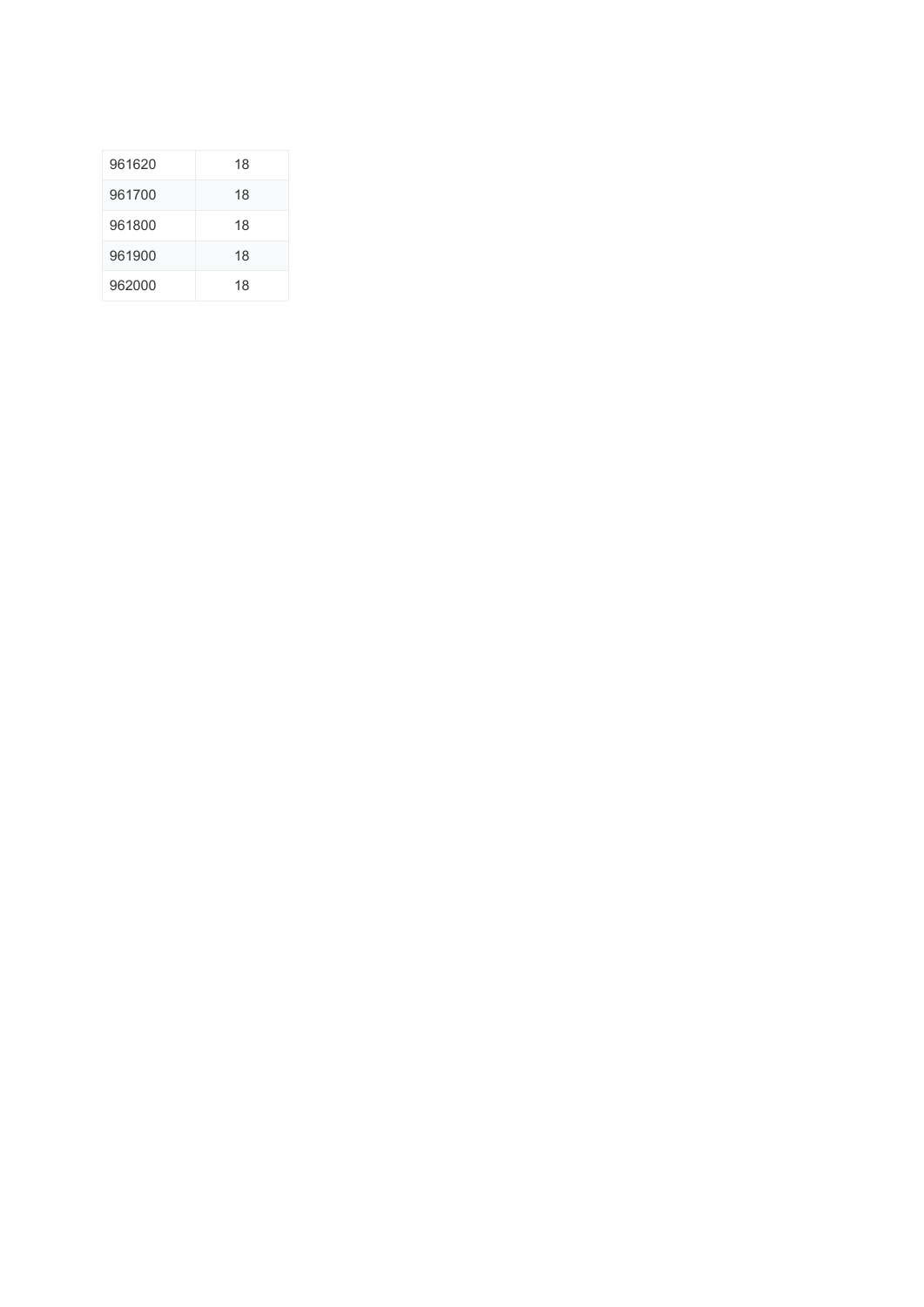| 961620 | 18 |
| --- | --- |
| 961700 | 18 |
| 961800 | 18 |
| 961900 | 18 |
| 962000 | 18 |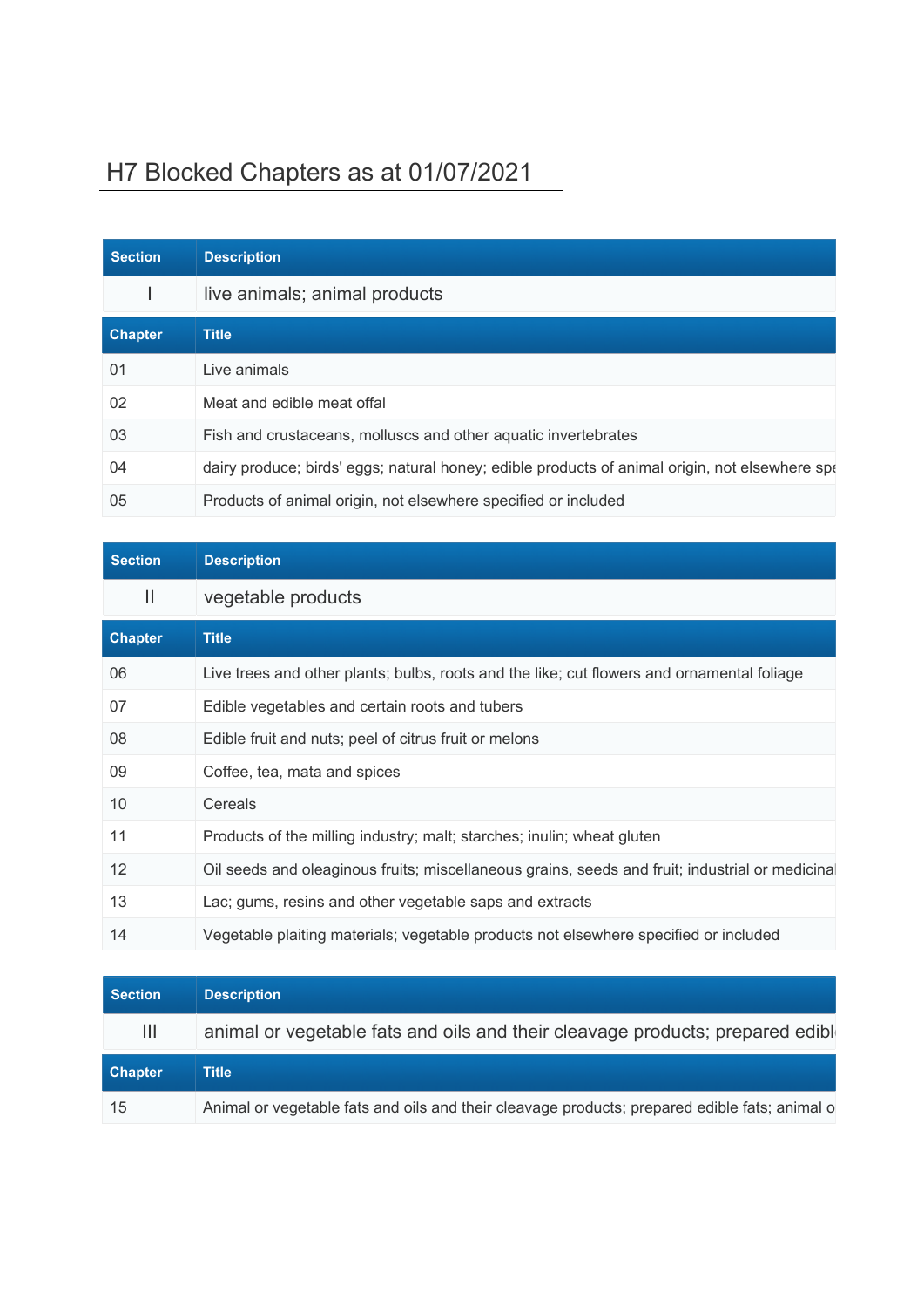# H7 Blocked Chapters as at 01/07/2021

| Section | Description |
|---|---|
| I | live animals; animal products |

| Chapter | Title |
|---|---|
| 01 | Live animals |
| 02 | Meat and edible meat offal |
| 03 | Fish and crustaceans, molluscs and other aquatic invertebrates |
| 04 | dairy produce; birds' eggs; natural honey; edible products of animal origin, not elsewhere spe |
| 05 | Products of animal origin, not elsewhere specified or included |

| Section | Description |
|---|---|
| II | vegetable products |

| Chapter | Title |
|---|---|
| 06 | Live trees and other plants; bulbs, roots and the like; cut flowers and ornamental foliage |
| 07 | Edible vegetables and certain roots and tubers |
| 08 | Edible fruit and nuts; peel of citrus fruit or melons |
| 09 | Coffee, tea, mata and spices |
| 10 | Cereals |
| 11 | Products of the milling industry; malt; starches; inulin; wheat gluten |
| 12 | Oil seeds and oleaginous fruits; miscellaneous grains, seeds and fruit; industrial or medicinal |
| 13 | Lac; gums, resins and other vegetable saps and extracts |
| 14 | Vegetable plaiting materials; vegetable products not elsewhere specified or included |

| Section | Description |
|---|---|
| III | animal or vegetable fats and oils and their cleavage products; prepared edibl |

| Chapter | Title |
|---|---|
| 15 | Animal or vegetable fats and oils and their cleavage products; prepared edible fats; animal o |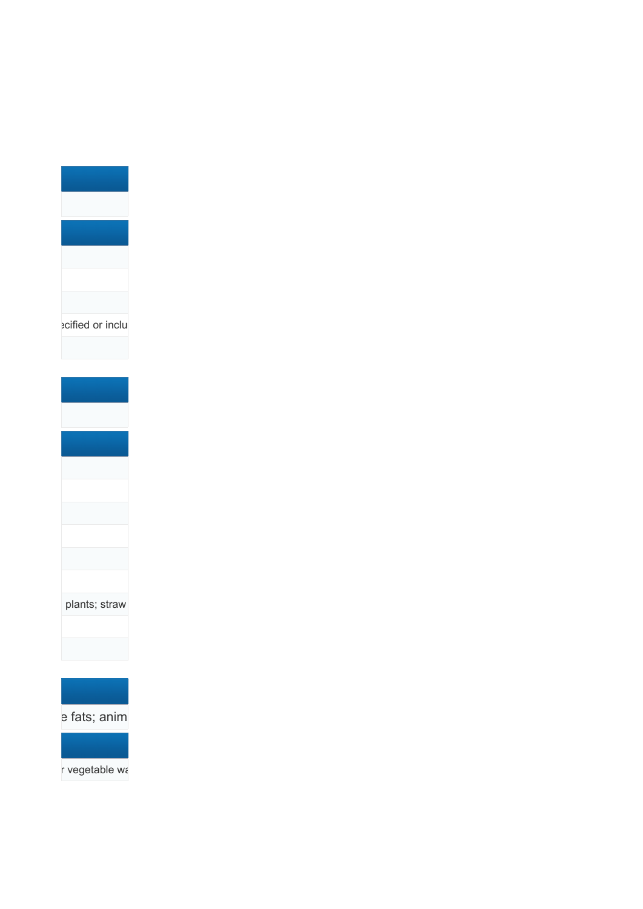ecified or inclu

plants; straw

e fats; anim

r vegetable wa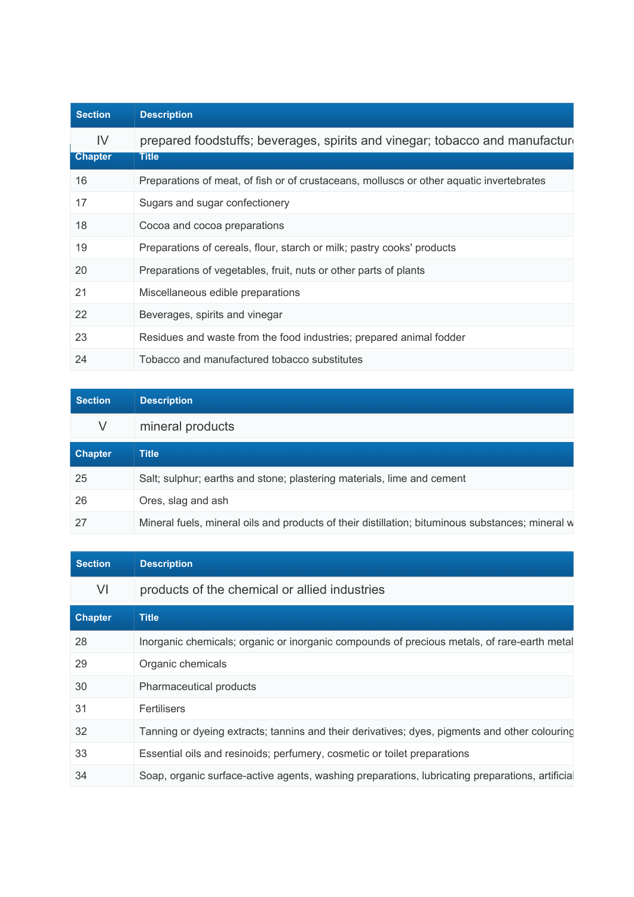| Section | Description |
| --- | --- |
| IV | prepared foodstuffs; beverages, spirits and vinegar; tobacco and manufactur |

| Chapter | Title |
| --- | --- |
| 16 | Preparations of meat, of fish or of crustaceans, molluscs or other aquatic invertebrates |
| 17 | Sugars and sugar confectionery |
| 18 | Cocoa and cocoa preparations |
| 19 | Preparations of cereals, flour, starch or milk; pastry cooks' products |
| 20 | Preparations of vegetables, fruit, nuts or other parts of plants |
| 21 | Miscellaneous edible preparations |
| 22 | Beverages, spirits and vinegar |
| 23 | Residues and waste from the food industries; prepared animal fodder |
| 24 | Tobacco and manufactured tobacco substitutes |

| Section | Description |
| --- | --- |
| V | mineral products |

| Chapter | Title |
| --- | --- |
| 25 | Salt; sulphur; earths and stone; plastering materials, lime and cement |
| 26 | Ores, slag and ash |
| 27 | Mineral fuels, mineral oils and products of their distillation; bituminous substances; mineral w |

| Section | Description |
| --- | --- |
| VI | products of the chemical or allied industries |

| Chapter | Title |
| --- | --- |
| 28 | Inorganic chemicals; organic or inorganic compounds of precious metals, of rare-earth metal |
| 29 | Organic chemicals |
| 30 | Pharmaceutical products |
| 31 | Fertilisers |
| 32 | Tanning or dyeing extracts; tannins and their derivatives; dyes, pigments and other colouring |
| 33 | Essential oils and resinoids; perfumery, cosmetic or toilet preparations |
| 34 | Soap, organic surface-active agents, washing preparations, lubricating preparations, artificial |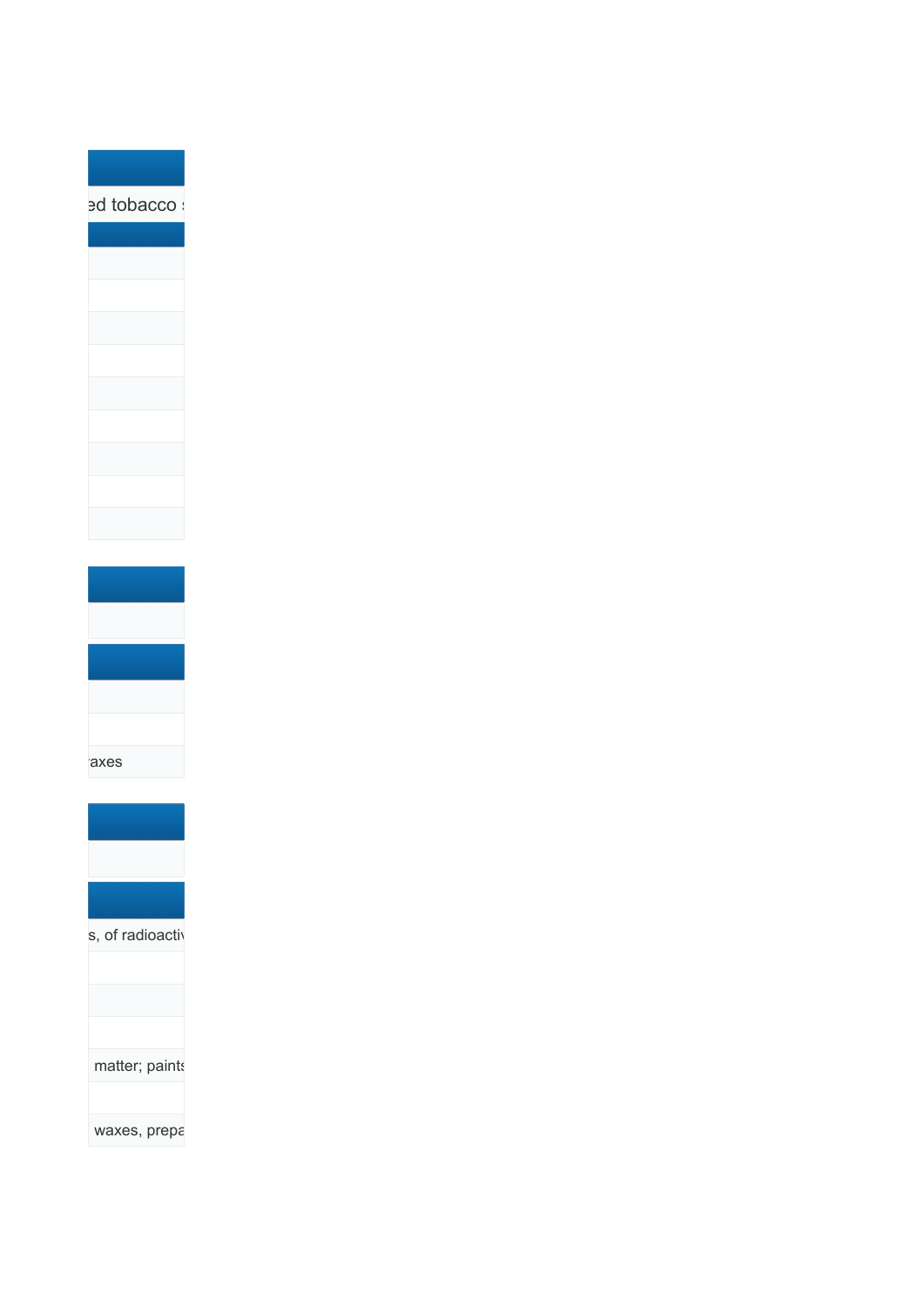| |
|---|
| ed tobacco s |

| |
|---|
| |
| |
| |
| |
| |
| |
| |
| |
| |

| |
|---|
| |

| |
|---|
| |
| |
| axes |

| |
|---|
| |

| |
|---|
| s, of radioactiv |
| |
| |
| |
| matter; paints |
| |
| waxes, prepa |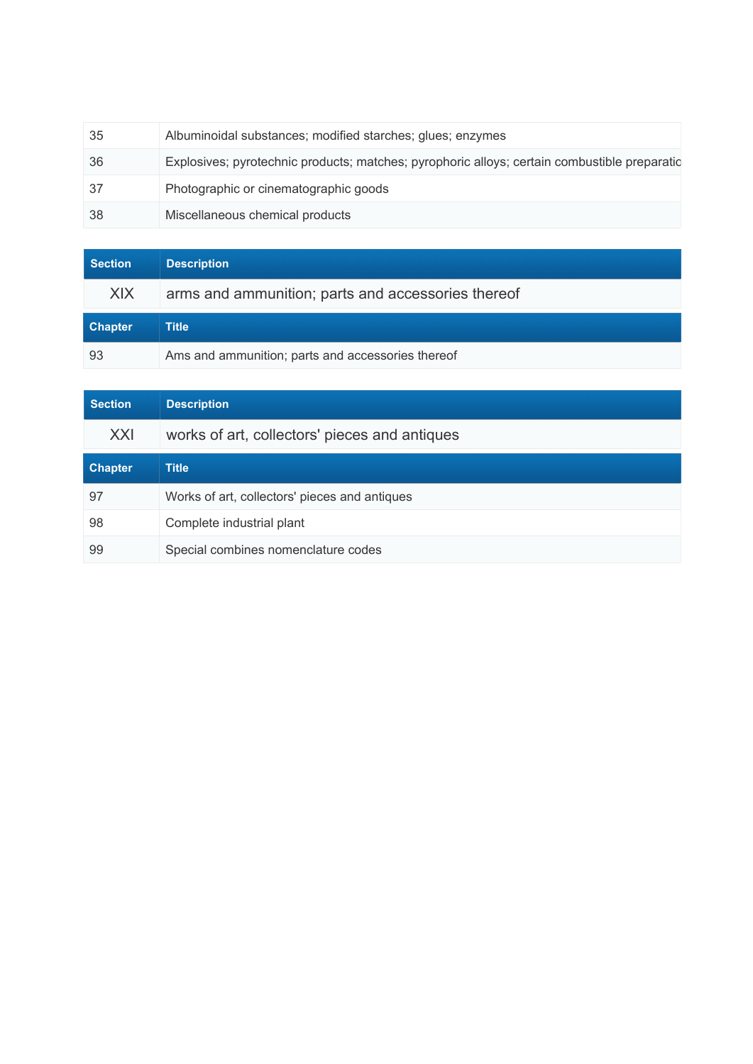| | |
|---|---|
| 35 | Albuminoidal substances; modified starches; glues; enzymes |
| 36 | Explosives; pyrotechnic products; matches; pyrophoric alloys; certain combustible preparatic |
| 37 | Photographic or cinematographic goods |
| 38 | Miscellaneous chemical products |

| Section | Description |
|---|---|
| XIX | arms and ammunition; parts and accessories thereof |

| Chapter | Title |
|---|---|
| 93 | Ams and ammunition; parts and accessories thereof |

| Section | Description |
|---|---|
| XXI | works of art, collectors' pieces and antiques |

| Chapter | Title |
|---|---|
| 97 | Works of art, collectors' pieces and antiques |
| 98 | Complete industrial plant |
| 99 | Special combines nomenclature codes |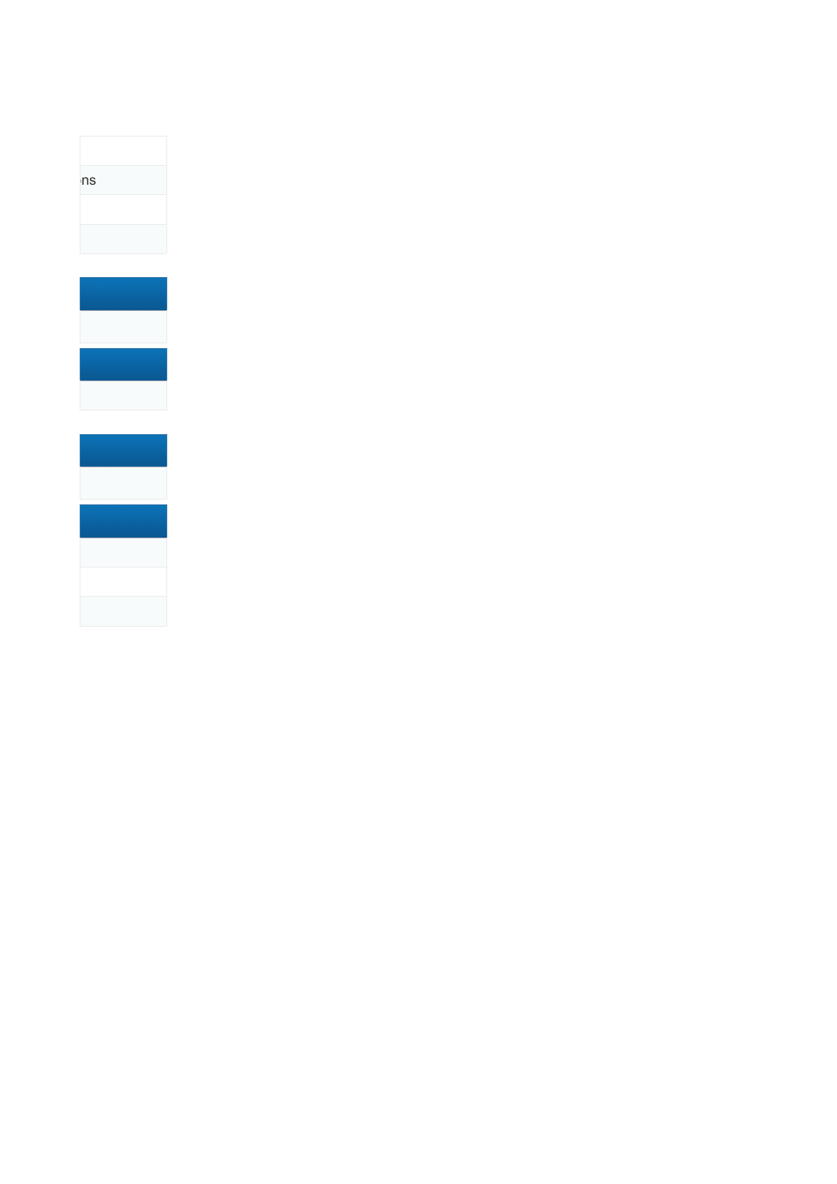ns